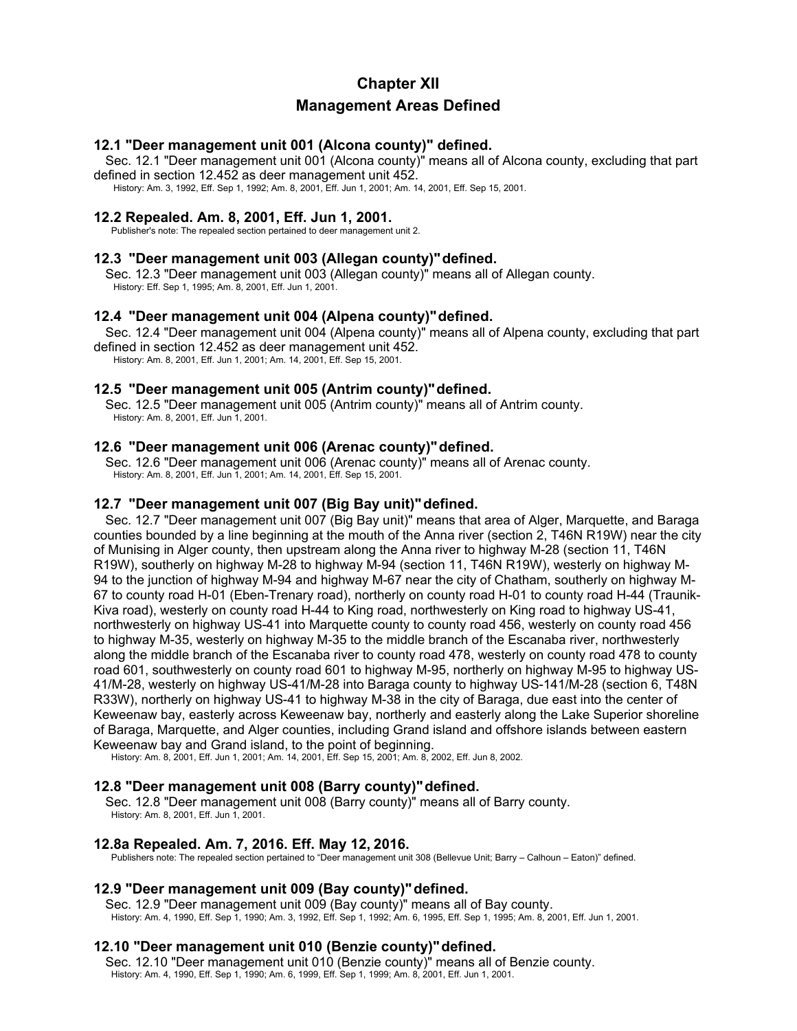# Chapter XII

# Management Areas Defined

### 12.1 "Deer management unit 001 (Alcona county)" defined.

Sec. 12.1 "Deer management unit 001 (Alcona county)" means all of Alcona county, excluding that part defined in section 12.452 as deer management unit 452.

History: Am. 3, 1992, Eff. Sep 1, 1992; Am. 8, 2001, Eff. Jun 1, 2001; Am. 14, 2001, Eff. Sep 15, 2001.

### 12.2 Repealed. Am. 8, 2001, Eff. Jun 1, 2001.

Publisher's note: The repealed section pertained to deer management unit 2.

### 12.3 "Deer management unit 003 (Allegan county)" defined.

Sec. 12.3 "Deer management unit 003 (Allegan county)" means all of Allegan county.

History: Eff. Sep 1, 1995; Am. 8, 2001, Eff. Jun 1, 2001.

### 12.4 "Deer management unit 004 (Alpena county)" defined.

Sec. 12.4 "Deer management unit 004 (Alpena county)" means all of Alpena county, excluding that part defined in section 12.452 as deer management unit 452.

History: Am. 8, 2001, Eff. Jun 1, 2001; Am. 14, 2001, Eff. Sep 15, 2001.

### 12.5 "Deer management unit 005 (Antrim county)" defined.

Sec. 12.5 "Deer management unit 005 (Antrim county)" means all of Antrim county.

History: Am. 8, 2001, Eff. Jun 1, 2001.

### 12.6 "Deer management unit 006 (Arenac county)" defined.

Sec. 12.6 "Deer management unit 006 (Arenac county)" means all of Arenac county.

History: Am. 8, 2001, Eff. Jun 1, 2001; Am. 14, 2001, Eff. Sep 15, 2001.

### 12.7 "Deer management unit 007 (Big Bay unit)" defined.

Sec. 12.7 "Deer management unit 007 (Big Bay unit)" means that area of Alger, Marquette, and Baraga counties bounded by a line beginning at the mouth of the Anna river (section 2, T46N R19W) near the city of Munising in Alger county, then upstream along the Anna river to highway M-28 (section 11, T46N R19W), southerly on highway M-28 to highway M-94 (section 11, T46N R19W), westerly on highway M-94 to the junction of highway M-94 and highway M-67 near the city of Chatham, southerly on highway M-67 to county road H-01 (Eben-Trenary road), northerly on county road H-01 to county road H-44 (Traunik-Kiva road), westerly on county road H-44 to King road, northwesterly on King road to highway US-41, northwesterly on highway US-41 into Marquette county to county road 456, westerly on county road 456 to highway M-35, westerly on highway M-35 to the middle branch of the Escanaba river, northwesterly along the middle branch of the Escanaba river to county road 478, westerly on county road 478 to county road 601, southwesterly on county road 601 to highway M-95, northerly on highway M-95 to highway US-41/M-28, westerly on highway US-41/M-28 into Baraga county to highway US-141/M-28 (section 6, T48N R33W), northerly on highway US-41 to highway M-38 in the city of Baraga, due east into the center of Keweenaw bay, easterly across Keweenaw bay, northerly and easterly along the Lake Superior shoreline of Baraga, Marquette, and Alger counties, including Grand island and offshore islands between eastern Keweenaw bay and Grand island, to the point of beginning.

History: Am. 8, 2001, Eff. Jun 1, 2001; Am. 14, 2001, Eff. Sep 15, 2001; Am. 8, 2002, Eff. Jun 8, 2002.

### 12.8 "Deer management unit 008 (Barry county)" defined.

Sec. 12.8 "Deer management unit 008 (Barry county)" means all of Barry county.

History: Am. 8, 2001, Eff. Jun 1, 2001.

### 12.8a Repealed. Am. 7, 2016. Eff. May 12, 2016.

Publishers note: The repealed section pertained to "Deer management unit 308 (Bellevue Unit; Barry – Calhoun – Eaton)" defined.

### 12.9 "Deer management unit 009 (Bay county)" defined.

Sec. 12.9 "Deer management unit 009 (Bay county)" means all of Bay county.

History: Am. 4, 1990, Eff. Sep 1, 1990; Am. 3, 1992, Eff. Sep 1, 1992; Am. 6, 1995, Eff. Sep 1, 1995; Am. 8, 2001, Eff. Jun 1, 2001.

### 12.10 "Deer management unit 010 (Benzie county)" defined.

Sec. 12.10 "Deer management unit 010 (Benzie county)" means all of Benzie county.

History: Am. 4, 1990, Eff. Sep 1, 1990; Am. 6, 1999, Eff. Sep 1, 1999; Am. 8, 2001, Eff. Jun 1, 2001.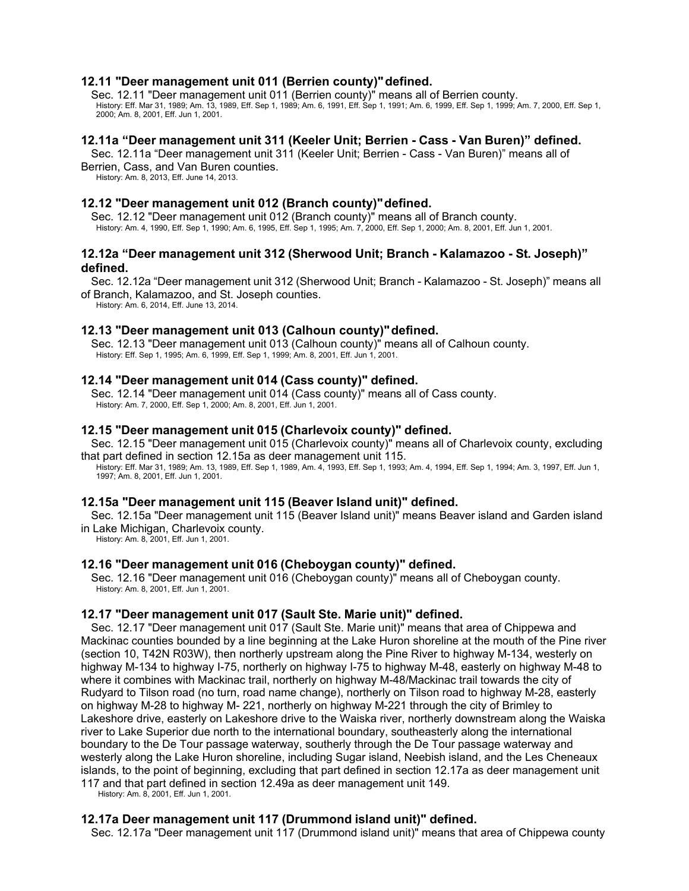### 12.11 "Deer management unit 011 (Berrien county)" defined.

Sec. 12.11 "Deer management unit 011 (Berrien county)" means all of Berrien county.

History: Eff. Mar 31, 1989; Am. 13, 1989, Eff. Sep 1, 1989; Am. 6, 1991, Eff. Sep 1, 1991; Am. 6, 1999, Eff. Sep 1, 1999; Am. 7, 2000, Eff. Sep 1, 2000; Am. 8, 2001, Eff. Jun 1, 2001.

### 12.11a "Deer management unit 311 (Keeler Unit; Berrien - Cass - Van Buren)" defined.

Sec. 12.11a "Deer management unit 311 (Keeler Unit; Berrien - Cass - Van Buren)" means all of Berrien, Cass, and Van Buren counties.

History: Am. 8, 2013, Eff. June 14, 2013.

### 12.12 "Deer management unit 012 (Branch county)" defined.

Sec. 12.12 "Deer management unit 012 (Branch county)" means all of Branch county.

History: Am. 4, 1990, Eff. Sep 1, 1990; Am. 6, 1995, Eff. Sep 1, 1995; Am. 7, 2000, Eff. Sep 1, 2000; Am. 8, 2001, Eff. Jun 1, 2001.

### 12.12a "Deer management unit 312 (Sherwood Unit; Branch - Kalamazoo - St. Joseph)" defined.

Sec. 12.12a "Deer management unit 312 (Sherwood Unit; Branch - Kalamazoo - St. Joseph)" means all of Branch, Kalamazoo, and St. Joseph counties.

History: Am. 6, 2014, Eff. June 13, 2014.

### 12.13 "Deer management unit 013 (Calhoun county)" defined.

Sec. 12.13 "Deer management unit 013 (Calhoun county)" means all of Calhoun county.

History: Eff. Sep 1, 1995; Am. 6, 1999, Eff. Sep 1, 1999; Am. 8, 2001, Eff. Jun 1, 2001.

### 12.14 "Deer management unit 014 (Cass county)" defined.

Sec. 12.14 "Deer management unit 014 (Cass county)" means all of Cass county.

History: Am. 7, 2000, Eff. Sep 1, 2000; Am. 8, 2001, Eff. Jun 1, 2001.

### 12.15 "Deer management unit 015 (Charlevoix county)" defined.

Sec. 12.15 "Deer management unit 015 (Charlevoix county)" means all of Charlevoix county, excluding that part defined in section 12.15a as deer management unit 115.

History: Eff. Mar 31, 1989; Am. 13, 1989, Eff. Sep 1, 1989, Am. 4, 1993, Eff. Sep 1, 1993; Am. 4, 1994, Eff. Sep 1, 1994; Am. 3, 1997, Eff. Jun 1, 1997; Am. 8, 2001, Eff. Jun 1, 2001.

### 12.15a "Deer management unit 115 (Beaver Island unit)" defined.

Sec. 12.15a "Deer management unit 115 (Beaver Island unit)" means Beaver island and Garden island in Lake Michigan, Charlevoix county.

History: Am. 8, 2001, Eff. Jun 1, 2001.

### 12.16 "Deer management unit 016 (Cheboygan county)" defined.

Sec. 12.16 "Deer management unit 016 (Cheboygan county)" means all of Cheboygan county.

History: Am. 8, 2001, Eff. Jun 1, 2001.

### 12.17 "Deer management unit 017 (Sault Ste. Marie unit)" defined.

Sec. 12.17 "Deer management unit 017 (Sault Ste. Marie unit)" means that area of Chippewa and Mackinac counties bounded by a line beginning at the Lake Huron shoreline at the mouth of the Pine river (section 10, T42N R03W), then northerly upstream along the Pine River to highway M-134, westerly on highway M-134 to highway I-75, northerly on highway I-75 to highway M-48, easterly on highway M-48 to where it combines with Mackinac trail, northerly on highway M-48/Mackinac trail towards the city of Rudyard to Tilson road (no turn, road name change), northerly on Tilson road to highway M-28, easterly on highway M-28 to highway M- 221, northerly on highway M-221 through the city of Brimley to Lakeshore drive, easterly on Lakeshore drive to the Waiska river, northerly downstream along the Waiska river to Lake Superior due north to the international boundary, southeasterly along the international boundary to the De Tour passage waterway, southerly through the De Tour passage waterway and westerly along the Lake Huron shoreline, including Sugar island, Neebish island, and the Les Cheneaux islands, to the point of beginning, excluding that part defined in section 12.17a as deer management unit 117 and that part defined in section 12.49a as deer management unit 149.

History: Am. 8, 2001, Eff. Jun 1, 2001.

### 12.17a Deer management unit 117 (Drummond island unit)" defined.

Sec. 12.17a "Deer management unit 117 (Drummond island unit)" means that area of Chippewa county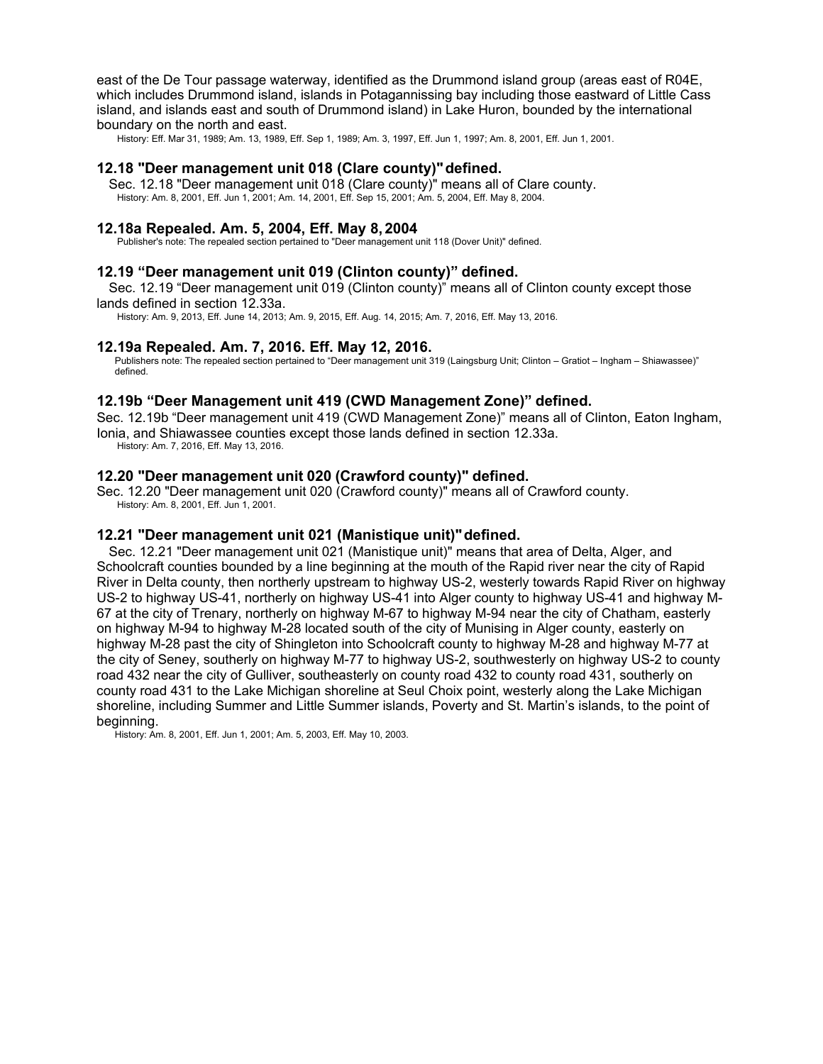east of the De Tour passage waterway, identified as the Drummond island group (areas east of R04E, which includes Drummond island, islands in Potagannissing bay including those eastward of Little Cass island, and islands east and south of Drummond island) in Lake Huron, bounded by the international boundary on the north and east.

History: Eff. Mar 31, 1989; Am. 13, 1989, Eff. Sep 1, 1989; Am. 3, 1997, Eff. Jun 1, 1997; Am. 8, 2001, Eff. Jun 1, 2001.

### 12.18 "Deer management unit 018 (Clare county)" defined.

Sec. 12.18 "Deer management unit 018 (Clare county)" means all of Clare county.

History: Am. 8, 2001, Eff. Jun 1, 2001; Am. 14, 2001, Eff. Sep 15, 2001; Am. 5, 2004, Eff. May 8, 2004.

### 12.18a Repealed. Am. 5, 2004, Eff. May 8, 2004

Publisher's note: The repealed section pertained to "Deer management unit 118 (Dover Unit)" defined.

### 12.19 "Deer management unit 019 (Clinton county)" defined.

Sec. 12.19 "Deer management unit 019 (Clinton county)" means all of Clinton county except those lands defined in section 12.33a.

History: Am. 9, 2013, Eff. June 14, 2013; Am. 9, 2015, Eff. Aug. 14, 2015; Am. 7, 2016, Eff. May 13, 2016.

### 12.19a Repealed. Am. 7, 2016. Eff. May 12, 2016.

Publishers note: The repealed section pertained to "Deer management unit 319 (Laingsburg Unit; Clinton – Gratiot – Ingham – Shiawassee)" defined.

### 12.19b "Deer Management unit 419 (CWD Management Zone)" defined.

Sec. 12.19b "Deer management unit 419 (CWD Management Zone)" means all of Clinton, Eaton Ingham, Ionia, and Shiawassee counties except those lands defined in section 12.33a.

History: Am. 7, 2016, Eff. May 13, 2016.

### 12.20 "Deer management unit 020 (Crawford county)" defined.

Sec. 12.20 "Deer management unit 020 (Crawford county)" means all of Crawford county.

History: Am. 8, 2001, Eff. Jun 1, 2001.

### 12.21 "Deer management unit 021 (Manistique unit)" defined.

Sec. 12.21 "Deer management unit 021 (Manistique unit)" means that area of Delta, Alger, and Schoolcraft counties bounded by a line beginning at the mouth of the Rapid river near the city of Rapid River in Delta county, then northerly upstream to highway US-2, westerly towards Rapid River on highway US-2 to highway US-41, northerly on highway US-41 into Alger county to highway US-41 and highway M-67 at the city of Trenary, northerly on highway M-67 to highway M-94 near the city of Chatham, easterly on highway M-94 to highway M-28 located south of the city of Munising in Alger county, easterly on highway M-28 past the city of Shingleton into Schoolcraft county to highway M-28 and highway M-77 at the city of Seney, southerly on highway M-77 to highway US-2, southwesterly on highway US-2 to county road 432 near the city of Gulliver, southeasterly on county road 432 to county road 431, southerly on county road 431 to the Lake Michigan shoreline at Seul Choix point, westerly along the Lake Michigan shoreline, including Summer and Little Summer islands, Poverty and St. Martin's islands, to the point of beginning.

History: Am. 8, 2001, Eff. Jun 1, 2001; Am. 5, 2003, Eff. May 10, 2003.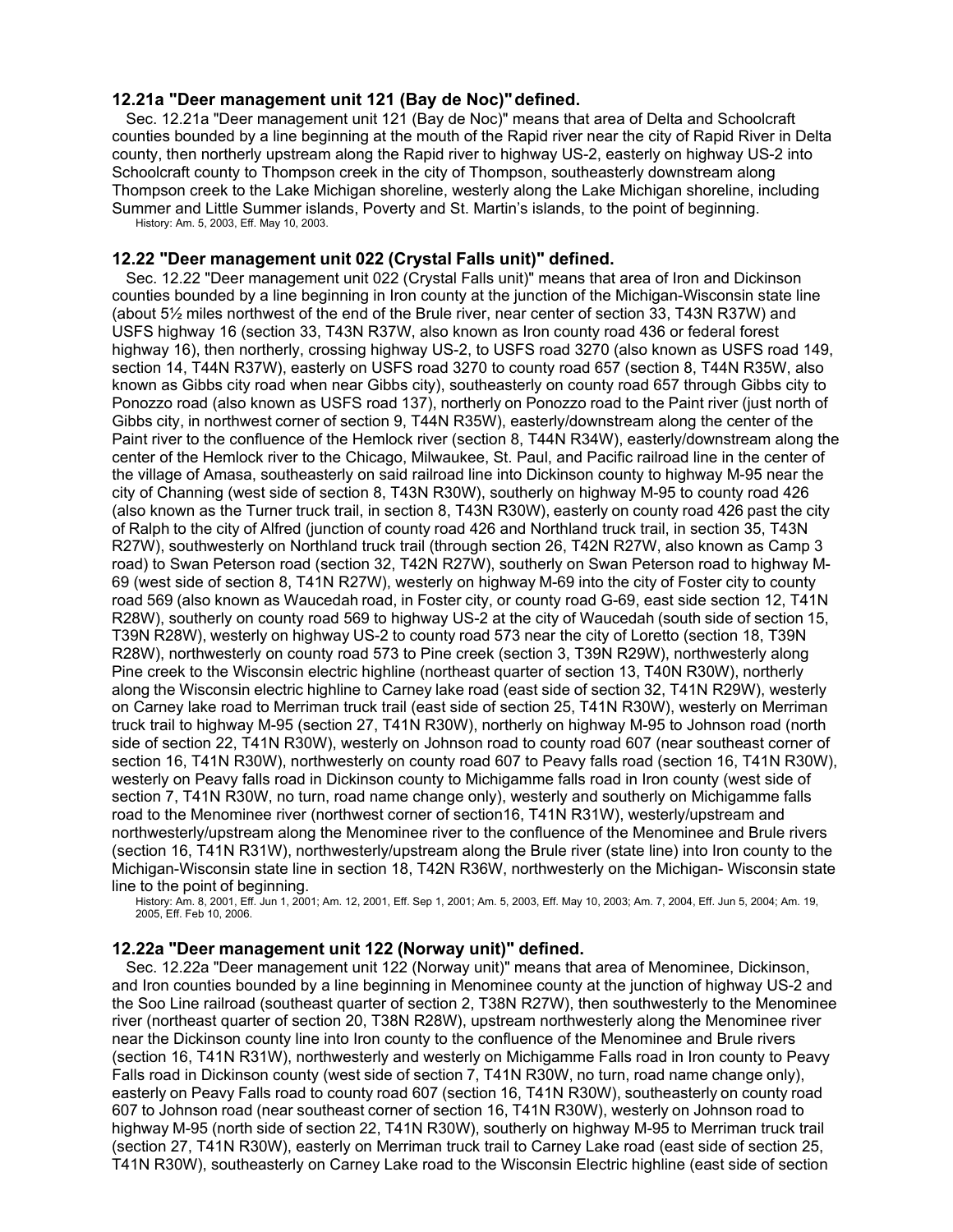### 12.21a "Deer management unit 121 (Bay de Noc)" defined.

Sec. 12.21a "Deer management unit 121 (Bay de Noc)" means that area of Delta and Schoolcraft counties bounded by a line beginning at the mouth of the Rapid river near the city of Rapid River in Delta county, then northerly upstream along the Rapid river to highway US-2, easterly on highway US-2 into Schoolcraft county to Thompson creek in the city of Thompson, southeasterly downstream along Thompson creek to the Lake Michigan shoreline, westerly along the Lake Michigan shoreline, including Summer and Little Summer islands, Poverty and St. Martin's islands, to the point of beginning.

History: Am. 5, 2003, Eff. May 10, 2003.

### 12.22 "Deer management unit 022 (Crystal Falls unit)" defined.

Sec. 12.22 "Deer management unit 022 (Crystal Falls unit)" means that area of Iron and Dickinson counties bounded by a line beginning in Iron county at the junction of the Michigan-Wisconsin state line (about 5½ miles northwest of the end of the Brule river, near center of section 33, T43N R37W) and USFS highway 16 (section 33, T43N R37W, also known as Iron county road 436 or federal forest highway 16), then northerly, crossing highway US-2, to USFS road 3270 (also known as USFS road 149, section 14, T44N R37W), easterly on USFS road 3270 to county road 657 (section 8, T44N R35W, also known as Gibbs city road when near Gibbs city), southeasterly on county road 657 through Gibbs city to Ponozzo road (also known as USFS road 137), northerly on Ponozzo road to the Paint river (just north of Gibbs city, in northwest corner of section 9, T44N R35W), easterly/downstream along the center of the Paint river to the confluence of the Hemlock river (section 8, T44N R34W), easterly/downstream along the center of the Hemlock river to the Chicago, Milwaukee, St. Paul, and Pacific railroad line in the center of the village of Amasa, southeasterly on said railroad line into Dickinson county to highway M-95 near the city of Channing (west side of section 8, T43N R30W), southerly on highway M-95 to county road 426 (also known as the Turner truck trail, in section 8, T43N R30W), easterly on county road 426 past the city of Ralph to the city of Alfred (junction of county road 426 and Northland truck trail, in section 35, T43N R27W), southwesterly on Northland truck trail (through section 26, T42N R27W, also known as Camp 3 road) to Swan Peterson road (section 32, T42N R27W), southerly on Swan Peterson road to highway M-69 (west side of section 8, T41N R27W), westerly on highway M-69 into the city of Foster city to county road 569 (also known as Waucedah road, in Foster city, or county road G-69, east side section 12, T41N R28W), southerly on county road 569 to highway US-2 at the city of Waucedah (south side of section 15, T39N R28W), westerly on highway US-2 to county road 573 near the city of Loretto (section 18, T39N R28W), northwesterly on county road 573 to Pine creek (section 3, T39N R29W), northwesterly along Pine creek to the Wisconsin electric highline (northeast quarter of section 13, T40N R30W), northerly along the Wisconsin electric highline to Carney lake road (east side of section 32, T41N R29W), westerly on Carney lake road to Merriman truck trail (east side of section 25, T41N R30W), westerly on Merriman truck trail to highway M-95 (section 27, T41N R30W), northerly on highway M-95 to Johnson road (north side of section 22, T41N R30W), westerly on Johnson road to county road 607 (near southeast corner of section 16, T41N R30W), northwesterly on county road 607 to Peavy falls road (section 16, T41N R30W), westerly on Peavy falls road in Dickinson county to Michigamme falls road in Iron county (west side of section 7, T41N R30W, no turn, road name change only), westerly and southerly on Michigamme falls road to the Menominee river (northwest corner of section16, T41N R31W), westerly/upstream and northwesterly/upstream along the Menominee river to the confluence of the Menominee and Brule rivers (section 16, T41N R31W), northwesterly/upstream along the Brule river (state line) into Iron county to the Michigan-Wisconsin state line in section 18, T42N R36W, northwesterly on the Michigan- Wisconsin state line to the point of beginning.

History: Am. 8, 2001, Eff. Jun 1, 2001; Am. 12, 2001, Eff. Sep 1, 2001; Am. 5, 2003, Eff. May 10, 2003; Am. 7, 2004, Eff. Jun 5, 2004; Am. 19, 2005, Eff. Feb 10, 2006.

### 12.22a "Deer management unit 122 (Norway unit)" defined.

Sec. 12.22a "Deer management unit 122 (Norway unit)" means that area of Menominee, Dickinson, and Iron counties bounded by a line beginning in Menominee county at the junction of highway US-2 and the Soo Line railroad (southeast quarter of section 2, T38N R27W), then southwesterly to the Menominee river (northeast quarter of section 20, T38N R28W), upstream northwesterly along the Menominee river near the Dickinson county line into Iron county to the confluence of the Menominee and Brule rivers (section 16, T41N R31W), northwesterly and westerly on Michigamme Falls road in Iron county to Peavy Falls road in Dickinson county (west side of section 7, T41N R30W, no turn, road name change only), easterly on Peavy Falls road to county road 607 (section 16, T41N R30W), southeasterly on county road 607 to Johnson road (near southeast corner of section 16, T41N R30W), westerly on Johnson road to highway M-95 (north side of section 22, T41N R30W), southerly on highway M-95 to Merriman truck trail (section 27, T41N R30W), easterly on Merriman truck trail to Carney Lake road (east side of section 25, T41N R30W), southeasterly on Carney Lake road to the Wisconsin Electric highline (east side of section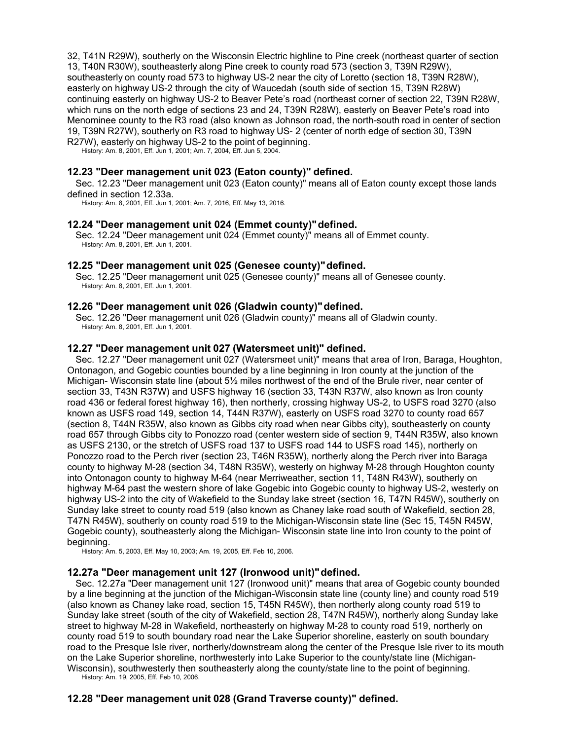32, T41N R29W), southerly on the Wisconsin Electric highline to Pine creek (northeast quarter of section 13, T40N R30W), southeasterly along Pine creek to county road 573 (section 3, T39N R29W), southeasterly on county road 573 to highway US-2 near the city of Loretto (section 18, T39N R28W), easterly on highway US-2 through the city of Waucedah (south side of section 15, T39N R28W) continuing easterly on highway US-2 to Beaver Pete's road (northeast corner of section 22, T39N R28W, which runs on the north edge of sections 23 and 24, T39N R28W), easterly on Beaver Pete's road into Menominee county to the R3 road (also known as Johnson road, the north-south road in center of section 19, T39N R27W), southerly on R3 road to highway US- 2 (center of north edge of section 30, T39N R27W), easterly on highway US-2 to the point of beginning.

History: Am. 8, 2001, Eff. Jun 1, 2001; Am. 7, 2004, Eff. Jun 5, 2004.

### 12.23 "Deer management unit 023 (Eaton county)" defined.

Sec. 12.23 "Deer management unit 023 (Eaton county)" means all of Eaton county except those lands defined in section 12.33a.

History: Am. 8, 2001, Eff. Jun 1, 2001; Am. 7, 2016, Eff. May 13, 2016.

### 12.24 "Deer management unit 024 (Emmet county)" defined.

Sec. 12.24 "Deer management unit 024 (Emmet county)" means all of Emmet county.

History: Am. 8, 2001, Eff. Jun 1, 2001.

### 12.25 "Deer management unit 025 (Genesee county)" defined.

Sec. 12.25 "Deer management unit 025 (Genesee county)" means all of Genesee county.

History: Am. 8, 2001, Eff. Jun 1, 2001.

### 12.26 "Deer management unit 026 (Gladwin county)" defined.

Sec. 12.26 "Deer management unit 026 (Gladwin county)" means all Gladwin county.

History: Am. 8, 2001, Eff. Jun 1, 2001.

### 12.27 "Deer management unit 027 (Watersmeet unit)" defined.

Sec. 12.27 "Deer management unit 027 (Watersmeet unit)" means that area of Iron, Baraga, Houghton, Ontonagon, and Gogebic counties bounded by a line beginning in Iron county at the junction of the Michigan- Wisconsin state line (about 5½ miles northwest of the end of the Brule river, near center of section 33, T43N R37W) and USFS highway 16 (section 33, T43N R37W, also known as Iron county road 436 or federal forest highway 16), then northerly, crossing highway US-2, to USFS road 3270 (also known as USFS road 149, section 14, T44N R37W), easterly on USFS road 3270 to county road 657 (section 8, T44N R35W, also known as Gibbs city road when near Gibbs city), southeasterly on county road 657 through Gibbs city to Ponozzo road (center western side of section 9, T44N R35W, also known as USFS 2130, or the stretch of USFS road 137 to USFS road 144 to USFS road 145), northerly on Ponozzo road to the Perch river (section 23, T46N R35W), northerly along the Perch river into Baraga county to highway M-28 (section 34, T48N R35W), westerly on highway M-28 through Houghton county into Ontonagon county to highway M-64 (near Merriweather, section 11, T48N R43W), southerly on highway M-64 past the western shore of lake Gogebic into Gogebic county to highway US-2, westerly on highway US-2 into the city of Wakefield to the Sunday lake street (section 16, T47N R45W), southerly on Sunday lake street to county road 519 (also known as Chaney lake road south of Wakefield, section 28, T47N R45W), southerly on county road 519 to the Michigan-Wisconsin state line (Sec 15, T45N R45W, Gogebic county), southeasterly along the Michigan- Wisconsin state line into Iron county to the point of beginning.

History: Am. 5, 2003, Eff. May 10, 2003; Am. 19, 2005, Eff. Feb 10, 2006.

### 12.27a "Deer management unit 127 (Ironwood unit)" defined.

Sec. 12.27a "Deer management unit 127 (Ironwood unit)" means that area of Gogebic county bounded by a line beginning at the junction of the Michigan-Wisconsin state line (county line) and county road 519 (also known as Chaney lake road, section 15, T45N R45W), then northerly along county road 519 to Sunday lake street (south of the city of Wakefield, section 28, T47N R45W), northerly along Sunday lake street to highway M-28 in Wakefield, northeasterly on highway M-28 to county road 519, northerly on county road 519 to south boundary road near the Lake Superior shoreline, easterly on south boundary road to the Presque Isle river, northerly/downstream along the center of the Presque Isle river to its mouth on the Lake Superior shoreline, northwesterly into Lake Superior to the county/state line (Michigan-Wisconsin), southwesterly then southeasterly along the county/state line to the point of beginning.

History: Am. 19, 2005, Eff. Feb 10, 2006.

### 12.28 "Deer management unit 028 (Grand Traverse county)" defined.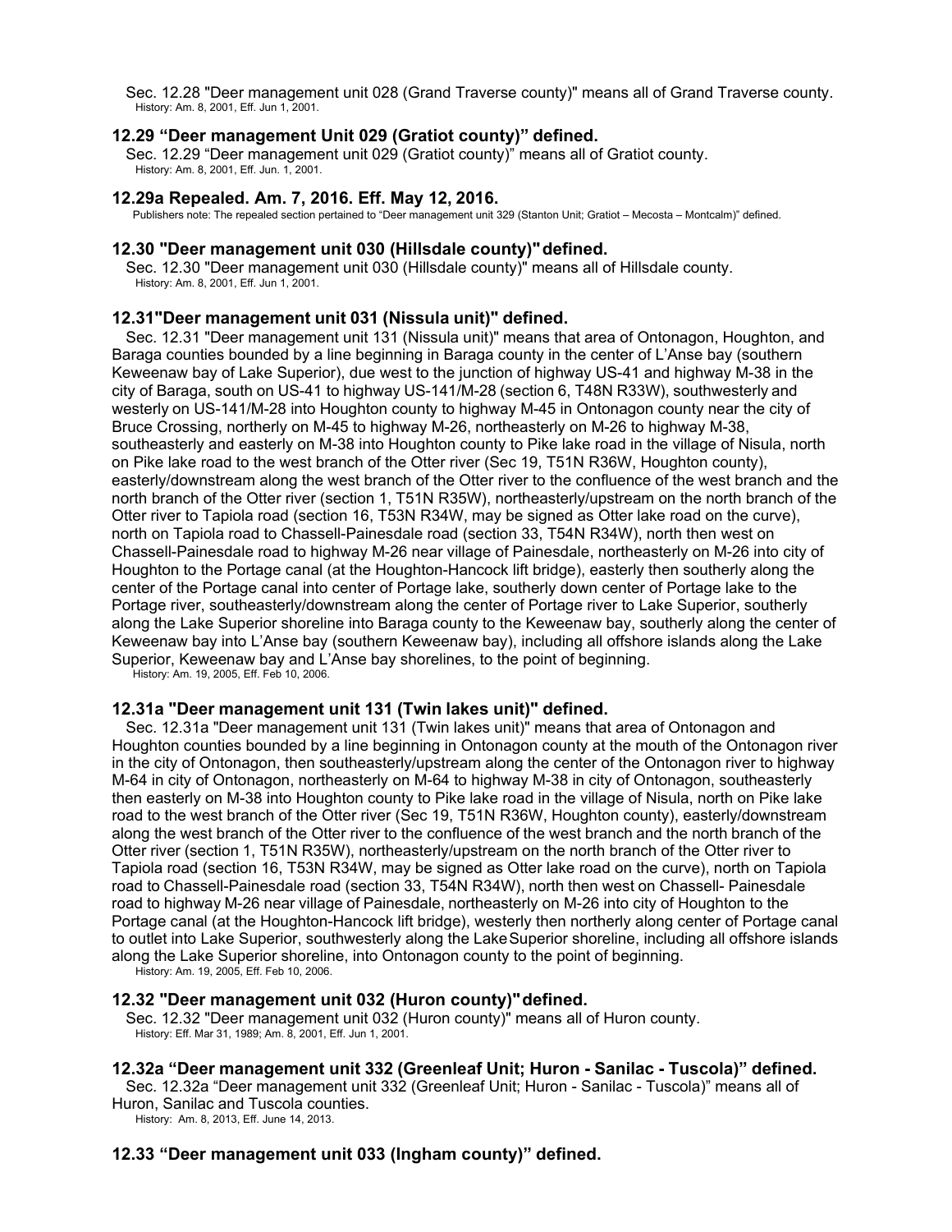Sec. 12.28 "Deer management unit 028 (Grand Traverse county)" means all of Grand Traverse county.

History: Am. 8, 2001, Eff. Jun 1, 2001.

### 12.29 “Deer management Unit 029 (Gratiot county)” defined.

Sec. 12.29 “Deer management unit 029 (Gratiot county)” means all of Gratiot county.

History: Am. 8, 2001, Eff. Jun. 1, 2001.

### 12.29a Repealed. Am. 7, 2016. Eff. May 12, 2016.

Publishers note: The repealed section pertained to “Deer management unit 329 (Stanton Unit; Gratiot – Mecosta – Montcalm)” defined.

### 12.30 "Deer management unit 030 (Hillsdale county)" defined.

Sec. 12.30 "Deer management unit 030 (Hillsdale county)" means all of Hillsdale county.

History: Am. 8, 2001, Eff. Jun 1, 2001.

### 12.31"Deer management unit 031 (Nissula unit)" defined.

Sec. 12.31 "Deer management unit 131 (Nissula unit)" means that area of Ontonagon, Houghton, and Baraga counties bounded by a line beginning in Baraga county in the center of L’Anse bay (southern Keweenaw bay of Lake Superior), due west to the junction of highway US-41 and highway M-38 in the city of Baraga, south on US-41 to highway US-141/M-28 (section 6, T48N R33W), southwesterly and westerly on US-141/M-28 into Houghton county to highway M-45 in Ontonagon county near the city of Bruce Crossing, northerly on M-45 to highway M-26, northeasterly on M-26 to highway M-38, southeasterly and easterly on M-38 into Houghton county to Pike lake road in the village of Nisula, north on Pike lake road to the west branch of the Otter river (Sec 19, T51N R36W, Houghton county), easterly/downstream along the west branch of the Otter river to the confluence of the west branch and the north branch of the Otter river (section 1, T51N R35W), northeasterly/upstream on the north branch of the Otter river to Tapiola road (section 16, T53N R34W, may be signed as Otter lake road on the curve), north on Tapiola road to Chassell-Painesdale road (section 33, T54N R34W), north then west on Chassell-Painesdale road to highway M-26 near village of Painesdale, northeasterly on M-26 into city of Houghton to the Portage canal (at the Houghton-Hancock lift bridge), easterly then southerly along the center of the Portage canal into center of Portage lake, southerly down center of Portage lake to the Portage river, southeasterly/downstream along the center of Portage river to Lake Superior, southerly along the Lake Superior shoreline into Baraga county to the Keweenaw bay, southerly along the center of Keweenaw bay into L’Anse bay (southern Keweenaw bay), including all offshore islands along the Lake Superior, Keweenaw bay and L’Anse bay shorelines, to the point of beginning.

History: Am. 19, 2005, Eff. Feb 10, 2006.

### 12.31a "Deer management unit 131 (Twin lakes unit)" defined.

Sec. 12.31a "Deer management unit 131 (Twin lakes unit)" means that area of Ontonagon and Houghton counties bounded by a line beginning in Ontonagon county at the mouth of the Ontonagon river in the city of Ontonagon, then southeasterly/upstream along the center of the Ontonagon river to highway M-64 in city of Ontonagon, northeasterly on M-64 to highway M-38 in city of Ontonagon, southeasterly then easterly on M-38 into Houghton county to Pike lake road in the village of Nisula, north on Pike lake road to the west branch of the Otter river (Sec 19, T51N R36W, Houghton county), easterly/downstream along the west branch of the Otter river to the confluence of the west branch and the north branch of the Otter river (section 1, T51N R35W), northeasterly/upstream on the north branch of the Otter river to Tapiola road (section 16, T53N R34W, may be signed as Otter lake road on the curve), north on Tapiola road to Chassell-Painesdale road (section 33, T54N R34W), north then west on Chassell- Painesdale road to highway M-26 near village of Painesdale, northeasterly on M-26 into city of Houghton to the Portage canal (at the Houghton-Hancock lift bridge), westerly then northerly along center of Portage canal to outlet into Lake Superior, southwesterly along the Lake Superior shoreline, including all offshore islands along the Lake Superior shoreline, into Ontonagon county to the point of beginning.

History: Am. 19, 2005, Eff. Feb 10, 2006.

### 12.32 "Deer management unit 032 (Huron county)" defined.

Sec. 12.32 "Deer management unit 032 (Huron county)" means all of Huron county.

History: Eff. Mar 31, 1989; Am. 8, 2001, Eff. Jun 1, 2001.

### 12.32a “Deer management unit 332 (Greenleaf Unit; Huron - Sanilac - Tuscola)” defined.

Sec. 12.32a “Deer management unit 332 (Greenleaf Unit; Huron - Sanilac - Tuscola)” means all of Huron, Sanilac and Tuscola counties.

History: Am. 8, 2013, Eff. June 14, 2013.

### 12.33 “Deer management unit 033 (Ingham county)” defined.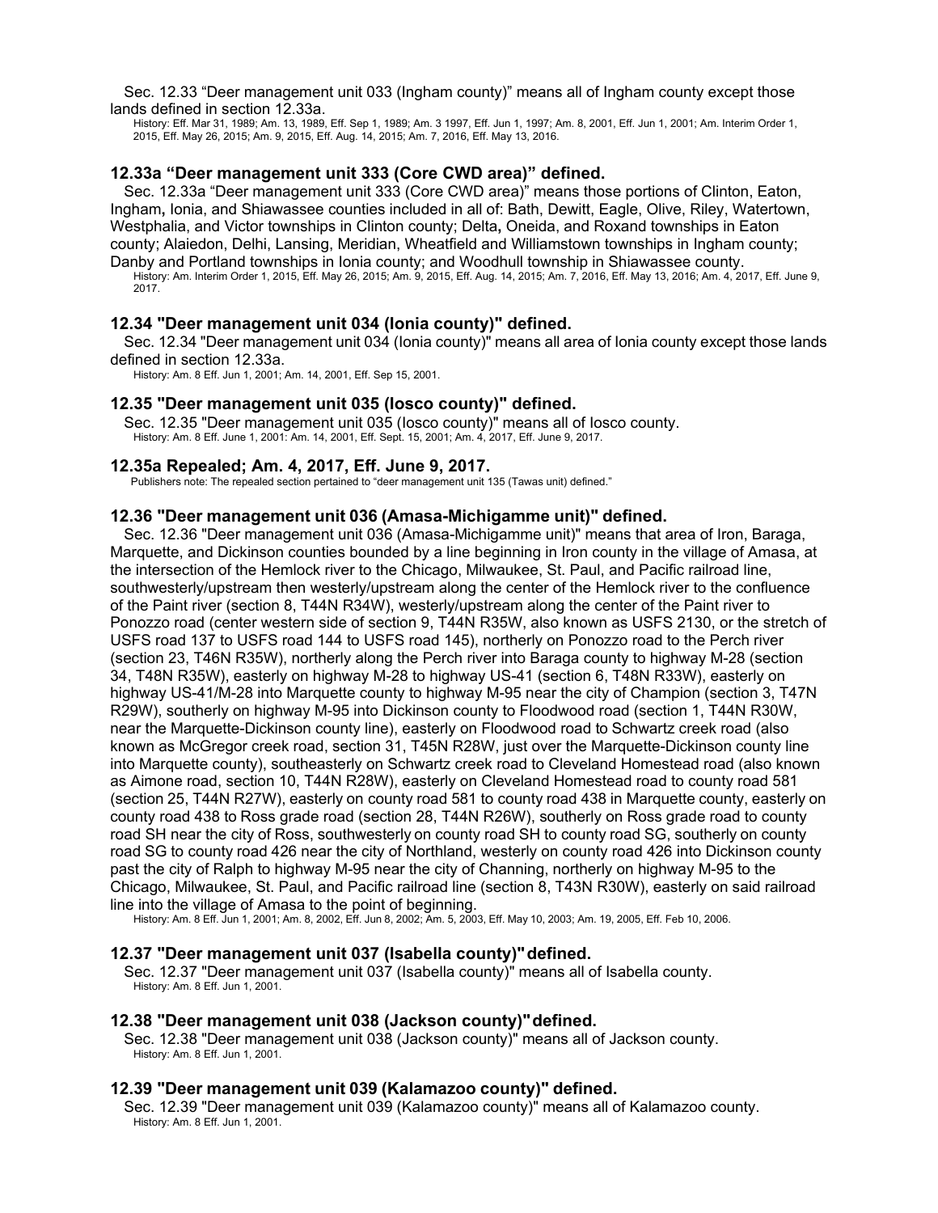Sec. 12.33 "Deer management unit 033 (Ingham county)" means all of Ingham county except those lands defined in section 12.33a.

History: Eff. Mar 31, 1989; Am. 13, 1989, Eff. Sep 1, 1989; Am. 3 1997, Eff. Jun 1, 1997; Am. 8, 2001, Eff. Jun 1, 2001; Am. Interim Order 1, 2015, Eff. May 26, 2015; Am. 9, 2015, Eff. Aug. 14, 2015; Am. 7, 2016, Eff. May 13, 2016.

### 12.33a "Deer management unit 333 (Core CWD area)" defined.

Sec. 12.33a "Deer management unit 333 (Core CWD area)" means those portions of Clinton, Eaton, Ingham, Ionia, and Shiawassee counties included in all of: Bath, Dewitt, Eagle, Olive, Riley, Watertown, Westphalia, and Victor townships in Clinton county; Delta, Oneida, and Roxand townships in Eaton county; Alaiedon, Delhi, Lansing, Meridian, Wheatfield and Williamstown townships in Ingham county; Danby and Portland townships in Ionia county; and Woodhull township in Shiawassee county.

History: Am. Interim Order 1, 2015, Eff. May 26, 2015; Am. 9, 2015, Eff. Aug. 14, 2015; Am. 7, 2016, Eff. May 13, 2016; Am. 4, 2017, Eff. June 9, 2017.

### 12.34 "Deer management unit 034 (Ionia county)" defined.

Sec. 12.34 "Deer management unit 034 (Ionia county)" means all area of Ionia county except those lands defined in section 12.33a.

History: Am. 8 Eff. Jun 1, 2001; Am. 14, 2001, Eff. Sep 15, 2001.

### 12.35 "Deer management unit 035 (Iosco county)" defined.

Sec. 12.35 "Deer management unit 035 (Iosco county)" means all of Iosco county.

History: Am. 8 Eff. June 1, 2001: Am. 14, 2001, Eff. Sept. 15, 2001; Am. 4, 2017, Eff. June 9, 2017.

### 12.35a Repealed; Am. 4, 2017, Eff. June 9, 2017.

Publishers note: The repealed section pertained to "deer management unit 135 (Tawas unit) defined."

### 12.36 "Deer management unit 036 (Amasa-Michigamme unit)" defined.

Sec. 12.36 "Deer management unit 036 (Amasa-Michigamme unit)" means that area of Iron, Baraga, Marquette, and Dickinson counties bounded by a line beginning in Iron county in the village of Amasa, at the intersection of the Hemlock river to the Chicago, Milwaukee, St. Paul, and Pacific railroad line, southwesterly/upstream then westerly/upstream along the center of the Hemlock river to the confluence of the Paint river (section 8, T44N R34W), westerly/upstream along the center of the Paint river to Ponozzo road (center western side of section 9, T44N R35W, also known as USFS 2130, or the stretch of USFS road 137 to USFS road 144 to USFS road 145), northerly on Ponozzo road to the Perch river (section 23, T46N R35W), northerly along the Perch river into Baraga county to highway M-28 (section 34, T48N R35W), easterly on highway M-28 to highway US-41 (section 6, T48N R33W), easterly on highway US-41/M-28 into Marquette county to highway M-95 near the city of Champion (section 3, T47N R29W), southerly on highway M-95 into Dickinson county to Floodwood road (section 1, T44N R30W, near the Marquette-Dickinson county line), easterly on Floodwood road to Schwartz creek road (also known as McGregor creek road, section 31, T45N R28W, just over the Marquette-Dickinson county line into Marquette county), southeasterly on Schwartz creek road to Cleveland Homestead road (also known as Aimone road, section 10, T44N R28W), easterly on Cleveland Homestead road to county road 581 (section 25, T44N R27W), easterly on county road 581 to county road 438 in Marquette county, easterly on county road 438 to Ross grade road (section 28, T44N R26W), southerly on Ross grade road to county road SH near the city of Ross, southwesterly on county road SH to county road SG, southerly on county road SG to county road 426 near the city of Northland, westerly on county road 426 into Dickinson county past the city of Ralph to highway M-95 near the city of Channing, northerly on highway M-95 to the Chicago, Milwaukee, St. Paul, and Pacific railroad line (section 8, T43N R30W), easterly on said railroad line into the village of Amasa to the point of beginning.

History: Am. 8 Eff. Jun 1, 2001; Am. 8, 2002, Eff. Jun 8, 2002; Am. 5, 2003, Eff. May 10, 2003; Am. 19, 2005, Eff. Feb 10, 2006.

### 12.37 "Deer management unit 037 (Isabella county)" defined.

Sec. 12.37 "Deer management unit 037 (Isabella county)" means all of Isabella county.

History: Am. 8 Eff. Jun 1, 2001.

### 12.38 "Deer management unit 038 (Jackson county)" defined.

Sec. 12.38 "Deer management unit 038 (Jackson county)" means all of Jackson county.

History: Am. 8 Eff. Jun 1, 2001.

### 12.39 "Deer management unit 039 (Kalamazoo county)" defined.

Sec. 12.39 "Deer management unit 039 (Kalamazoo county)" means all of Kalamazoo county.

History: Am. 8 Eff. Jun 1, 2001.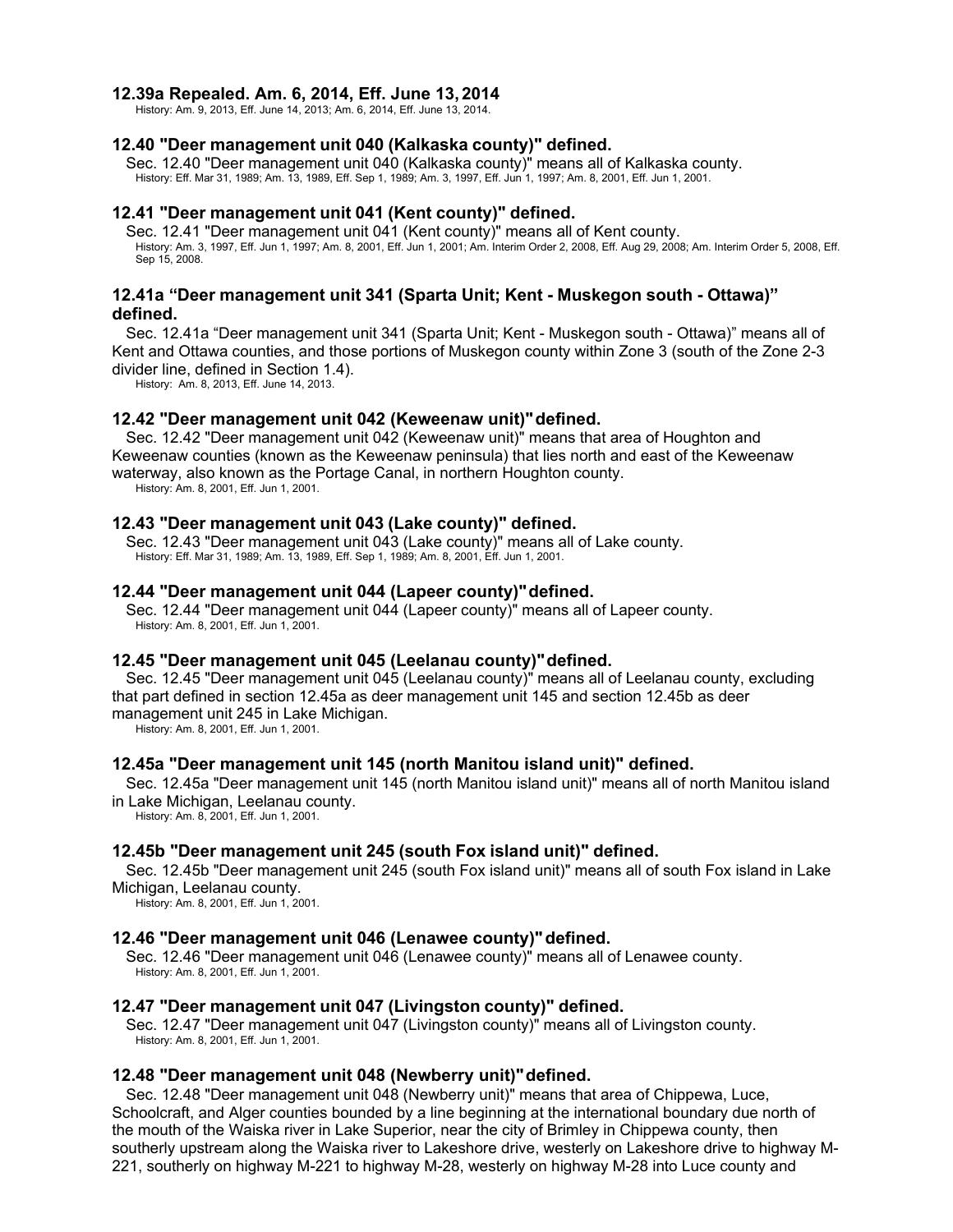### 12.39a Repealed. Am. 6, 2014, Eff. June 13, 2014

History: Am. 9, 2013, Eff. June 14, 2013; Am. 6, 2014, Eff. June 13, 2014.

### 12.40 "Deer management unit 040 (Kalkaska county)" defined.

Sec. 12.40 "Deer management unit 040 (Kalkaska county)" means all of Kalkaska county.

History: Eff. Mar 31, 1989; Am. 13, 1989, Eff. Sep 1, 1989; Am. 3, 1997, Eff. Jun 1, 1997; Am. 8, 2001, Eff. Jun 1, 2001.

### 12.41 "Deer management unit 041 (Kent county)" defined.

Sec. 12.41 "Deer management unit 041 (Kent county)" means all of Kent county.

History: Am. 3, 1997, Eff. Jun 1, 1997; Am. 8, 2001, Eff. Jun 1, 2001; Am. Interim Order 2, 2008, Eff. Aug 29, 2008; Am. Interim Order 5, 2008, Eff. Sep 15, 2008.

### 12.41a "Deer management unit 341 (Sparta Unit; Kent - Muskegon south - Ottawa)" defined.

Sec. 12.41a "Deer management unit 341 (Sparta Unit; Kent - Muskegon south - Ottawa)" means all of Kent and Ottawa counties, and those portions of Muskegon county within Zone 3 (south of the Zone 2-3 divider line, defined in Section 1.4).

History: Am. 8, 2013, Eff. June 14, 2013.

### 12.42 "Deer management unit 042 (Keweenaw unit)" defined.

Sec. 12.42 "Deer management unit 042 (Keweenaw unit)" means that area of Houghton and Keweenaw counties (known as the Keweenaw peninsula) that lies north and east of the Keweenaw waterway, also known as the Portage Canal, in northern Houghton county.

History: Am. 8, 2001, Eff. Jun 1, 2001.

### 12.43 "Deer management unit 043 (Lake county)" defined.

Sec. 12.43 "Deer management unit 043 (Lake county)" means all of Lake county.

History: Eff. Mar 31, 1989; Am. 13, 1989, Eff. Sep 1, 1989; Am. 8, 2001, Eff. Jun 1, 2001.

### 12.44 "Deer management unit 044 (Lapeer county)" defined.

Sec. 12.44 "Deer management unit 044 (Lapeer county)" means all of Lapeer county.

History: Am. 8, 2001, Eff. Jun 1, 2001.

### 12.45 "Deer management unit 045 (Leelanau county)" defined.

Sec. 12.45 "Deer management unit 045 (Leelanau county)" means all of Leelanau county, excluding that part defined in section 12.45a as deer management unit 145 and section 12.45b as deer management unit 245 in Lake Michigan.

History: Am. 8, 2001, Eff. Jun 1, 2001.

### 12.45a "Deer management unit 145 (north Manitou island unit)" defined.

Sec. 12.45a "Deer management unit 145 (north Manitou island unit)" means all of north Manitou island in Lake Michigan, Leelanau county.

History: Am. 8, 2001, Eff. Jun 1, 2001.

### 12.45b "Deer management unit 245 (south Fox island unit)" defined.

Sec. 12.45b "Deer management unit 245 (south Fox island unit)" means all of south Fox island in Lake Michigan, Leelanau county.

History: Am. 8, 2001, Eff. Jun 1, 2001.

### 12.46 "Deer management unit 046 (Lenawee county)" defined.

Sec. 12.46 "Deer management unit 046 (Lenawee county)" means all of Lenawee county.

History: Am. 8, 2001, Eff. Jun 1, 2001.

### 12.47 "Deer management unit 047 (Livingston county)" defined.

Sec. 12.47 "Deer management unit 047 (Livingston county)" means all of Livingston county.

History: Am. 8, 2001, Eff. Jun 1, 2001.

### 12.48 "Deer management unit 048 (Newberry unit)" defined.

Sec. 12.48 "Deer management unit 048 (Newberry unit)" means that area of Chippewa, Luce, Schoolcraft, and Alger counties bounded by a line beginning at the international boundary due north of the mouth of the Waiska river in Lake Superior, near the city of Brimley in Chippewa county, then southerly upstream along the Waiska river to Lakeshore drive, westerly on Lakeshore drive to highway M-221, southerly on highway M-221 to highway M-28, westerly on highway M-28 into Luce county and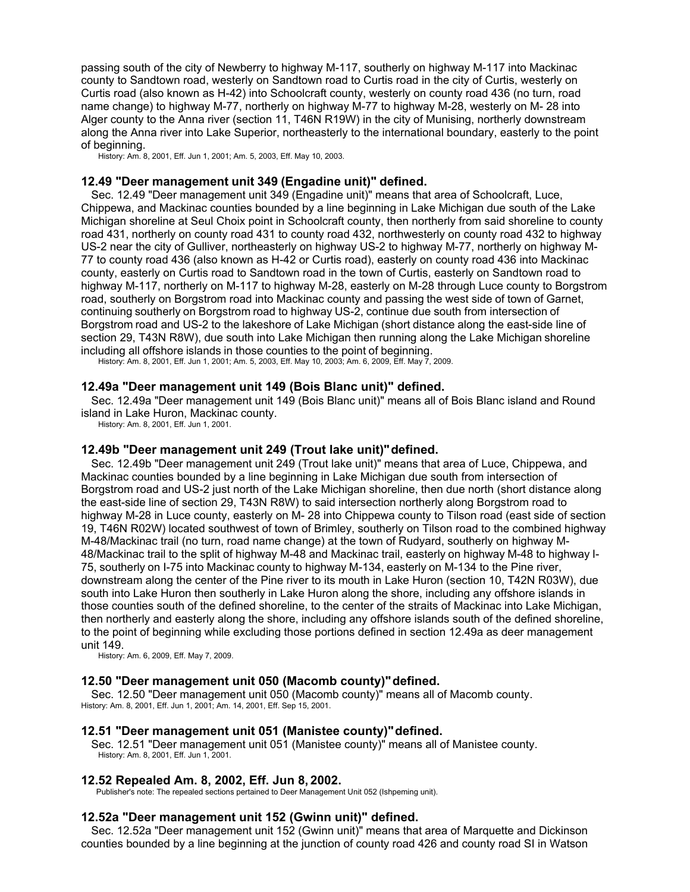passing south of the city of Newberry to highway M-117, southerly on highway M-117 into Mackinac county to Sandtown road, westerly on Sandtown road to Curtis road in the city of Curtis, westerly on Curtis road (also known as H-42) into Schoolcraft county, westerly on county road 436 (no turn, road name change) to highway M-77, northerly on highway M-77 to highway M-28, westerly on M- 28 into Alger county to the Anna river (section 11, T46N R19W) in the city of Munising, northerly downstream along the Anna river into Lake Superior, northeasterly to the international boundary, easterly to the point of beginning.

History: Am. 8, 2001, Eff. Jun 1, 2001; Am. 5, 2003, Eff. May 10, 2003.

### 12.49 "Deer management unit 349 (Engadine unit)" defined.

Sec. 12.49 "Deer management unit 349 (Engadine unit)" means that area of Schoolcraft, Luce, Chippewa, and Mackinac counties bounded by a line beginning in Lake Michigan due south of the Lake Michigan shoreline at Seul Choix point in Schoolcraft county, then northerly from said shoreline to county road 431, northerly on county road 431 to county road 432, northwesterly on county road 432 to highway US-2 near the city of Gulliver, northeasterly on highway US-2 to highway M-77, northerly on highway M-77 to county road 436 (also known as H-42 or Curtis road), easterly on county road 436 into Mackinac county, easterly on Curtis road to Sandtown road in the town of Curtis, easterly on Sandtown road to highway M-117, northerly on M-117 to highway M-28, easterly on M-28 through Luce county to Borgstrom road, southerly on Borgstrom road into Mackinac county and passing the west side of town of Garnet, continuing southerly on Borgstrom road to highway US-2, continue due south from intersection of Borgstrom road and US-2 to the lakeshore of Lake Michigan (short distance along the east-side line of section 29, T43N R8W), due south into Lake Michigan then running along the Lake Michigan shoreline including all offshore islands in those counties to the point of beginning.

History: Am. 8, 2001, Eff. Jun 1, 2001; Am. 5, 2003, Eff. May 10, 2003; Am. 6, 2009, Eff. May 7, 2009.

### 12.49a "Deer management unit 149 (Bois Blanc unit)" defined.

Sec. 12.49a "Deer management unit 149 (Bois Blanc unit)" means all of Bois Blanc island and Round island in Lake Huron, Mackinac county.

History: Am. 8, 2001, Eff. Jun 1, 2001.

### 12.49b "Deer management unit 249 (Trout lake unit)" defined.

Sec. 12.49b "Deer management unit 249 (Trout lake unit)" means that area of Luce, Chippewa, and Mackinac counties bounded by a line beginning in Lake Michigan due south from intersection of Borgstrom road and US-2 just north of the Lake Michigan shoreline, then due north (short distance along the east-side line of section 29, T43N R8W) to said intersection northerly along Borgstrom road to highway M-28 in Luce county, easterly on M- 28 into Chippewa county to Tilson road (east side of section 19, T46N R02W) located southwest of town of Brimley, southerly on Tilson road to the combined highway M-48/Mackinac trail (no turn, road name change) at the town of Rudyard, southerly on highway M-48/Mackinac trail to the split of highway M-48 and Mackinac trail, easterly on highway M-48 to highway I-75, southerly on I-75 into Mackinac county to highway M-134, easterly on M-134 to the Pine river, downstream along the center of the Pine river to its mouth in Lake Huron (section 10, T42N R03W), due south into Lake Huron then southerly in Lake Huron along the shore, including any offshore islands in those counties south of the defined shoreline, to the center of the straits of Mackinac into Lake Michigan, then northerly and easterly along the shore, including any offshore islands south of the defined shoreline, to the point of beginning while excluding those portions defined in section 12.49a as deer management unit 149.

History: Am. 6, 2009, Eff. May 7, 2009.

### 12.50 "Deer management unit 050 (Macomb county)" defined.

Sec. 12.50 "Deer management unit 050 (Macomb county)" means all of Macomb county.

History: Am. 8, 2001, Eff. Jun 1, 2001; Am. 14, 2001, Eff. Sep 15, 2001.

### 12.51 "Deer management unit 051 (Manistee county)" defined.

Sec. 12.51 "Deer management unit 051 (Manistee county)" means all of Manistee county.

History: Am. 8, 2001, Eff. Jun 1, 2001.

### 12.52 Repealed Am. 8, 2002, Eff. Jun 8, 2002.

Publisher's note: The repealed sections pertained to Deer Management Unit 052 (Ishpeming unit).

### 12.52a "Deer management unit 152 (Gwinn unit)" defined.

Sec. 12.52a "Deer management unit 152 (Gwinn unit)" means that area of Marquette and Dickinson counties bounded by a line beginning at the junction of county road 426 and county road SI in Watson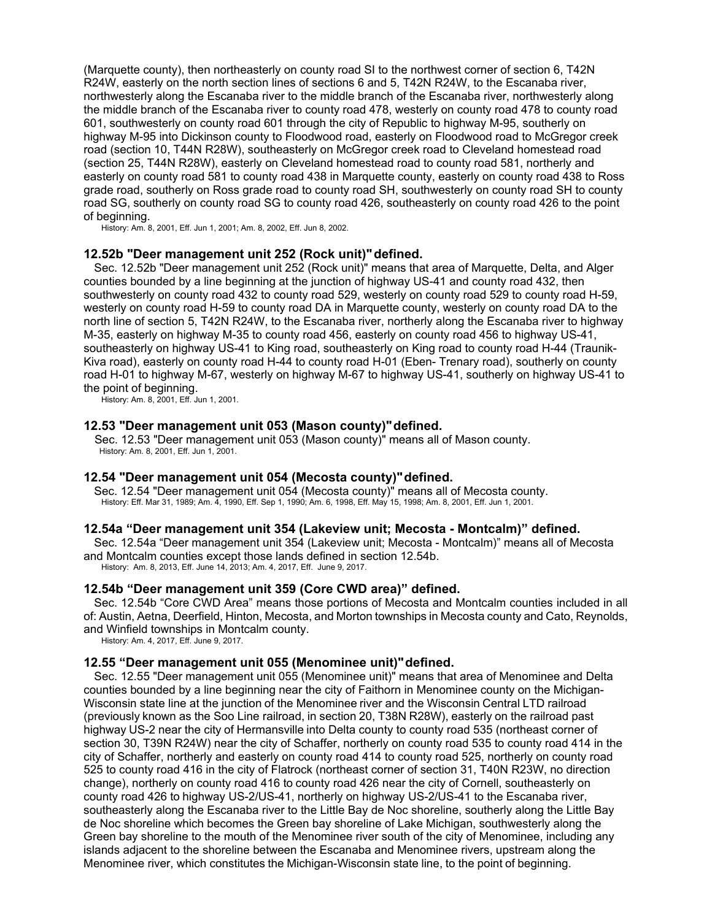(Marquette county), then northeasterly on county road SI to the northwest corner of section 6, T42N R24W, easterly on the north section lines of sections 6 and 5, T42N R24W, to the Escanaba river, northwesterly along the Escanaba river to the middle branch of the Escanaba river, northwesterly along the middle branch of the Escanaba river to county road 478, westerly on county road 478 to county road 601, southwesterly on county road 601 through the city of Republic to highway M-95, southerly on highway M-95 into Dickinson county to Floodwood road, easterly on Floodwood road to McGregor creek road (section 10, T44N R28W), southeasterly on McGregor creek road to Cleveland homestead road (section 25, T44N R28W), easterly on Cleveland homestead road to county road 581, northerly and easterly on county road 581 to county road 438 in Marquette county, easterly on county road 438 to Ross grade road, southerly on Ross grade road to county road SH, southwesterly on county road SH to county road SG, southerly on county road SG to county road 426, southeasterly on county road 426 to the point of beginning.

History: Am. 8, 2001, Eff. Jun 1, 2001; Am. 8, 2002, Eff. Jun 8, 2002.

### 12.52b "Deer management unit 252 (Rock unit)" defined.

Sec. 12.52b "Deer management unit 252 (Rock unit)" means that area of Marquette, Delta, and Alger counties bounded by a line beginning at the junction of highway US-41 and county road 432, then southwesterly on county road 432 to county road 529, westerly on county road 529 to county road H-59, westerly on county road H-59 to county road DA in Marquette county, westerly on county road DA to the north line of section 5, T42N R24W, to the Escanaba river, northerly along the Escanaba river to highway M-35, easterly on highway M-35 to county road 456, easterly on county road 456 to highway US-41, southeasterly on highway US-41 to King road, southeasterly on King road to county road H-44 (Traunik-Kiva road), easterly on county road H-44 to county road H-01 (Eben- Trenary road), southerly on county road H-01 to highway M-67, westerly on highway M-67 to highway US-41, southerly on highway US-41 to the point of beginning.

History: Am. 8, 2001, Eff. Jun 1, 2001.

### 12.53 "Deer management unit 053 (Mason county)" defined.

Sec. 12.53 "Deer management unit 053 (Mason county)" means all of Mason county.

History: Am. 8, 2001, Eff. Jun 1, 2001.

### 12.54 "Deer management unit 054 (Mecosta county)" defined.

Sec. 12.54 "Deer management unit 054 (Mecosta county)" means all of Mecosta county.

History: Eff. Mar 31, 1989; Am. 4, 1990, Eff. Sep 1, 1990; Am. 6, 1998, Eff. May 15, 1998; Am. 8, 2001, Eff. Jun 1, 2001.

### 12.54a "Deer management unit 354 (Lakeview unit; Mecosta - Montcalm)" defined.

Sec. 12.54a "Deer management unit 354 (Lakeview unit; Mecosta - Montcalm)" means all of Mecosta and Montcalm counties except those lands defined in section 12.54b.

History: Am. 8, 2013, Eff. June 14, 2013; Am. 4, 2017, Eff. June 9, 2017.

### 12.54b "Deer management unit 359 (Core CWD area)" defined.

Sec. 12.54b "Core CWD Area" means those portions of Mecosta and Montcalm counties included in all of: Austin, Aetna, Deerfield, Hinton, Mecosta, and Morton townships in Mecosta county and Cato, Reynolds, and Winfield townships in Montcalm county.

History: Am. 4, 2017, Eff. June 9, 2017.

### 12.55 "Deer management unit 055 (Menominee unit)" defined.

Sec. 12.55 "Deer management unit 055 (Menominee unit)" means that area of Menominee and Delta counties bounded by a line beginning near the city of Faithorn in Menominee county on the Michigan-Wisconsin state line at the junction of the Menominee river and the Wisconsin Central LTD railroad (previously known as the Soo Line railroad, in section 20, T38N R28W), easterly on the railroad past highway US-2 near the city of Hermansville into Delta county to county road 535 (northeast corner of section 30, T39N R24W) near the city of Schaffer, northerly on county road 535 to county road 414 in the city of Schaffer, northerly and easterly on county road 414 to county road 525, northerly on county road 525 to county road 416 in the city of Flatrock (northeast corner of section 31, T40N R23W, no direction change), northerly on county road 416 to county road 426 near the city of Cornell, southeasterly on county road 426 to highway US-2/US-41, northerly on highway US-2/US-41 to the Escanaba river, southeasterly along the Escanaba river to the Little Bay de Noc shoreline, southerly along the Little Bay de Noc shoreline which becomes the Green bay shoreline of Lake Michigan, southwesterly along the Green bay shoreline to the mouth of the Menominee river south of the city of Menominee, including any islands adjacent to the shoreline between the Escanaba and Menominee rivers, upstream along the Menominee river, which constitutes the Michigan-Wisconsin state line, to the point of beginning.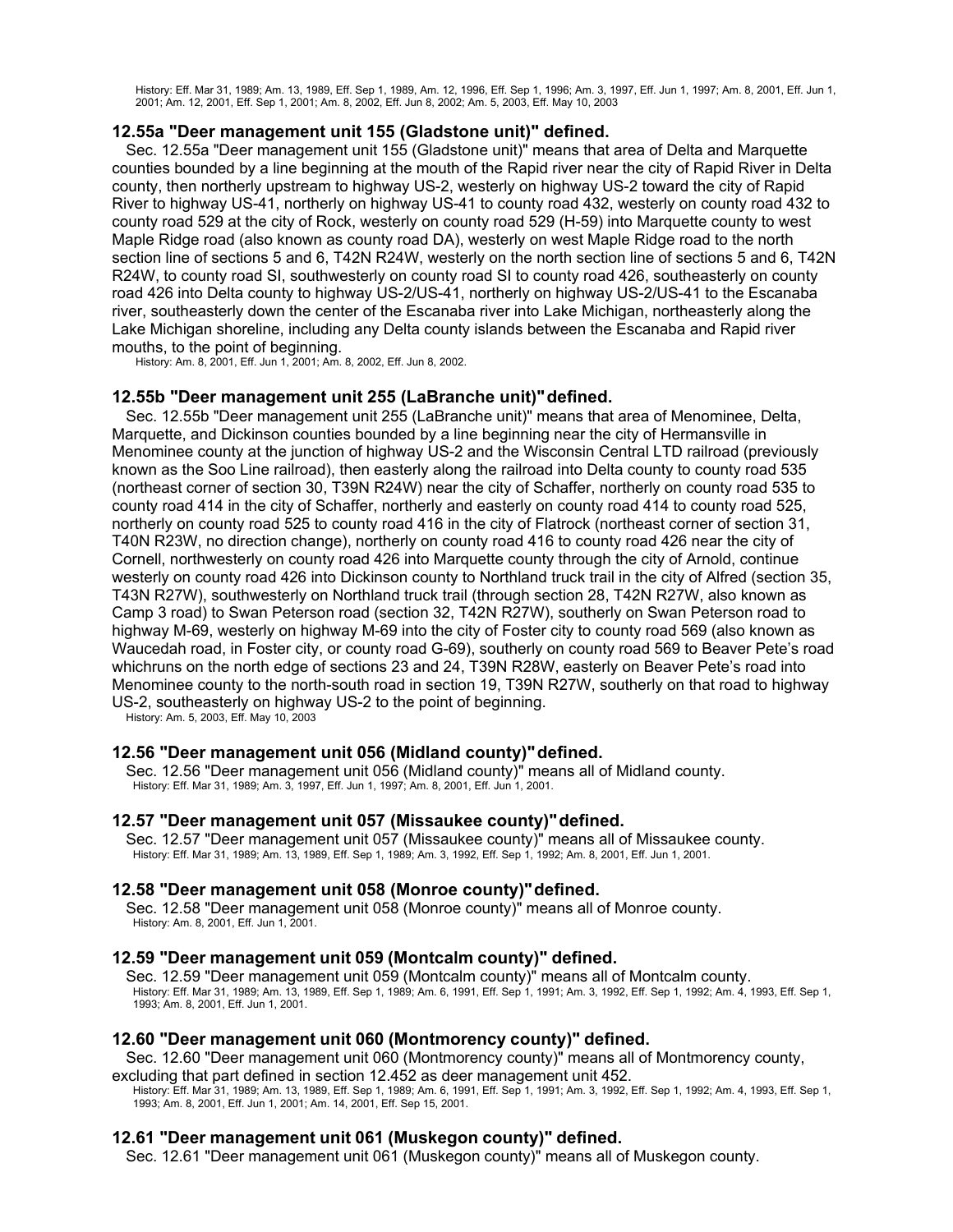History: Eff. Mar 31, 1989; Am. 13, 1989, Eff. Sep 1, 1989, Am. 12, 1996, Eff. Sep 1, 1996; Am. 3, 1997, Eff. Jun 1, 1997; Am. 8, 2001, Eff. Jun 1, 2001; Am. 12, 2001, Eff. Sep 1, 2001; Am. 8, 2002, Eff. Jun 8, 2002; Am. 5, 2003, Eff. May 10, 2003

### 12.55a "Deer management unit 155 (Gladstone unit)" defined.

Sec. 12.55a "Deer management unit 155 (Gladstone unit)" means that area of Delta and Marquette counties bounded by a line beginning at the mouth of the Rapid river near the city of Rapid River in Delta county, then northerly upstream to highway US-2, westerly on highway US-2 toward the city of Rapid River to highway US-41, northerly on highway US-41 to county road 432, westerly on county road 432 to county road 529 at the city of Rock, westerly on county road 529 (H-59) into Marquette county to west Maple Ridge road (also known as county road DA), westerly on west Maple Ridge road to the north section line of sections 5 and 6, T42N R24W, westerly on the north section line of sections 5 and 6, T42N R24W, to county road SI, southwesterly on county road SI to county road 426, southeasterly on county road 426 into Delta county to highway US-2/US-41, northerly on highway US-2/US-41 to the Escanaba river, southeasterly down the center of the Escanaba river into Lake Michigan, northeasterly along the Lake Michigan shoreline, including any Delta county islands between the Escanaba and Rapid river mouths, to the point of beginning.

History: Am. 8, 2001, Eff. Jun 1, 2001; Am. 8, 2002, Eff. Jun 8, 2002.

### 12.55b "Deer management unit 255 (LaBranche unit)" defined.

Sec. 12.55b "Deer management unit 255 (LaBranche unit)" means that area of Menominee, Delta, Marquette, and Dickinson counties bounded by a line beginning near the city of Hermansville in Menominee county at the junction of highway US-2 and the Wisconsin Central LTD railroad (previously known as the Soo Line railroad), then easterly along the railroad into Delta county to county road 535 (northeast corner of section 30, T39N R24W) near the city of Schaffer, northerly on county road 535 to county road 414 in the city of Schaffer, northerly and easterly on county road 414 to county road 525, northerly on county road 525 to county road 416 in the city of Flatrock (northeast corner of section 31, T40N R23W, no direction change), northerly on county road 416 to county road 426 near the city of Cornell, northwesterly on county road 426 into Marquette county through the city of Arnold, continue westerly on county road 426 into Dickinson county to Northland truck trail in the city of Alfred (section 35, T43N R27W), southwesterly on Northland truck trail (through section 28, T42N R27W, also known as Camp 3 road) to Swan Peterson road (section 32, T42N R27W), southerly on Swan Peterson road to highway M-69, westerly on highway M-69 into the city of Foster city to county road 569 (also known as Waucedah road, in Foster city, or county road G-69), southerly on county road 569 to Beaver Pete's road whichruns on the north edge of sections 23 and 24, T39N R28W, easterly on Beaver Pete's road into Menominee county to the north-south road in section 19, T39N R27W, southerly on that road to highway US-2, southeasterly on highway US-2 to the point of beginning.

History: Am. 5, 2003, Eff. May 10, 2003

### 12.56 "Deer management unit 056 (Midland county)" defined.

Sec. 12.56 "Deer management unit 056 (Midland county)" means all of Midland county.

History: Eff. Mar 31, 1989; Am. 3, 1997, Eff. Jun 1, 1997; Am. 8, 2001, Eff. Jun 1, 2001.

### 12.57 "Deer management unit 057 (Missaukee county)" defined.

Sec. 12.57 "Deer management unit 057 (Missaukee county)" means all of Missaukee county.

History: Eff. Mar 31, 1989; Am. 13, 1989, Eff. Sep 1, 1989; Am. 3, 1992, Eff. Sep 1, 1992; Am. 8, 2001, Eff. Jun 1, 2001.

### 12.58 "Deer management unit 058 (Monroe county)" defined.

Sec. 12.58 "Deer management unit 058 (Monroe county)" means all of Monroe county.

History: Am. 8, 2001, Eff. Jun 1, 2001.

### 12.59 "Deer management unit 059 (Montcalm county)" defined.

Sec. 12.59 "Deer management unit 059 (Montcalm county)" means all of Montcalm county.

History: Eff. Mar 31, 1989; Am. 13, 1989, Eff. Sep 1, 1989; Am. 6, 1991, Eff. Sep 1, 1991; Am. 3, 1992, Eff. Sep 1, 1992; Am. 4, 1993, Eff. Sep 1, 1993; Am. 8, 2001, Eff. Jun 1, 2001.

### 12.60 "Deer management unit 060 (Montmorency county)" defined.

Sec. 12.60 "Deer management unit 060 (Montmorency county)" means all of Montmorency county, excluding that part defined in section 12.452 as deer management unit 452.

History: Eff. Mar 31, 1989; Am. 13, 1989, Eff. Sep 1, 1989; Am. 6, 1991, Eff. Sep 1, 1991; Am. 3, 1992, Eff. Sep 1, 1992; Am. 4, 1993, Eff. Sep 1, 1993; Am. 8, 2001, Eff. Jun 1, 2001; Am. 14, 2001, Eff. Sep 15, 2001.

### 12.61 "Deer management unit 061 (Muskegon county)" defined.

Sec. 12.61 "Deer management unit 061 (Muskegon county)" means all of Muskegon county.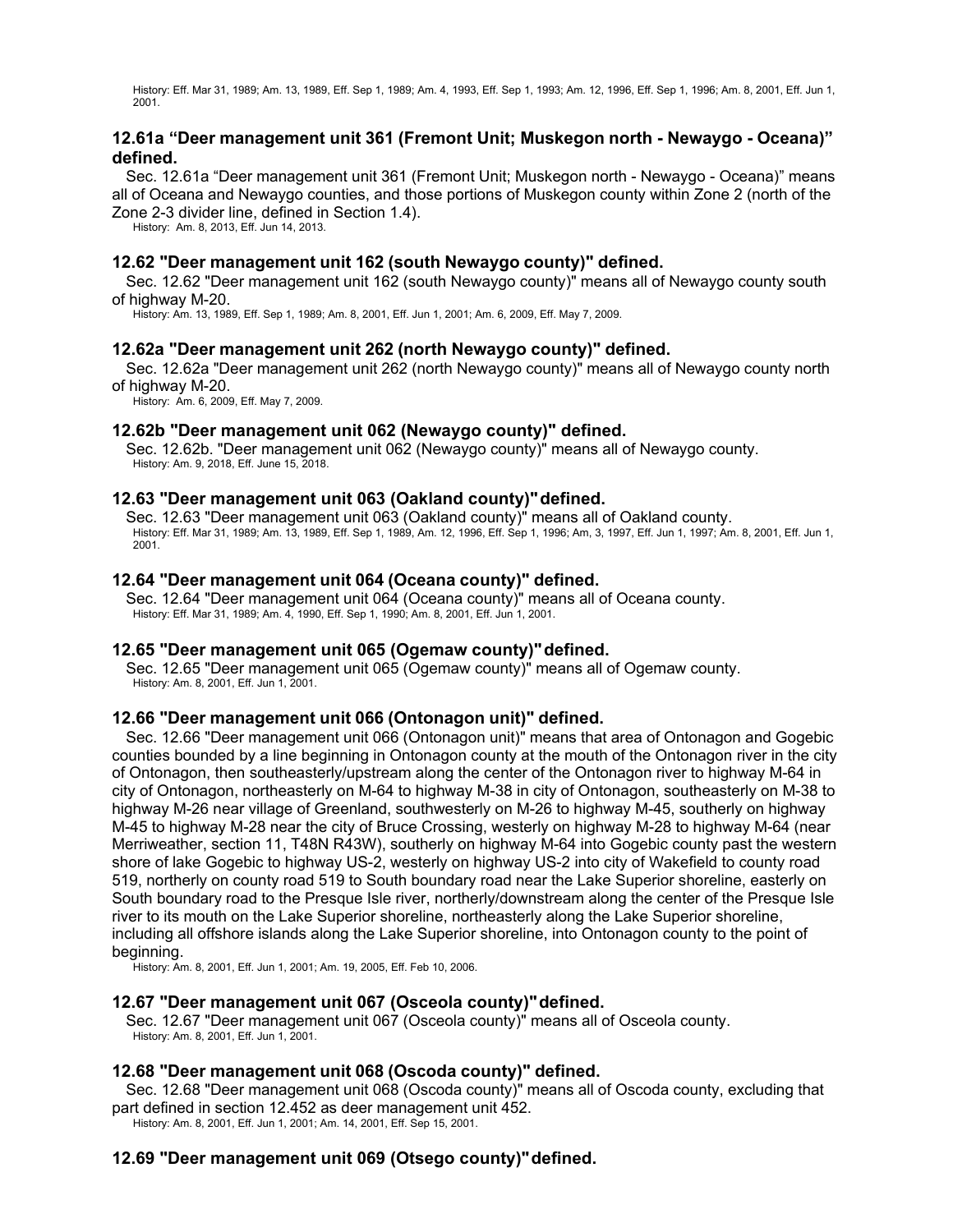History: Eff. Mar 31, 1989; Am. 13, 1989, Eff. Sep 1, 1989; Am. 4, 1993, Eff. Sep 1, 1993; Am. 12, 1996, Eff. Sep 1, 1996; Am. 8, 2001, Eff. Jun 1, 2001.

### 12.61a “Deer management unit 361 (Fremont Unit; Muskegon north - Newaygo - Oceana)” defined.

Sec. 12.61a “Deer management unit 361 (Fremont Unit; Muskegon north - Newaygo - Oceana)” means all of Oceana and Newaygo counties, and those portions of Muskegon county within Zone 2 (north of the Zone 2-3 divider line, defined in Section 1.4).

History: Am. 8, 2013, Eff. Jun 14, 2013.

### 12.62 "Deer management unit 162 (south Newaygo county)" defined.

Sec. 12.62 "Deer management unit 162 (south Newaygo county)" means all of Newaygo county south of highway M-20.

History: Am. 13, 1989, Eff. Sep 1, 1989; Am. 8, 2001, Eff. Jun 1, 2001; Am. 6, 2009, Eff. May 7, 2009.

### 12.62a "Deer management unit 262 (north Newaygo county)" defined.

Sec. 12.62a "Deer management unit 262 (north Newaygo county)" means all of Newaygo county north of highway M-20.

History: Am. 6, 2009, Eff. May 7, 2009.

### 12.62b "Deer management unit 062 (Newaygo county)" defined.

Sec. 12.62b. "Deer management unit 062 (Newaygo county)" means all of Newaygo county.

History: Am. 9, 2018, Eff. June 15, 2018.

### 12.63 "Deer management unit 063 (Oakland county)" defined.

Sec. 12.63 "Deer management unit 063 (Oakland county)" means all of Oakland county.

History: Eff. Mar 31, 1989; Am. 13, 1989, Eff. Sep 1, 1989, Am. 12, 1996, Eff. Sep 1, 1996; Am, 3, 1997, Eff. Jun 1, 1997; Am. 8, 2001, Eff. Jun 1, 2001.

### 12.64 "Deer management unit 064 (Oceana county)" defined.

Sec. 12.64 "Deer management unit 064 (Oceana county)" means all of Oceana county.

History: Eff. Mar 31, 1989; Am. 4, 1990, Eff. Sep 1, 1990; Am. 8, 2001, Eff. Jun 1, 2001.

### 12.65 "Deer management unit 065 (Ogemaw county)" defined.

Sec. 12.65 "Deer management unit 065 (Ogemaw county)" means all of Ogemaw county.

History: Am. 8, 2001, Eff. Jun 1, 2001.

### 12.66 "Deer management unit 066 (Ontonagon unit)" defined.

Sec. 12.66 "Deer management unit 066 (Ontonagon unit)" means that area of Ontonagon and Gogebic counties bounded by a line beginning in Ontonagon county at the mouth of the Ontonagon river in the city of Ontonagon, then southeasterly/upstream along the center of the Ontonagon river to highway M-64 in city of Ontonagon, northeasterly on M-64 to highway M-38 in city of Ontonagon, southeasterly on M-38 to highway M-26 near village of Greenland, southwesterly on M-26 to highway M-45, southerly on highway M-45 to highway M-28 near the city of Bruce Crossing, westerly on highway M-28 to highway M-64 (near Merriweather, section 11, T48N R43W), southerly on highway M-64 into Gogebic county past the western shore of lake Gogebic to highway US-2, westerly on highway US-2 into city of Wakefield to county road 519, northerly on county road 519 to South boundary road near the Lake Superior shoreline, easterly on South boundary road to the Presque Isle river, northerly/downstream along the center of the Presque Isle river to its mouth on the Lake Superior shoreline, northeasterly along the Lake Superior shoreline, including all offshore islands along the Lake Superior shoreline, into Ontonagon county to the point of beginning.

History: Am. 8, 2001, Eff. Jun 1, 2001; Am. 19, 2005, Eff. Feb 10, 2006.

### 12.67 "Deer management unit 067 (Osceola county)" defined.

Sec. 12.67 "Deer management unit 067 (Osceola county)" means all of Osceola county.

History: Am. 8, 2001, Eff. Jun 1, 2001.

### 12.68 "Deer management unit 068 (Oscoda county)" defined.

Sec. 12.68 "Deer management unit 068 (Oscoda county)" means all of Oscoda county, excluding that part defined in section 12.452 as deer management unit 452.

History: Am. 8, 2001, Eff. Jun 1, 2001; Am. 14, 2001, Eff. Sep 15, 2001.

### 12.69 "Deer management unit 069 (Otsego county)" defined.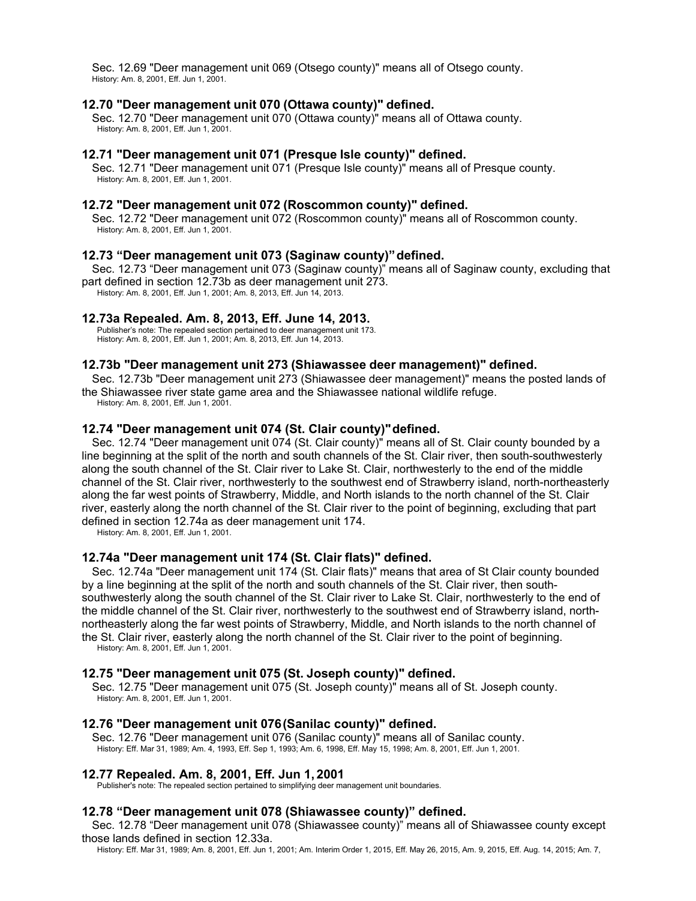Sec. 12.69 "Deer management unit 069 (Otsego county)" means all of Otsego county.

History: Am. 8, 2001, Eff. Jun 1, 2001.

### 12.70 "Deer management unit 070 (Ottawa county)" defined.

Sec. 12.70 "Deer management unit 070 (Ottawa county)" means all of Ottawa county.

History: Am. 8, 2001, Eff. Jun 1, 2001.

### 12.71 "Deer management unit 071 (Presque Isle county)" defined.

Sec. 12.71 "Deer management unit 071 (Presque Isle county)" means all of Presque county.

History: Am. 8, 2001, Eff. Jun 1, 2001.

### 12.72 "Deer management unit 072 (Roscommon county)" defined.

Sec. 12.72 "Deer management unit 072 (Roscommon county)" means all of Roscommon county.

History: Am. 8, 2001, Eff. Jun 1, 2001.

### 12.73 "Deer management unit 073 (Saginaw county)" defined.

Sec. 12.73 "Deer management unit 073 (Saginaw county)" means all of Saginaw county, excluding that part defined in section 12.73b as deer management unit 273.

History: Am. 8, 2001, Eff. Jun 1, 2001; Am. 8, 2013, Eff. Jun 14, 2013.

### 12.73a Repealed. Am. 8, 2013, Eff. June 14, 2013.

Publisher's note: The repealed section pertained to deer management unit 173.

History: Am. 8, 2001, Eff. Jun 1, 2001; Am. 8, 2013, Eff. Jun 14, 2013.

### 12.73b "Deer management unit 273 (Shiawassee deer management)" defined.

Sec. 12.73b "Deer management unit 273 (Shiawassee deer management)" means the posted lands of the Shiawassee river state game area and the Shiawassee national wildlife refuge.

History: Am. 8, 2001, Eff. Jun 1, 2001.

### 12.74 "Deer management unit 074 (St. Clair county)" defined.

Sec. 12.74 "Deer management unit 074 (St. Clair county)" means all of St. Clair county bounded by a line beginning at the split of the north and south channels of the St. Clair river, then south-southwesterly along the south channel of the St. Clair river to Lake St. Clair, northwesterly to the end of the middle channel of the St. Clair river, northwesterly to the southwest end of Strawberry island, north-northeasterly along the far west points of Strawberry, Middle, and North islands to the north channel of the St. Clair river, easterly along the north channel of the St. Clair river to the point of beginning, excluding that part defined in section 12.74a as deer management unit 174.

History: Am. 8, 2001, Eff. Jun 1, 2001.

### 12.74a "Deer management unit 174 (St. Clair flats)" defined.

Sec. 12.74a "Deer management unit 174 (St. Clair flats)" means that area of St Clair county bounded by a line beginning at the split of the north and south channels of the St. Clair river, then south-southwesterly along the south channel of the St. Clair river to Lake St. Clair, northwesterly to the end of the middle channel of the St. Clair river, northwesterly to the southwest end of Strawberry island, north-northeasterly along the far west points of Strawberry, Middle, and North islands to the north channel of the St. Clair river, easterly along the north channel of the St. Clair river to the point of beginning.

History: Am. 8, 2001, Eff. Jun 1, 2001.

### 12.75 "Deer management unit 075 (St. Joseph county)" defined.

Sec. 12.75 "Deer management unit 075 (St. Joseph county)" means all of St. Joseph county.

History: Am. 8, 2001, Eff. Jun 1, 2001.

### 12.76 "Deer management unit 076 (Sanilac county)" defined.

Sec. 12.76 "Deer management unit 076 (Sanilac county)" means all of Sanilac county.

History: Eff. Mar 31, 1989; Am. 4, 1993, Eff. Sep 1, 1993; Am. 6, 1998, Eff. May 15, 1998; Am. 8, 2001, Eff. Jun 1, 2001.

### 12.77 Repealed. Am. 8, 2001, Eff. Jun 1, 2001

Publisher's note: The repealed section pertained to simplifying deer management unit boundaries.

### 12.78 "Deer management unit 078 (Shiawassee county)" defined.

Sec. 12.78 "Deer management unit 078 (Shiawassee county)" means all of Shiawassee county except those lands defined in section 12.33a.

History: Eff. Mar 31, 1989; Am. 8, 2001, Eff. Jun 1, 2001; Am. Interim Order 1, 2015, Eff. May 26, 2015, Am. 9, 2015, Eff. Aug. 14, 2015; Am. 7,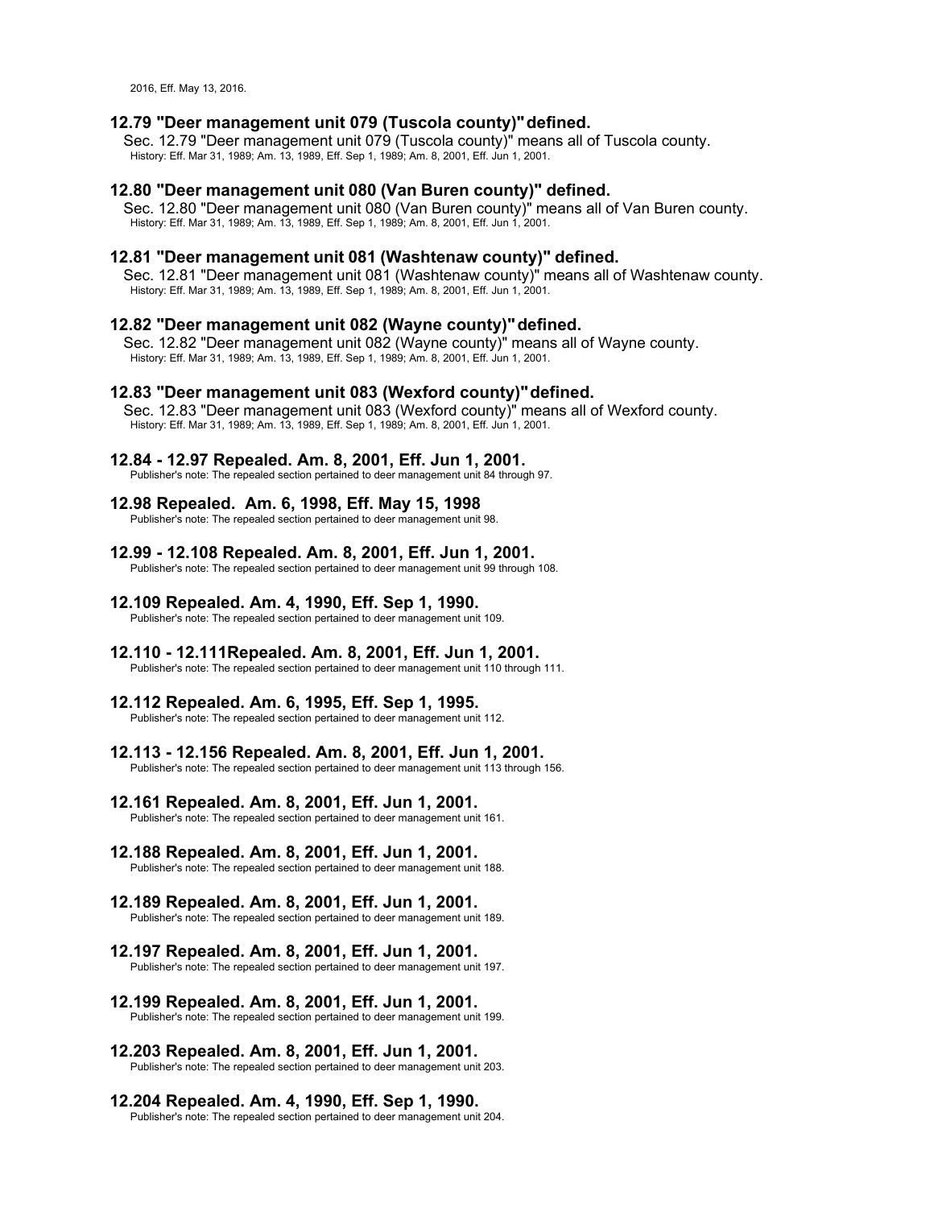2016, Eff. May 13, 2016.

### 12.79 "Deer management unit 079 (Tuscola county)" defined.

Sec. 12.79 "Deer management unit 079 (Tuscola county)" means all of Tuscola county.

History: Eff. Mar 31, 1989; Am. 13, 1989, Eff. Sep 1, 1989; Am. 8, 2001, Eff. Jun 1, 2001.

### 12.80 "Deer management unit 080 (Van Buren county)" defined.

Sec. 12.80 "Deer management unit 080 (Van Buren county)" means all of Van Buren county.

History: Eff. Mar 31, 1989; Am. 13, 1989, Eff. Sep 1, 1989; Am. 8, 2001, Eff. Jun 1, 2001.

### 12.81 "Deer management unit 081 (Washtenaw county)" defined.

Sec. 12.81 "Deer management unit 081 (Washtenaw county)" means all of Washtenaw county.

History: Eff. Mar 31, 1989; Am. 13, 1989, Eff. Sep 1, 1989; Am. 8, 2001, Eff. Jun 1, 2001.

### 12.82 "Deer management unit 082 (Wayne county)" defined.

Sec. 12.82 "Deer management unit 082 (Wayne county)" means all of Wayne county.

History: Eff. Mar 31, 1989; Am. 13, 1989, Eff. Sep 1, 1989; Am. 8, 2001, Eff. Jun 1, 2001.

### 12.83 "Deer management unit 083 (Wexford county)" defined.

Sec. 12.83 "Deer management unit 083 (Wexford county)" means all of Wexford county.

History: Eff. Mar 31, 1989; Am. 13, 1989, Eff. Sep 1, 1989; Am. 8, 2001, Eff. Jun 1, 2001.

### 12.84 - 12.97 Repealed. Am. 8, 2001, Eff. Jun 1, 2001.

Publisher's note: The repealed section pertained to deer management unit 84 through 97.

### 12.98 Repealed. Am. 6, 1998, Eff. May 15, 1998

Publisher's note: The repealed section pertained to deer management unit 98.

### 12.99 - 12.108 Repealed. Am. 8, 2001, Eff. Jun 1, 2001.

Publisher's note: The repealed section pertained to deer management unit 99 through 108.

### 12.109 Repealed. Am. 4, 1990, Eff. Sep 1, 1990.

Publisher's note: The repealed section pertained to deer management unit 109.

### 12.110 - 12.111Repealed. Am. 8, 2001, Eff. Jun 1, 2001.

Publisher's note: The repealed section pertained to deer management unit 110 through 111.

### 12.112 Repealed. Am. 6, 1995, Eff. Sep 1, 1995.

Publisher's note: The repealed section pertained to deer management unit 112.

### 12.113 - 12.156 Repealed. Am. 8, 2001, Eff. Jun 1, 2001.

Publisher's note: The repealed section pertained to deer management unit 113 through 156.

### 12.161 Repealed. Am. 8, 2001, Eff. Jun 1, 2001.

Publisher's note: The repealed section pertained to deer management unit 161.

### 12.188 Repealed. Am. 8, 2001, Eff. Jun 1, 2001.

Publisher's note: The repealed section pertained to deer management unit 188.

### 12.189 Repealed. Am. 8, 2001, Eff. Jun 1, 2001.

Publisher's note: The repealed section pertained to deer management unit 189.

### 12.197 Repealed. Am. 8, 2001, Eff. Jun 1, 2001.

Publisher's note: The repealed section pertained to deer management unit 197.

### 12.199 Repealed. Am. 8, 2001, Eff. Jun 1, 2001.

Publisher's note: The repealed section pertained to deer management unit 199.

### 12.203 Repealed. Am. 8, 2001, Eff. Jun 1, 2001.

Publisher's note: The repealed section pertained to deer management unit 203.

### 12.204 Repealed. Am. 4, 1990, Eff. Sep 1, 1990.

Publisher's note: The repealed section pertained to deer management unit 204.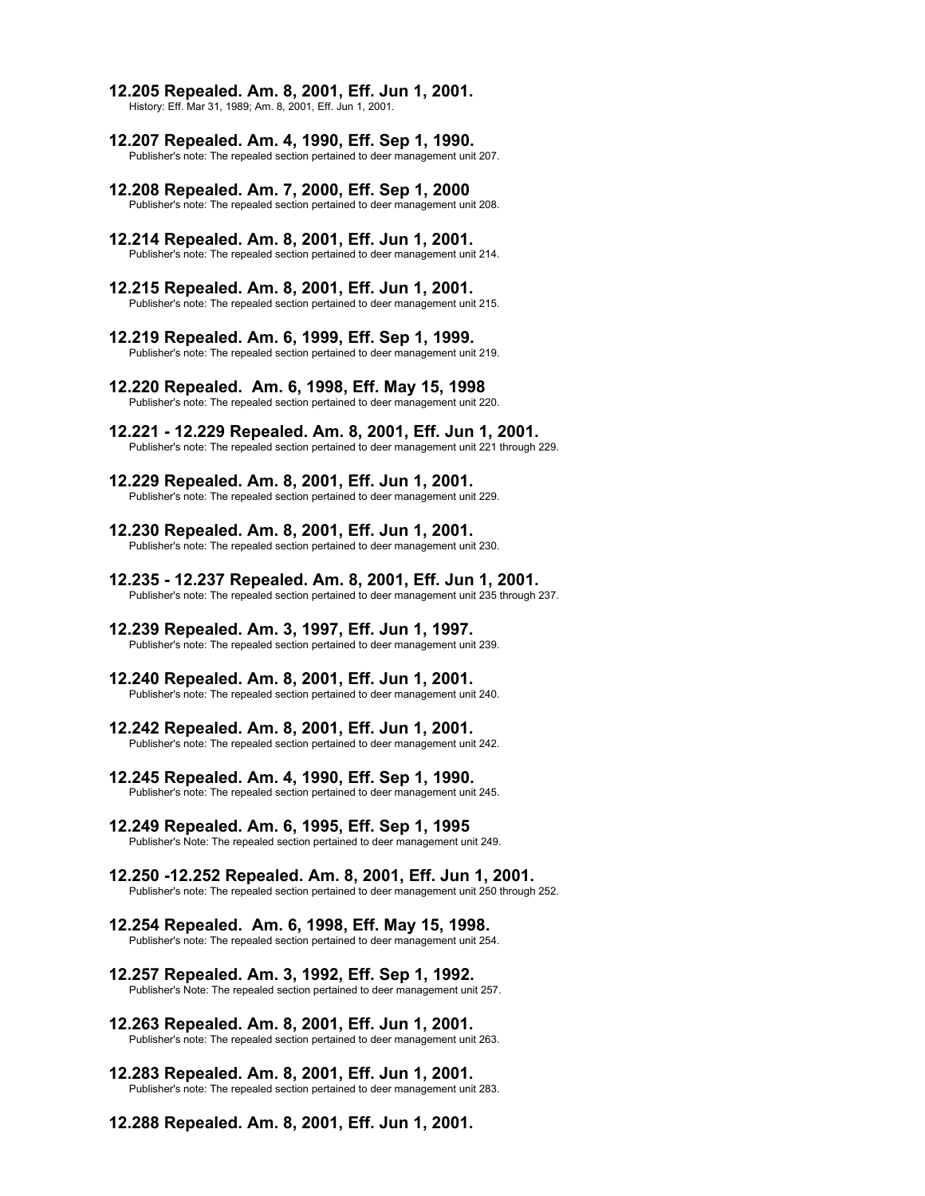### 12.205 Repealed. Am. 8, 2001, Eff. Jun 1, 2001.

History: Eff. Mar 31, 1989; Am. 8, 2001, Eff. Jun 1, 2001.

### 12.207 Repealed. Am. 4, 1990, Eff. Sep 1, 1990.

Publisher's note: The repealed section pertained to deer management unit 207.

### 12.208 Repealed. Am. 7, 2000, Eff. Sep 1, 2000

Publisher's note: The repealed section pertained to deer management unit 208.

### 12.214 Repealed. Am. 8, 2001, Eff. Jun 1, 2001.

Publisher's note: The repealed section pertained to deer management unit 214.

### 12.215 Repealed. Am. 8, 2001, Eff. Jun 1, 2001.

Publisher's note: The repealed section pertained to deer management unit 215.

### 12.219 Repealed. Am. 6, 1999, Eff. Sep 1, 1999.

Publisher's note: The repealed section pertained to deer management unit 219.

### 12.220 Repealed. Am. 6, 1998, Eff. May 15, 1998

Publisher's note: The repealed section pertained to deer management unit 220.

### 12.221 - 12.229 Repealed. Am. 8, 2001, Eff. Jun 1, 2001.

Publisher's note: The repealed section pertained to deer management unit 221 through 229.

### 12.229 Repealed. Am. 8, 2001, Eff. Jun 1, 2001.

Publisher's note: The repealed section pertained to deer management unit 229.

### 12.230 Repealed. Am. 8, 2001, Eff. Jun 1, 2001.

Publisher's note: The repealed section pertained to deer management unit 230.

### 12.235 - 12.237 Repealed. Am. 8, 2001, Eff. Jun 1, 2001.

Publisher's note: The repealed section pertained to deer management unit 235 through 237.

### 12.239 Repealed. Am. 3, 1997, Eff. Jun 1, 1997.

Publisher's note: The repealed section pertained to deer management unit 239.

### 12.240 Repealed. Am. 8, 2001, Eff. Jun 1, 2001.

Publisher's note: The repealed section pertained to deer management unit 240.

### 12.242 Repealed. Am. 8, 2001, Eff. Jun 1, 2001.

Publisher's note: The repealed section pertained to deer management unit 242.

### 12.245 Repealed. Am. 4, 1990, Eff. Sep 1, 1990.

Publisher's note: The repealed section pertained to deer management unit 245.

### 12.249 Repealed. Am. 6, 1995, Eff. Sep 1, 1995

Publisher's Note: The repealed section pertained to deer management unit 249.

### 12.250 -12.252 Repealed. Am. 8, 2001, Eff. Jun 1, 2001.

Publisher's note: The repealed section pertained to deer management unit 250 through 252.

### 12.254 Repealed. Am. 6, 1998, Eff. May 15, 1998.

Publisher's note: The repealed section pertained to deer management unit 254.

### 12.257 Repealed. Am. 3, 1992, Eff. Sep 1, 1992.

Publisher's Note: The repealed section pertained to deer management unit 257.

### 12.263 Repealed. Am. 8, 2001, Eff. Jun 1, 2001.

Publisher's note: The repealed section pertained to deer management unit 263.

### 12.283 Repealed. Am. 8, 2001, Eff. Jun 1, 2001.

Publisher's note: The repealed section pertained to deer management unit 283.

### 12.288 Repealed. Am. 8, 2001, Eff. Jun 1, 2001.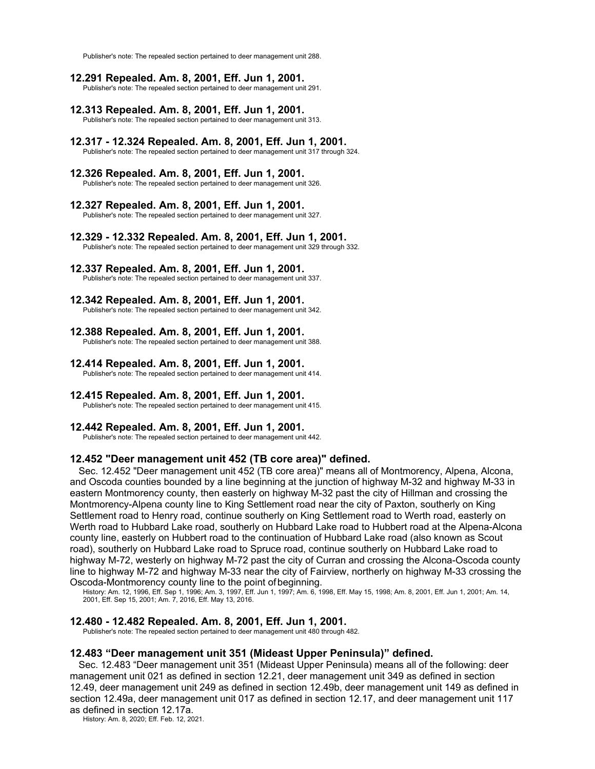Publisher's note: The repealed section pertained to deer management unit 288.

### 12.291 Repealed. Am. 8, 2001, Eff. Jun 1, 2001.

Publisher's note: The repealed section pertained to deer management unit 291.

### 12.313 Repealed. Am. 8, 2001, Eff. Jun 1, 2001.

Publisher's note: The repealed section pertained to deer management unit 313.

### 12.317 - 12.324 Repealed. Am. 8, 2001, Eff. Jun 1, 2001.

Publisher's note: The repealed section pertained to deer management unit 317 through 324.

### 12.326 Repealed. Am. 8, 2001, Eff. Jun 1, 2001.

Publisher's note: The repealed section pertained to deer management unit 326.

### 12.327 Repealed. Am. 8, 2001, Eff. Jun 1, 2001.

Publisher's note: The repealed section pertained to deer management unit 327.

### 12.329 - 12.332 Repealed. Am. 8, 2001, Eff. Jun 1, 2001.

Publisher's note: The repealed section pertained to deer management unit 329 through 332.

### 12.337 Repealed. Am. 8, 2001, Eff. Jun 1, 2001.

Publisher's note: The repealed section pertained to deer management unit 337.

### 12.342 Repealed. Am. 8, 2001, Eff. Jun 1, 2001.

Publisher's note: The repealed section pertained to deer management unit 342.

### 12.388 Repealed. Am. 8, 2001, Eff. Jun 1, 2001.

Publisher's note: The repealed section pertained to deer management unit 388.

### 12.414 Repealed. Am. 8, 2001, Eff. Jun 1, 2001.

Publisher's note: The repealed section pertained to deer management unit 414.

### 12.415 Repealed. Am. 8, 2001, Eff. Jun 1, 2001.

Publisher's note: The repealed section pertained to deer management unit 415.

### 12.442 Repealed. Am. 8, 2001, Eff. Jun 1, 2001.

Publisher's note: The repealed section pertained to deer management unit 442.

### 12.452 "Deer management unit 452 (TB core area)" defined.

Sec. 12.452 "Deer management unit 452 (TB core area)" means all of Montmorency, Alpena, Alcona, and Oscoda counties bounded by a line beginning at the junction of highway M-32 and highway M-33 in eastern Montmorency county, then easterly on highway M-32 past the city of Hillman and crossing the Montmorency-Alpena county line to King Settlement road near the city of Paxton, southerly on King Settlement road to Henry road, continue southerly on King Settlement road to Werth road, easterly on Werth road to Hubbard Lake road, southerly on Hubbard Lake road to Hubbert road at the Alpena-Alcona county line, easterly on Hubbert road to the continuation of Hubbard Lake road (also known as Scout road), southerly on Hubbard Lake road to Spruce road, continue southerly on Hubbard Lake road to highway M-72, westerly on highway M-72 past the city of Curran and crossing the Alcona-Oscoda county line to highway M-72 and highway M-33 near the city of Fairview, northerly on highway M-33 crossing the Oscoda-Montmorency county line to the point of beginning.

History: Am. 12, 1996, Eff. Sep 1, 1996; Am. 3, 1997, Eff. Jun 1, 1997; Am. 6, 1998, Eff. May 15, 1998; Am. 8, 2001, Eff. Jun 1, 2001; Am. 14, 2001, Eff. Sep 15, 2001; Am. 7, 2016, Eff. May 13, 2016.

### 12.480 - 12.482 Repealed. Am. 8, 2001, Eff. Jun 1, 2001.

Publisher's note: The repealed section pertained to deer management unit 480 through 482.

### 12.483 "Deer management unit 351 (Mideast Upper Peninsula)" defined.

Sec. 12.483 "Deer management unit 351 (Mideast Upper Peninsula) means all of the following: deer management unit 021 as defined in section 12.21, deer management unit 349 as defined in section 12.49, deer management unit 249 as defined in section 12.49b, deer management unit 149 as defined in section 12.49a, deer management unit 017 as defined in section 12.17, and deer management unit 117 as defined in section 12.17a.

History: Am. 8, 2020; Eff. Feb. 12, 2021.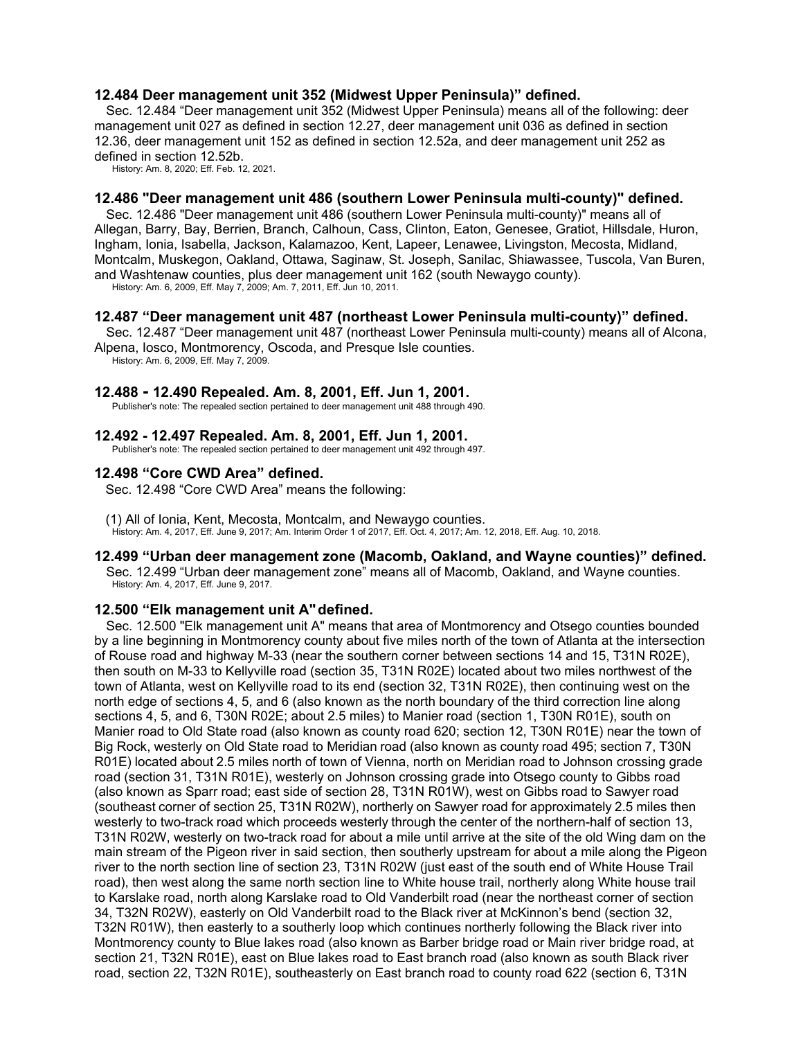### 12.484 Deer management unit 352 (Midwest Upper Peninsula)" defined.

Sec. 12.484 "Deer management unit 352 (Midwest Upper Peninsula) means all of the following: deer management unit 027 as defined in section 12.27, deer management unit 036 as defined in section 12.36, deer management unit 152 as defined in section 12.52a, and deer management unit 252 as defined in section 12.52b.

History: Am. 8, 2020; Eff. Feb. 12, 2021.

### 12.486 "Deer management unit 486 (southern Lower Peninsula multi-county)" defined.

Sec. 12.486 "Deer management unit 486 (southern Lower Peninsula multi-county)" means all of Allegan, Barry, Bay, Berrien, Branch, Calhoun, Cass, Clinton, Eaton, Genesee, Gratiot, Hillsdale, Huron, Ingham, Ionia, Isabella, Jackson, Kalamazoo, Kent, Lapeer, Lenawee, Livingston, Mecosta, Midland, Montcalm, Muskegon, Oakland, Ottawa, Saginaw, St. Joseph, Sanilac, Shiawassee, Tuscola, Van Buren, and Washtenaw counties, plus deer management unit 162 (south Newaygo county).

History: Am. 6, 2009, Eff. May 7, 2009; Am. 7, 2011, Eff. Jun 10, 2011.

### 12.487 "Deer management unit 487 (northeast Lower Peninsula multi-county)" defined.

Sec. 12.487 "Deer management unit 487 (northeast Lower Peninsula multi-county) means all of Alcona, Alpena, Iosco, Montmorency, Oscoda, and Presque Isle counties.

History: Am. 6, 2009, Eff. May 7, 2009.

### 12.488 - 12.490 Repealed. Am. 8, 2001, Eff. Jun 1, 2001.

Publisher's note: The repealed section pertained to deer management unit 488 through 490.

### 12.492 - 12.497 Repealed. Am. 8, 2001, Eff. Jun 1, 2001.

Publisher's note: The repealed section pertained to deer management unit 492 through 497.

### 12.498 "Core CWD Area" defined.

Sec. 12.498 "Core CWD Area" means the following:

(1) All of Ionia, Kent, Mecosta, Montcalm, and Newaygo counties.

History: Am. 4, 2017, Eff. June 9, 2017; Am. Interim Order 1 of 2017, Eff. Oct. 4, 2017; Am. 12, 2018, Eff. Aug. 10, 2018.

### 12.499 "Urban deer management zone (Macomb, Oakland, and Wayne counties)" defined.

Sec. 12.499 "Urban deer management zone" means all of Macomb, Oakland, and Wayne counties.

History: Am. 4, 2017, Eff. June 9, 2017.

### 12.500 "Elk management unit A" defined.

Sec. 12.500 "Elk management unit A" means that area of Montmorency and Otsego counties bounded by a line beginning in Montmorency county about five miles north of the town of Atlanta at the intersection of Rouse road and highway M-33 (near the southern corner between sections 14 and 15, T31N R02E), then south on M-33 to Kellyville road (section 35, T31N R02E) located about two miles northwest of the town of Atlanta, west on Kellyville road to its end (section 32, T31N R02E), then continuing west on the north edge of sections 4, 5, and 6 (also known as the north boundary of the third correction line along sections 4, 5, and 6, T30N R02E; about 2.5 miles) to Manier road (section 1, T30N R01E), south on Manier road to Old State road (also known as county road 620; section 12, T30N R01E) near the town of Big Rock, westerly on Old State road to Meridian road (also known as county road 495; section 7, T30N R01E) located about 2.5 miles north of town of Vienna, north on Meridian road to Johnson crossing grade road (section 31, T31N R01E), westerly on Johnson crossing grade into Otsego county to Gibbs road (also known as Sparr road; east side of section 28, T31N R01W), west on Gibbs road to Sawyer road (southeast corner of section 25, T31N R02W), northerly on Sawyer road for approximately 2.5 miles then westerly to two-track road which proceeds westerly through the center of the northern-half of section 13, T31N R02W, westerly on two-track road for about a mile until arrive at the site of the old Wing dam on the main stream of the Pigeon river in said section, then southerly upstream for about a mile along the Pigeon river to the north section line of section 23, T31N R02W (just east of the south end of White House Trail road), then west along the same north section line to White house trail, northerly along White house trail to Karslake road, north along Karslake road to Old Vanderbilt road (near the northeast corner of section 34, T32N R02W), easterly on Old Vanderbilt road to the Black river at McKinnon's bend (section 32, T32N R01W), then easterly to a southerly loop which continues northerly following the Black river into Montmorency county to Blue lakes road (also known as Barber bridge road or Main river bridge road, at section 21, T32N R01E), east on Blue lakes road to East branch road (also known as south Black river road, section 22, T32N R01E), southeasterly on East branch road to county road 622 (section 6, T31N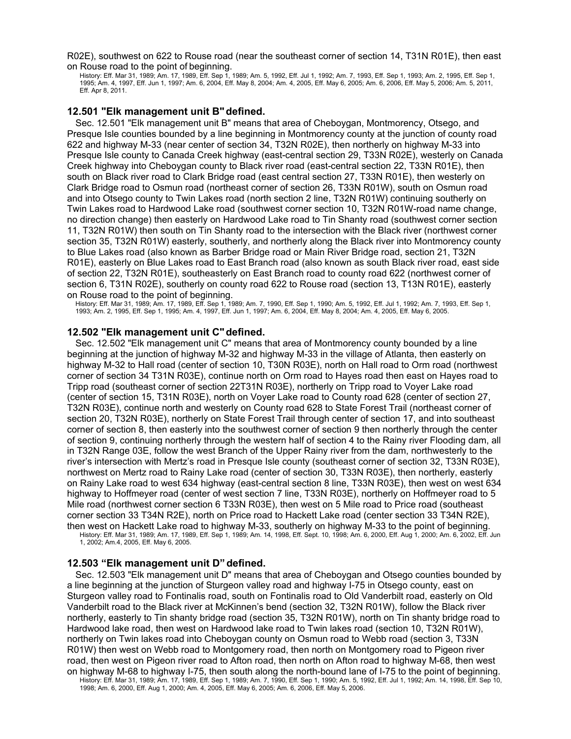R02E), southwest on 622 to Rouse road (near the southeast corner of section 14, T31N R01E), then east on Rouse road to the point of beginning.

History: Eff. Mar 31, 1989; Am. 17, 1989, Eff. Sep 1, 1989; Am. 5, 1992, Eff. Jul 1, 1992; Am. 7, 1993, Eff. Sep 1, 1993; Am. 2, 1995, Eff. Sep 1, 1995; Am. 4, 1997, Eff. Jun 1, 1997; Am. 6, 2004, Eff. May 8, 2004; Am. 4, 2005, Eff. May 6, 2005; Am. 6, 2006, Eff. May 5, 2006; Am. 5, 2011, Eff. Apr 8, 2011.

### 12.501 "Elk management unit B" defined.

Sec. 12.501 "Elk management unit B" means that area of Cheboygan, Montmorency, Otsego, and Presque Isle counties bounded by a line beginning in Montmorency county at the junction of county road 622 and highway M-33 (near center of section 34, T32N R02E), then northerly on highway M-33 into Presque Isle county to Canada Creek highway (east-central section 29, T33N R02E), westerly on Canada Creek highway into Cheboygan county to Black river road (east-central section 22, T33N R01E), then south on Black river road to Clark Bridge road (east central section 27, T33N R01E), then westerly on Clark Bridge road to Osmun road (northeast corner of section 26, T33N R01W), south on Osmun road and into Otsego county to Twin Lakes road (north section 2 line, T32N R01W) continuing southerly on Twin Lakes road to Hardwood Lake road (southwest corner section 10, T32N R01W-road name change, no direction change) then easterly on Hardwood Lake road to Tin Shanty road (southwest corner section 11, T32N R01W) then south on Tin Shanty road to the intersection with the Black river (northwest corner section 35, T32N R01W) easterly, southerly, and northerly along the Black river into Montmorency county to Blue Lakes road (also known as Barber Bridge road or Main River Bridge road, section 21, T32N R01E), easterly on Blue Lakes road to East Branch road (also known as south Black river road, east side of section 22, T32N R01E), southeasterly on East Branch road to county road 622 (northwest corner of section 6, T31N R02E), southerly on county road 622 to Rouse road (section 13, T13N R01E), easterly on Rouse road to the point of beginning.

History: Eff. Mar 31, 1989; Am. 17, 1989, Eff. Sep 1, 1989; Am. 7, 1990, Eff. Sep 1, 1990; Am. 5, 1992, Eff. Jul 1, 1992; Am. 7, 1993, Eff. Sep 1, 1993; Am. 2, 1995, Eff. Sep 1, 1995; Am. 4, 1997, Eff. Jun 1, 1997; Am. 6, 2004, Eff. May 8, 2004; Am. 4, 2005, Eff. May 6, 2005.

### 12.502 "Elk management unit C" defined.

Sec. 12.502 "Elk management unit C" means that area of Montmorency county bounded by a line beginning at the junction of highway M-32 and highway M-33 in the village of Atlanta, then easterly on highway M-32 to Hall road (center of section 10, T30N R03E), north on Hall road to Orm road (northwest corner of section 34 T31N R03E), continue north on Orm road to Hayes road then east on Hayes road to Tripp road (southeast corner of section 22T31N R03E), northerly on Tripp road to Voyer Lake road (center of section 15, T31N R03E), north on Voyer Lake road to County road 628 (center of section 27, T32N R03E), continue north and westerly on County road 628 to State Forest Trail (northeast corner of section 20, T32N R03E), northerly on State Forest Trail through center of section 17, and into southeast corner of section 8, then easterly into the southwest corner of section 9 then northerly through the center of section 9, continuing northerly through the western half of section 4 to the Rainy river Flooding dam, all in T32N Range 03E, follow the west Branch of the Upper Rainy river from the dam, northwesterly to the river's intersection with Mertz's road in Presque Isle county (southeast corner of section 32, T33N R03E), northwest on Mertz road to Rainy Lake road (center of section 30, T33N R03E), then northerly, easterly on Rainy Lake road to west 634 highway (east-central section 8 line, T33N R03E), then west on west 634 highway to Hoffmeyer road (center of west section 7 line, T33N R03E), northerly on Hoffmeyer road to 5 Mile road (northwest corner section 6 T33N R03E), then west on 5 Mile road to Price road (southeast corner section 33 T34N R2E), north on Price road to Hackett Lake road (center section 33 T34N R2E), then west on Hackett Lake road to highway M-33, southerly on highway M-33 to the point of beginning.

History: Eff. Mar 31, 1989; Am. 17, 1989, Eff. Sep 1, 1989; Am. 14, 1998, Eff. Sept. 10, 1998; Am. 6, 2000, Eff. Aug 1, 2000; Am. 6, 2002, Eff. Jun 1, 2002; Am.4, 2005, Eff. May 6, 2005.

### 12.503 "Elk management unit D" defined.

Sec. 12.503 "Elk management unit D" means that area of Cheboygan and Otsego counties bounded by a line beginning at the junction of Sturgeon valley road and highway I-75 in Otsego county, east on Sturgeon valley road to Fontinalis road, south on Fontinalis road to Old Vanderbilt road, easterly on Old Vanderbilt road to the Black river at McKinnen's bend (section 32, T32N R01W), follow the Black river northerly, easterly to Tin shanty bridge road (section 35, T32N R01W), north on Tin shanty bridge road to Hardwood lake road, then west on Hardwood lake road to Twin lakes road (section 10, T32N R01W), northerly on Twin lakes road into Cheboygan county on Osmun road to Webb road (section 3, T33N R01W) then west on Webb road to Montgomery road, then north on Montgomery road to Pigeon river road, then west on Pigeon river road to Afton road, then north on Afton road to highway M-68, then west on highway M-68 to highway I-75, then south along the north-bound lane of I-75 to the point of beginning.

History: Eff. Mar 31, 1989; Am. 17, 1989, Eff. Sep 1, 1989; Am. 7, 1990, Eff. Sep 1, 1990; Am. 5, 1992, Eff. Jul 1, 1992; Am. 14, 1998, Eff. Sep 10, 1998; Am. 6, 2000, Eff. Aug 1, 2000; Am. 4, 2005, Eff. May 6, 2005; Am. 6, 2006, Eff. May 5, 2006.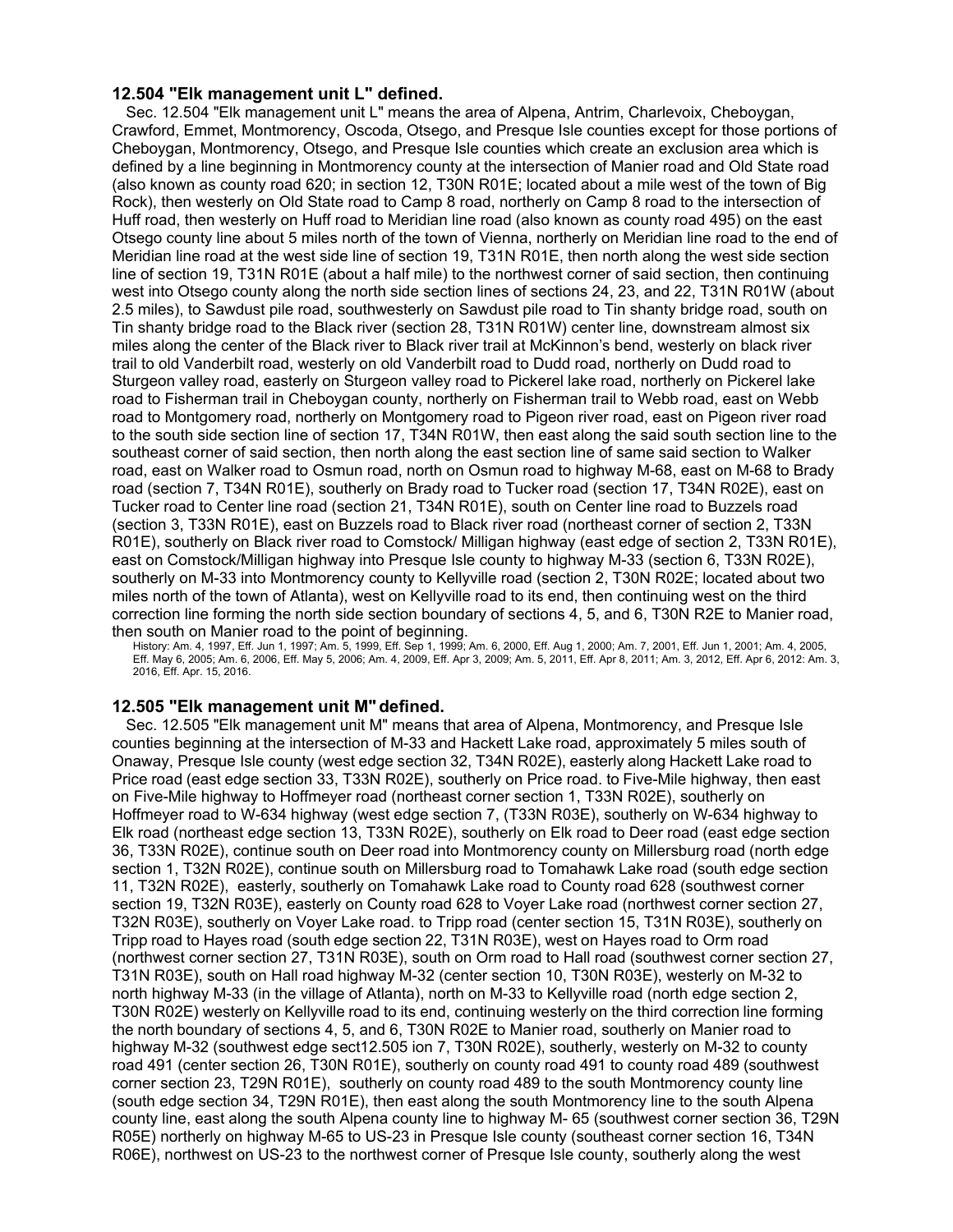### 12.504 "Elk management unit L" defined.

Sec. 12.504 "Elk management unit L" means the area of Alpena, Antrim, Charlevoix, Cheboygan, Crawford, Emmet, Montmorency, Oscoda, Otsego, and Presque Isle counties except for those portions of Cheboygan, Montmorency, Otsego, and Presque Isle counties which create an exclusion area which is defined by a line beginning in Montmorency county at the intersection of Manier road and Old State road (also known as county road 620; in section 12, T30N R01E; located about a mile west of the town of Big Rock), then westerly on Old State road to Camp 8 road, northerly on Camp 8 road to the intersection of Huff road, then westerly on Huff road to Meridian line road (also known as county road 495) on the east Otsego county line about 5 miles north of the town of Vienna, northerly on Meridian line road to the end of Meridian line road at the west side line of section 19, T31N R01E, then north along the west side section line of section 19, T31N R01E (about a half mile) to the northwest corner of said section, then continuing west into Otsego county along the north side section lines of sections 24, 23, and 22, T31N R01W (about 2.5 miles), to Sawdust pile road, southwesterly on Sawdust pile road to Tin shanty bridge road, south on Tin shanty bridge road to the Black river (section 28, T31N R01W) center line, downstream almost six miles along the center of the Black river to Black river trail at McKinnon's bend, westerly on black river trail to old Vanderbilt road, westerly on old Vanderbilt road to Dudd road, northerly on Dudd road to Sturgeon valley road, easterly on Sturgeon valley road to Pickerel lake road, northerly on Pickerel lake road to Fisherman trail in Cheboygan county, northerly on Fisherman trail to Webb road, east on Webb road to Montgomery road, northerly on Montgomery road to Pigeon river road, east on Pigeon river road to the south side section line of section 17, T34N R01W, then east along the said south section line to the southeast corner of said section, then north along the east section line of same said section to Walker road, east on Walker road to Osmun road, north on Osmun road to highway M-68, east on M-68 to Brady road (section 7, T34N R01E), southerly on Brady road to Tucker road (section 17, T34N R02E), east on Tucker road to Center line road (section 21, T34N R01E), south on Center line road to Buzzels road (section 3, T33N R01E), east on Buzzels road to Black river road (northeast corner of section 2, T33N R01E), southerly on Black river road to Comstock/ Milligan highway (east edge of section 2, T33N R01E), east on Comstock/Milligan highway into Presque Isle county to highway M-33 (section 6, T33N R02E), southerly on M-33 into Montmorency county to Kellyville road (section 2, T30N R02E; located about two miles north of the town of Atlanta), west on Kellyville road to its end, then continuing west on the third correction line forming the north side section boundary of sections 4, 5, and 6, T30N R2E to Manier road, then south on Manier road to the point of beginning.

History: Am. 4, 1997, Eff. Jun 1, 1997; Am. 5, 1999, Eff. Sep 1, 1999; Am. 6, 2000, Eff. Aug 1, 2000; Am. 7, 2001, Eff. Jun 1, 2001; Am. 4, 2005, Eff. May 6, 2005; Am. 6, 2006, Eff. May 5, 2006; Am. 4, 2009, Eff. Apr 3, 2009; Am. 5, 2011, Eff. Apr 8, 2011; Am. 3, 2012, Eff. Apr 6, 2012: Am. 3, 2016, Eff. Apr. 15, 2016.

### 12.505 "Elk management unit M" defined.

Sec. 12.505 "Elk management unit M" means that area of Alpena, Montmorency, and Presque Isle counties beginning at the intersection of M-33 and Hackett Lake road, approximately 5 miles south of Onaway, Presque Isle county (west edge section 32, T34N R02E), easterly along Hackett Lake road to Price road (east edge section 33, T33N R02E), southerly on Price road. to Five-Mile highway, then east on Five-Mile highway to Hoffmeyer road (northeast corner section 1, T33N R02E), southerly on Hoffmeyer road to W-634 highway (west edge section 7, (T33N R03E), southerly on W-634 highway to Elk road (northeast edge section 13, T33N R02E), southerly on Elk road to Deer road (east edge section 36, T33N R02E), continue south on Deer road into Montmorency county on Millersburg road (north edge section 1, T32N R02E), continue south on Millersburg road to Tomahawk Lake road (south edge section 11, T32N R02E), easterly, southerly on Tomahawk Lake road to County road 628 (southwest corner section 19, T32N R03E), easterly on County road 628 to Voyer Lake road (northwest corner section 27, T32N R03E), southerly on Voyer Lake road. to Tripp road (center section 15, T31N R03E), southerly on Tripp road to Hayes road (south edge section 22, T31N R03E), west on Hayes road to Orm road (northwest corner section 27, T31N R03E), south on Orm road to Hall road (southwest corner section 27, T31N R03E), south on Hall road highway M-32 (center section 10, T30N R03E), westerly on M-32 to north highway M-33 (in the village of Atlanta), north on M-33 to Kellyville road (north edge section 2, T30N R02E) westerly on Kellyville road to its end, continuing westerly on the third correction line forming the north boundary of sections 4, 5, and 6, T30N R02E to Manier road, southerly on Manier road to highway M-32 (southwest edge sect12.505 ion 7, T30N R02E), southerly, westerly on M-32 to county road 491 (center section 26, T30N R01E), southerly on county road 491 to county road 489 (southwest corner section 23, T29N R01E), southerly on county road 489 to the south Montmorency county line (south edge section 34, T29N R01E), then east along the south Montmorency line to the south Alpena county line, east along the south Alpena county line to highway M- 65 (southwest corner section 36, T29N R05E) northerly on highway M-65 to US-23 in Presque Isle county (southeast corner section 16, T34N R06E), northwest on US-23 to the northwest corner of Presque Isle county, southerly along the west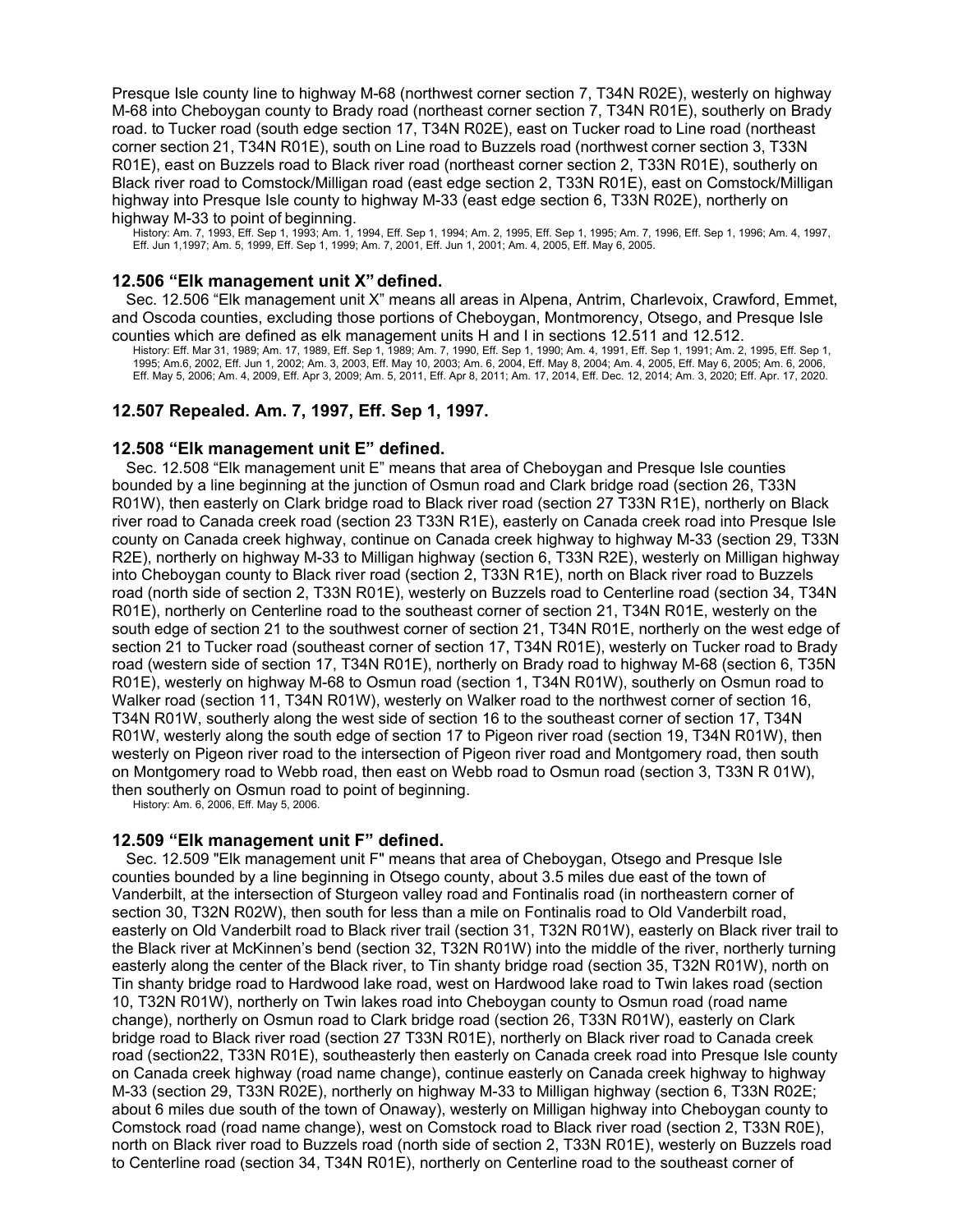Presque Isle county line to highway M-68 (northwest corner section 7, T34N R02E), westerly on highway M-68 into Cheboygan county to Brady road (northeast corner section 7, T34N R01E), southerly on Brady road. to Tucker road (south edge section 17, T34N R02E), east on Tucker road to Line road (northeast corner section 21, T34N R01E), south on Line road to Buzzels road (northwest corner section 3, T33N R01E), east on Buzzels road to Black river road (northeast corner section 2, T33N R01E), southerly on Black river road to Comstock/Milligan road (east edge section 2, T33N R01E), east on Comstock/Milligan highway into Presque Isle county to highway M-33 (east edge section 6, T33N R02E), northerly on highway M-33 to point of beginning.

History: Am. 7, 1993, Eff. Sep 1, 1993; Am. 1, 1994, Eff. Sep 1, 1994; Am. 2, 1995, Eff. Sep 1, 1995; Am. 7, 1996, Eff. Sep 1, 1996; Am. 4, 1997, Eff. Jun 1,1997; Am. 5, 1999, Eff. Sep 1, 1999; Am. 7, 2001, Eff. Jun 1, 2001; Am. 4, 2005, Eff. May 6, 2005.

### 12.506 "Elk management unit X" defined.

Sec. 12.506 "Elk management unit X" means all areas in Alpena, Antrim, Charlevoix, Crawford, Emmet, and Oscoda counties, excluding those portions of Cheboygan, Montmorency, Otsego, and Presque Isle counties which are defined as elk management units H and I in sections 12.511 and 12.512.

History: Eff. Mar 31, 1989; Am. 17, 1989, Eff. Sep 1, 1989; Am. 7, 1990, Eff. Sep 1, 1990; Am. 4, 1991, Eff. Sep 1, 1991; Am. 2, 1995, Eff. Sep 1, 1995; Am.6, 2002, Eff. Jun 1, 2002; Am. 3, 2003, Eff. May 10, 2003; Am. 6, 2004, Eff. May 8, 2004; Am. 4, 2005, Eff. May 6, 2005; Am. 6, 2006, Eff. May 5, 2006; Am. 4, 2009, Eff. Apr 3, 2009; Am. 5, 2011, Eff. Apr 8, 2011; Am. 17, 2014, Eff. Dec. 12, 2014; Am. 3, 2020; Eff. Apr. 17, 2020.

### 12.507 Repealed. Am. 7, 1997, Eff. Sep 1, 1997.

### 12.508 "Elk management unit E" defined.

Sec. 12.508 "Elk management unit E" means that area of Cheboygan and Presque Isle counties bounded by a line beginning at the junction of Osmun road and Clark bridge road (section 26, T33N R01W), then easterly on Clark bridge road to Black river road (section 27 T33N R1E), northerly on Black river road to Canada creek road (section 23 T33N R1E), easterly on Canada creek road into Presque Isle county on Canada creek highway, continue on Canada creek highway to highway M-33 (section 29, T33N R2E), northerly on highway M-33 to Milligan highway (section 6, T33N R2E), westerly on Milligan highway into Cheboygan county to Black river road (section 2, T33N R1E), north on Black river road to Buzzels road (north side of section 2, T33N R01E), westerly on Buzzels road to Centerline road (section 34, T34N R01E), northerly on Centerline road to the southeast corner of section 21, T34N R01E, westerly on the south edge of section 21 to the southwest corner of section 21, T34N R01E, northerly on the west edge of section 21 to Tucker road (southeast corner of section 17, T34N R01E), westerly on Tucker road to Brady road (western side of section 17, T34N R01E), northerly on Brady road to highway M-68 (section 6, T35N R01E), westerly on highway M-68 to Osmun road (section 1, T34N R01W), southerly on Osmun road to Walker road (section 11, T34N R01W), westerly on Walker road to the northwest corner of section 16, T34N R01W, southerly along the west side of section 16 to the southeast corner of section 17, T34N R01W, westerly along the south edge of section 17 to Pigeon river road (section 19, T34N R01W), then westerly on Pigeon river road to the intersection of Pigeon river road and Montgomery road, then south on Montgomery road to Webb road, then east on Webb road to Osmun road (section 3, T33N R 01W), then southerly on Osmun road to point of beginning.

History: Am. 6, 2006, Eff. May 5, 2006.

### 12.509 "Elk management unit F" defined.

Sec. 12.509 "Elk management unit F" means that area of Cheboygan, Otsego and Presque Isle counties bounded by a line beginning in Otsego county, about 3.5 miles due east of the town of Vanderbilt, at the intersection of Sturgeon valley road and Fontinalis road (in northeastern corner of section 30, T32N R02W), then south for less than a mile on Fontinalis road to Old Vanderbilt road, easterly on Old Vanderbilt road to Black river trail (section 31, T32N R01W), easterly on Black river trail to the Black river at McKinnen's bend (section 32, T32N R01W) into the middle of the river, northerly turning easterly along the center of the Black river, to Tin shanty bridge road (section 35, T32N R01W), north on Tin shanty bridge road to Hardwood lake road, west on Hardwood lake road to Twin lakes road (section 10, T32N R01W), northerly on Twin lakes road into Cheboygan county to Osmun road (road name change), northerly on Osmun road to Clark bridge road (section 26, T33N R01W), easterly on Clark bridge road to Black river road (section 27 T33N R01E), northerly on Black river road to Canada creek road (section22, T33N R01E), southeasterly then easterly on Canada creek road into Presque Isle county on Canada creek highway (road name change), continue easterly on Canada creek highway to highway M-33 (section 29, T33N R02E), northerly on highway M-33 to Milligan highway (section 6, T33N R02E; about 6 miles due south of the town of Onaway), westerly on Milligan highway into Cheboygan county to Comstock road (road name change), west on Comstock road to Black river road (section 2, T33N R0E), north on Black river road to Buzzels road (north side of section 2, T33N R01E), westerly on Buzzels road to Centerline road (section 34, T34N R01E), northerly on Centerline road to the southeast corner of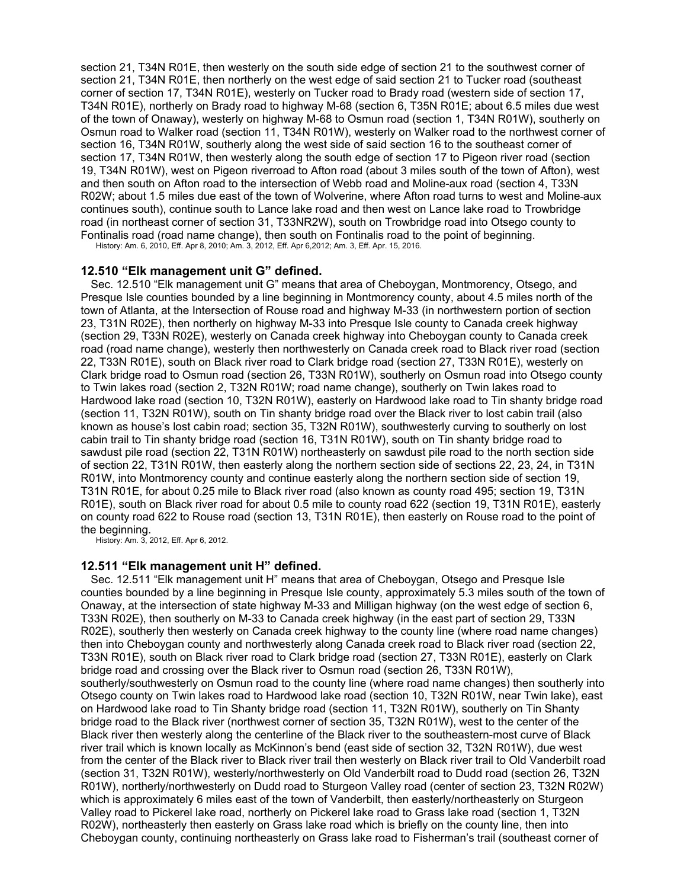section 21, T34N R01E, then westerly on the south side edge of section 21 to the southwest corner of section 21, T34N R01E, then northerly on the west edge of said section 21 to Tucker road (southeast corner of section 17, T34N R01E), westerly on Tucker road to Brady road (western side of section 17, T34N R01E), northerly on Brady road to highway M-68 (section 6, T35N R01E; about 6.5 miles due west of the town of Onaway), westerly on highway M-68 to Osmun road (section 1, T34N R01W), southerly on Osmun road to Walker road (section 11, T34N R01W), westerly on Walker road to the northwest corner of section 16, T34N R01W, southerly along the west side of said section 16 to the southeast corner of section 17, T34N R01W, then westerly along the south edge of section 17 to Pigeon river road (section 19, T34N R01W), west on Pigeon riverroad to Afton road (about 3 miles south of the town of Afton), west and then south on Afton road to the intersection of Webb road and Moline-aux road (section 4, T33N R02W; about 1.5 miles due east of the town of Wolverine, where Afton road turns to west and Moline-aux continues south), continue south to Lance lake road and then west on Lance lake road to Trowbridge road (in northeast corner of section 31, T33NR2W), south on Trowbridge road into Otsego county to Fontinalis road (road name change), then south on Fontinalis road to the point of beginning.

History: Am. 6, 2010, Eff. Apr 8, 2010; Am. 3, 2012, Eff. Apr 6,2012; Am. 3, Eff. Apr. 15, 2016.

### 12.510 "Elk management unit G" defined.

Sec. 12.510 "Elk management unit G" means that area of Cheboygan, Montmorency, Otsego, and Presque Isle counties bounded by a line beginning in Montmorency county, about 4.5 miles north of the town of Atlanta, at the Intersection of Rouse road and highway M-33 (in northwestern portion of section 23, T31N R02E), then northerly on highway M-33 into Presque Isle county to Canada creek highway (section 29, T33N R02E), westerly on Canada creek highway into Cheboygan county to Canada creek road (road name change), westerly then northwesterly on Canada creek road to Black river road (section 22, T33N R01E), south on Black river road to Clark bridge road (section 27, T33N R01E), westerly on Clark bridge road to Osmun road (section 26, T33N R01W), southerly on Osmun road into Otsego county to Twin lakes road (section 2, T32N R01W; road name change), southerly on Twin lakes road to Hardwood lake road (section 10, T32N R01W), easterly on Hardwood lake road to Tin shanty bridge road (section 11, T32N R01W), south on Tin shanty bridge road over the Black river to lost cabin trail (also known as house's lost cabin road; section 35, T32N R01W), southwesterly curving to southerly on lost cabin trail to Tin shanty bridge road (section 16, T31N R01W), south on Tin shanty bridge road to sawdust pile road (section 22, T31N R01W) northeasterly on sawdust pile road to the north section side of section 22, T31N R01W, then easterly along the northern section side of sections 22, 23, 24, in T31N R01W, into Montmorency county and continue easterly along the northern section side of section 19, T31N R01E, for about 0.25 mile to Black river road (also known as county road 495; section 19, T31N R01E), south on Black river road for about 0.5 mile to county road 622 (section 19, T31N R01E), easterly on county road 622 to Rouse road (section 13, T31N R01E), then easterly on Rouse road to the point of the beginning.

History: Am. 3, 2012, Eff. Apr 6, 2012.

### 12.511 "Elk management unit H" defined.

Sec. 12.511 "Elk management unit H" means that area of Cheboygan, Otsego and Presque Isle counties bounded by a line beginning in Presque Isle county, approximately 5.3 miles south of the town of Onaway, at the intersection of state highway M-33 and Milligan highway (on the west edge of section 6, T33N R02E), then southerly on M-33 to Canada creek highway (in the east part of section 29, T33N R02E), southerly then westerly on Canada creek highway to the county line (where road name changes) then into Cheboygan county and northwesterly along Canada creek road to Black river road (section 22, T33N R01E), south on Black river road to Clark bridge road (section 27, T33N R01E), easterly on Clark bridge road and crossing over the Black river to Osmun road (section 26, T33N R01W), southerly/southwesterly on Osmun road to the county line (where road name changes) then southerly into Otsego county on Twin lakes road to Hardwood lake road (section 10, T32N R01W, near Twin lake), east on Hardwood lake road to Tin Shanty bridge road (section 11, T32N R01W), southerly on Tin Shanty bridge road to the Black river (northwest corner of section 35, T32N R01W), west to the center of the Black river then westerly along the centerline of the Black river to the southeastern-most curve of Black river trail which is known locally as McKinnon's bend (east side of section 32, T32N R01W), due west from the center of the Black river to Black river trail then westerly on Black river trail to Old Vanderbilt road (section 31, T32N R01W), westerly/northwesterly on Old Vanderbilt road to Dudd road (section 26, T32N R01W), northerly/northwesterly on Dudd road to Sturgeon Valley road (center of section 23, T32N R02W) which is approximately 6 miles east of the town of Vanderbilt, then easterly/northeasterly on Sturgeon Valley road to Pickerel lake road, northerly on Pickerel lake road to Grass lake road (section 1, T32N R02W), northeasterly then easterly on Grass lake road which is briefly on the county line, then into Cheboygan county, continuing northeasterly on Grass lake road to Fisherman's trail (southeast corner of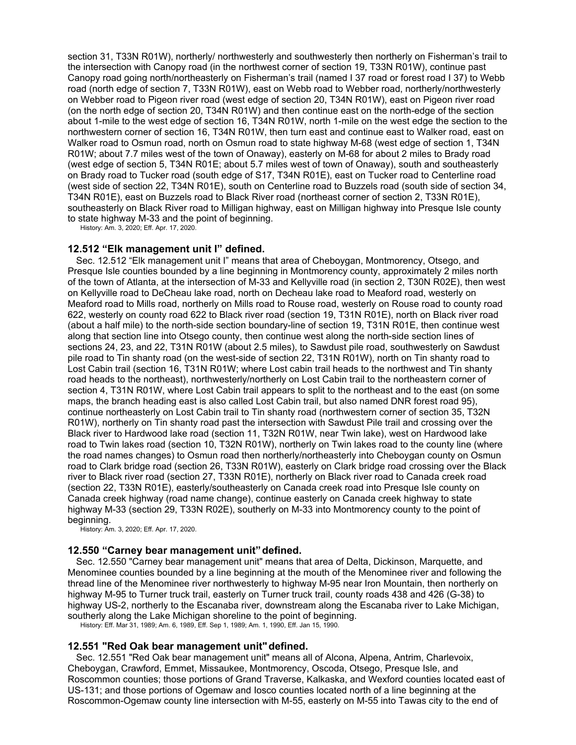section 31, T33N R01W), northerly/ northwesterly and southwesterly then northerly on Fisherman's trail to the intersection with Canopy road (in the northwest corner of section 19, T33N R01W), continue past Canopy road going north/northeasterly on Fisherman's trail (named I 37 road or forest road I 37) to Webb road (north edge of section 7, T33N R01W), east on Webb road to Webber road, northerly/northwesterly on Webber road to Pigeon river road (west edge of section 20, T34N R01W), east on Pigeon river road (on the north edge of section 20, T34N R01W) and then continue east on the north-edge of the section about 1-mile to the west edge of section 16, T34N R01W, north 1-mile on the west edge the section to the northwestern corner of section 16, T34N R01W, then turn east and continue east to Walker road, east on Walker road to Osmun road, north on Osmun road to state highway M-68 (west edge of section 1, T34N R01W; about 7.7 miles west of the town of Onaway), easterly on M-68 for about 2 miles to Brady road (west edge of section 5, T34N R01E; about 5.7 miles west of town of Onaway), south and southeasterly on Brady road to Tucker road (south edge of S17, T34N R01E), east on Tucker road to Centerline road (west side of section 22, T34N R01E), south on Centerline road to Buzzels road (south side of section 34, T34N R01E), east on Buzzels road to Black River road (northeast corner of section 2, T33N R01E), southeasterly on Black River road to Milligan highway, east on Milligan highway into Presque Isle county to state highway M-33 and the point of beginning.

History: Am. 3, 2020; Eff. Apr. 17, 2020.

### 12.512 "Elk management unit I" defined.

Sec. 12.512 "Elk management unit I" means that area of Cheboygan, Montmorency, Otsego, and Presque Isle counties bounded by a line beginning in Montmorency county, approximately 2 miles north of the town of Atlanta, at the intersection of M-33 and Kellyville road (in section 2, T30N R02E), then west on Kellyville road to DeCheau lake road, north on Decheau lake road to Meaford road, westerly on Meaford road to Mills road, northerly on Mills road to Rouse road, westerly on Rouse road to county road 622, westerly on county road 622 to Black river road (section 19, T31N R01E), north on Black river road (about a half mile) to the north-side section boundary-line of section 19, T31N R01E, then continue west along that section line into Otsego county, then continue west along the north-side section lines of sections 24, 23, and 22, T31N R01W (about 2.5 miles), to Sawdust pile road, southwesterly on Sawdust pile road to Tin shanty road (on the west-side of section 22, T31N R01W), north on Tin shanty road to Lost Cabin trail (section 16, T31N R01W; where Lost cabin trail heads to the northwest and Tin shanty road heads to the northeast), northwesterly/northerly on Lost Cabin trail to the northeastern corner of section 4, T31N R01W, where Lost Cabin trail appears to split to the northeast and to the east (on some maps, the branch heading east is also called Lost Cabin trail, but also named DNR forest road 95), continue northeasterly on Lost Cabin trail to Tin shanty road (northwestern corner of section 35, T32N R01W), northerly on Tin shanty road past the intersection with Sawdust Pile trail and crossing over the Black river to Hardwood lake road (section 11, T32N R01W, near Twin lake), west on Hardwood lake road to Twin lakes road (section 10, T32N R01W), northerly on Twin lakes road to the county line (where the road names changes) to Osmun road then northerly/northeasterly into Cheboygan county on Osmun road to Clark bridge road (section 26, T33N R01W), easterly on Clark bridge road crossing over the Black river to Black river road (section 27, T33N R01E), northerly on Black river road to Canada creek road (section 22, T33N R01E), easterly/southeasterly on Canada creek road into Presque Isle county on Canada creek highway (road name change), continue easterly on Canada creek highway to state highway M-33 (section 29, T33N R02E), southerly on M-33 into Montmorency county to the point of beginning.

History: Am. 3, 2020; Eff. Apr. 17, 2020.

### 12.550 "Carney bear management unit" defined.

Sec. 12.550 "Carney bear management unit" means that area of Delta, Dickinson, Marquette, and Menominee counties bounded by a line beginning at the mouth of the Menominee river and following the thread line of the Menominee river northwesterly to highway M-95 near Iron Mountain, then northerly on highway M-95 to Turner truck trail, easterly on Turner truck trail, county roads 438 and 426 (G-38) to highway US-2, northerly to the Escanaba river, downstream along the Escanaba river to Lake Michigan, southerly along the Lake Michigan shoreline to the point of beginning.

History: Eff. Mar 31, 1989; Am. 6, 1989, Eff. Sep 1, 1989; Am. 1, 1990, Eff. Jan 15, 1990.

### 12.551 "Red Oak bear management unit" defined.

Sec. 12.551 "Red Oak bear management unit" means all of Alcona, Alpena, Antrim, Charlevoix, Cheboygan, Crawford, Emmet, Missaukee, Montmorency, Oscoda, Otsego, Presque Isle, and Roscommon counties; those portions of Grand Traverse, Kalkaska, and Wexford counties located east of US-131; and those portions of Ogemaw and Iosco counties located north of a line beginning at the Roscommon-Ogemaw county line intersection with M-55, easterly on M-55 into Tawas city to the end of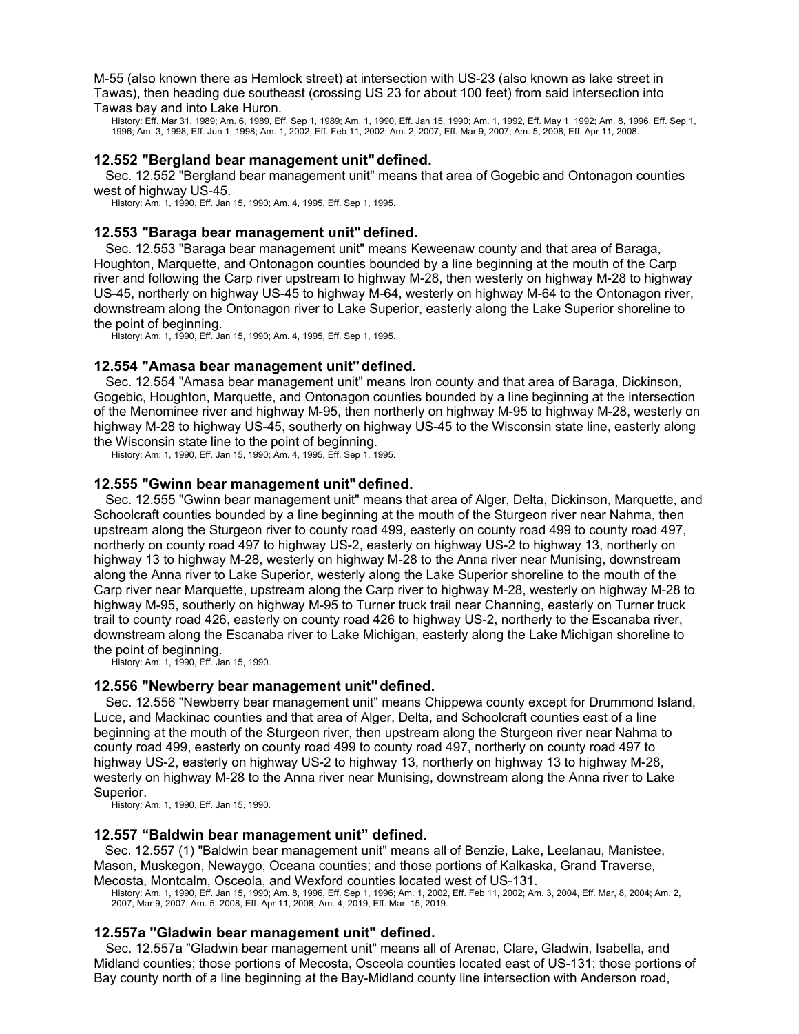M-55 (also known there as Hemlock street) at intersection with US-23 (also known as lake street in Tawas), then heading due southeast (crossing US 23 for about 100 feet) from said intersection into Tawas bay and into Lake Huron.

History: Eff. Mar 31, 1989; Am. 6, 1989, Eff. Sep 1, 1989; Am. 1, 1990, Eff. Jan 15, 1990; Am. 1, 1992, Eff. May 1, 1992; Am. 8, 1996, Eff. Sep 1, 1996; Am. 3, 1998, Eff. Jun 1, 1998; Am. 1, 2002, Eff. Feb 11, 2002; Am. 2, 2007, Eff. Mar 9, 2007; Am. 5, 2008, Eff. Apr 11, 2008.

### 12.552 "Bergland bear management unit" defined.

Sec. 12.552 "Bergland bear management unit" means that area of Gogebic and Ontonagon counties west of highway US-45.

History: Am. 1, 1990, Eff. Jan 15, 1990; Am. 4, 1995, Eff. Sep 1, 1995.

### 12.553 "Baraga bear management unit" defined.

Sec. 12.553 "Baraga bear management unit" means Keweenaw county and that area of Baraga, Houghton, Marquette, and Ontonagon counties bounded by a line beginning at the mouth of the Carp river and following the Carp river upstream to highway M-28, then westerly on highway M-28 to highway US-45, northerly on highway US-45 to highway M-64, westerly on highway M-64 to the Ontonagon river, downstream along the Ontonagon river to Lake Superior, easterly along the Lake Superior shoreline to the point of beginning.

History: Am. 1, 1990, Eff. Jan 15, 1990; Am. 4, 1995, Eff. Sep 1, 1995.

### 12.554 "Amasa bear management unit" defined.

Sec. 12.554 "Amasa bear management unit" means Iron county and that area of Baraga, Dickinson, Gogebic, Houghton, Marquette, and Ontonagon counties bounded by a line beginning at the intersection of the Menominee river and highway M-95, then northerly on highway M-95 to highway M-28, westerly on highway M-28 to highway US-45, southerly on highway US-45 to the Wisconsin state line, easterly along the Wisconsin state line to the point of beginning.

History: Am. 1, 1990, Eff. Jan 15, 1990; Am. 4, 1995, Eff. Sep 1, 1995.

### 12.555 "Gwinn bear management unit" defined.

Sec. 12.555 "Gwinn bear management unit" means that area of Alger, Delta, Dickinson, Marquette, and Schoolcraft counties bounded by a line beginning at the mouth of the Sturgeon river near Nahma, then upstream along the Sturgeon river to county road 499, easterly on county road 499 to county road 497, northerly on county road 497 to highway US-2, easterly on highway US-2 to highway 13, northerly on highway 13 to highway M-28, westerly on highway M-28 to the Anna river near Munising, downstream along the Anna river to Lake Superior, westerly along the Lake Superior shoreline to the mouth of the Carp river near Marquette, upstream along the Carp river to highway M-28, westerly on highway M-28 to highway M-95, southerly on highway M-95 to Turner truck trail near Channing, easterly on Turner truck trail to county road 426, easterly on county road 426 to highway US-2, northerly to the Escanaba river, downstream along the Escanaba river to Lake Michigan, easterly along the Lake Michigan shoreline to the point of beginning.

History: Am. 1, 1990, Eff. Jan 15, 1990.

### 12.556 "Newberry bear management unit" defined.

Sec. 12.556 "Newberry bear management unit" means Chippewa county except for Drummond Island, Luce, and Mackinac counties and that area of Alger, Delta, and Schoolcraft counties east of a line beginning at the mouth of the Sturgeon river, then upstream along the Sturgeon river near Nahma to county road 499, easterly on county road 499 to county road 497, northerly on county road 497 to highway US-2, easterly on highway US-2 to highway 13, northerly on highway 13 to highway M-28, westerly on highway M-28 to the Anna river near Munising, downstream along the Anna river to Lake Superior.

History: Am. 1, 1990, Eff. Jan 15, 1990.

### 12.557 “Baldwin bear management unit” defined.

Sec. 12.557 (1) "Baldwin bear management unit" means all of Benzie, Lake, Leelanau, Manistee, Mason, Muskegon, Newaygo, Oceana counties; and those portions of Kalkaska, Grand Traverse, Mecosta, Montcalm, Osceola, and Wexford counties located west of US-131.

History: Am. 1, 1990, Eff. Jan 15, 1990; Am. 8, 1996, Eff. Sep 1, 1996; Am. 1, 2002, Eff. Feb 11, 2002; Am. 3, 2004, Eff. Mar, 8, 2004; Am. 2, 2007, Mar 9, 2007; Am. 5, 2008, Eff. Apr 11, 2008; Am. 4, 2019, Eff. Mar. 15, 2019.

### 12.557a "Gladwin bear management unit" defined.

Sec. 12.557a "Gladwin bear management unit" means all of Arenac, Clare, Gladwin, Isabella, and Midland counties; those portions of Mecosta, Osceola counties located east of US-131; those portions of Bay county north of a line beginning at the Bay-Midland county line intersection with Anderson road,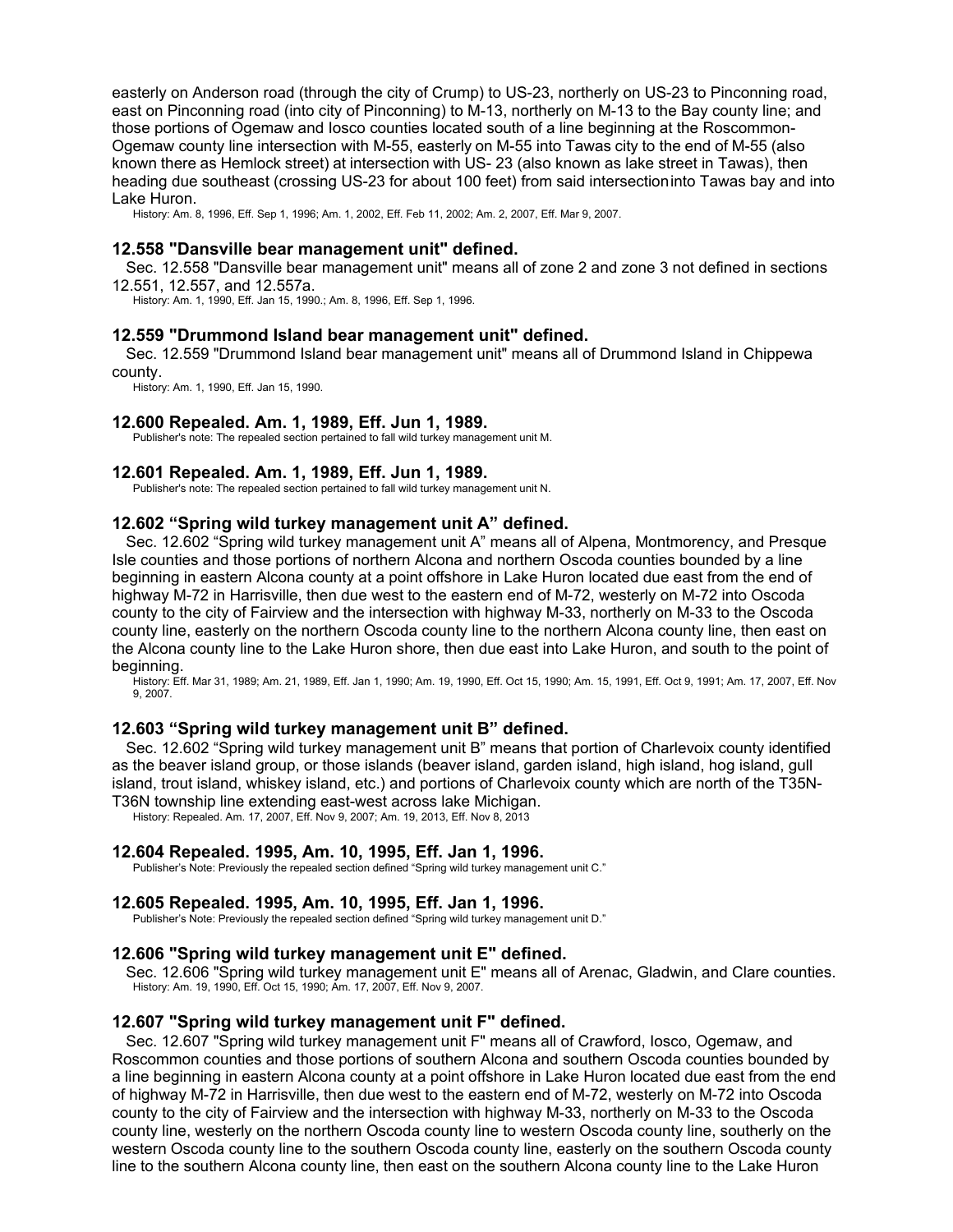easterly on Anderson road (through the city of Crump) to US-23, northerly on US-23 to Pinconning road, east on Pinconning road (into city of Pinconning) to M-13, northerly on M-13 to the Bay county line; and those portions of Ogemaw and Iosco counties located south of a line beginning at the Roscommon-Ogemaw county line intersection with M-55, easterly on M-55 into Tawas city to the end of M-55 (also known there as Hemlock street) at intersection with US- 23 (also known as lake street in Tawas), then heading due southeast (crossing US-23 for about 100 feet) from said intersectioninto Tawas bay and into Lake Huron.

History: Am. 8, 1996, Eff. Sep 1, 1996; Am. 1, 2002, Eff. Feb 11, 2002; Am. 2, 2007, Eff. Mar 9, 2007.

### 12.558 "Dansville bear management unit" defined.

Sec. 12.558 "Dansville bear management unit" means all of zone 2 and zone 3 not defined in sections 12.551, 12.557, and 12.557a.

History: Am. 1, 1990, Eff. Jan 15, 1990.; Am. 8, 1996, Eff. Sep 1, 1996.

### 12.559 "Drummond Island bear management unit" defined.

Sec. 12.559 "Drummond Island bear management unit" means all of Drummond Island in Chippewa county.

History: Am. 1, 1990, Eff. Jan 15, 1990.

### 12.600 Repealed. Am. 1, 1989, Eff. Jun 1, 1989.

Publisher's note: The repealed section pertained to fall wild turkey management unit M.

### 12.601 Repealed. Am. 1, 1989, Eff. Jun 1, 1989.

Publisher's note: The repealed section pertained to fall wild turkey management unit N.

### 12.602 “Spring wild turkey management unit A” defined.

Sec. 12.602 “Spring wild turkey management unit A” means all of Alpena, Montmorency, and Presque Isle counties and those portions of northern Alcona and northern Oscoda counties bounded by a line beginning in eastern Alcona county at a point offshore in Lake Huron located due east from the end of highway M-72 in Harrisville, then due west to the eastern end of M-72, westerly on M-72 into Oscoda county to the city of Fairview and the intersection with highway M-33, northerly on M-33 to the Oscoda county line, easterly on the northern Oscoda county line to the northern Alcona county line, then east on the Alcona county line to the Lake Huron shore, then due east into Lake Huron, and south to the point of beginning.

History: Eff. Mar 31, 1989; Am. 21, 1989, Eff. Jan 1, 1990; Am. 19, 1990, Eff. Oct 15, 1990; Am. 15, 1991, Eff. Oct 9, 1991; Am. 17, 2007, Eff. Nov 9, 2007.

### 12.603 “Spring wild turkey management unit B” defined.

Sec. 12.602 “Spring wild turkey management unit B” means that portion of Charlevoix county identified as the beaver island group, or those islands (beaver island, garden island, high island, hog island, gull island, trout island, whiskey island, etc.) and portions of Charlevoix county which are north of the T35N-T36N township line extending east-west across lake Michigan.

History: Repealed. Am. 17, 2007, Eff. Nov 9, 2007; Am. 19, 2013, Eff. Nov 8, 2013

### 12.604 Repealed. 1995, Am. 10, 1995, Eff. Jan 1, 1996.

Publisher’s Note: Previously the repealed section defined “Spring wild turkey management unit C.”

### 12.605 Repealed. 1995, Am. 10, 1995, Eff. Jan 1, 1996.

Publisher’s Note: Previously the repealed section defined “Spring wild turkey management unit D.”

### 12.606 "Spring wild turkey management unit E" defined.

Sec. 12.606 "Spring wild turkey management unit E" means all of Arenac, Gladwin, and Clare counties.

History: Am. 19, 1990, Eff. Oct 15, 1990; Am. 17, 2007, Eff. Nov 9, 2007.

### 12.607 "Spring wild turkey management unit F" defined.

Sec. 12.607 "Spring wild turkey management unit F" means all of Crawford, Iosco, Ogemaw, and Roscommon counties and those portions of southern Alcona and southern Oscoda counties bounded by a line beginning in eastern Alcona county at a point offshore in Lake Huron located due east from the end of highway M-72 in Harrisville, then due west to the eastern end of M-72, westerly on M-72 into Oscoda county to the city of Fairview and the intersection with highway M-33, northerly on M-33 to the Oscoda county line, westerly on the northern Oscoda county line to western Oscoda county line, southerly on the western Oscoda county line to the southern Oscoda county line, easterly on the southern Oscoda county line to the southern Alcona county line, then east on the southern Alcona county line to the Lake Huron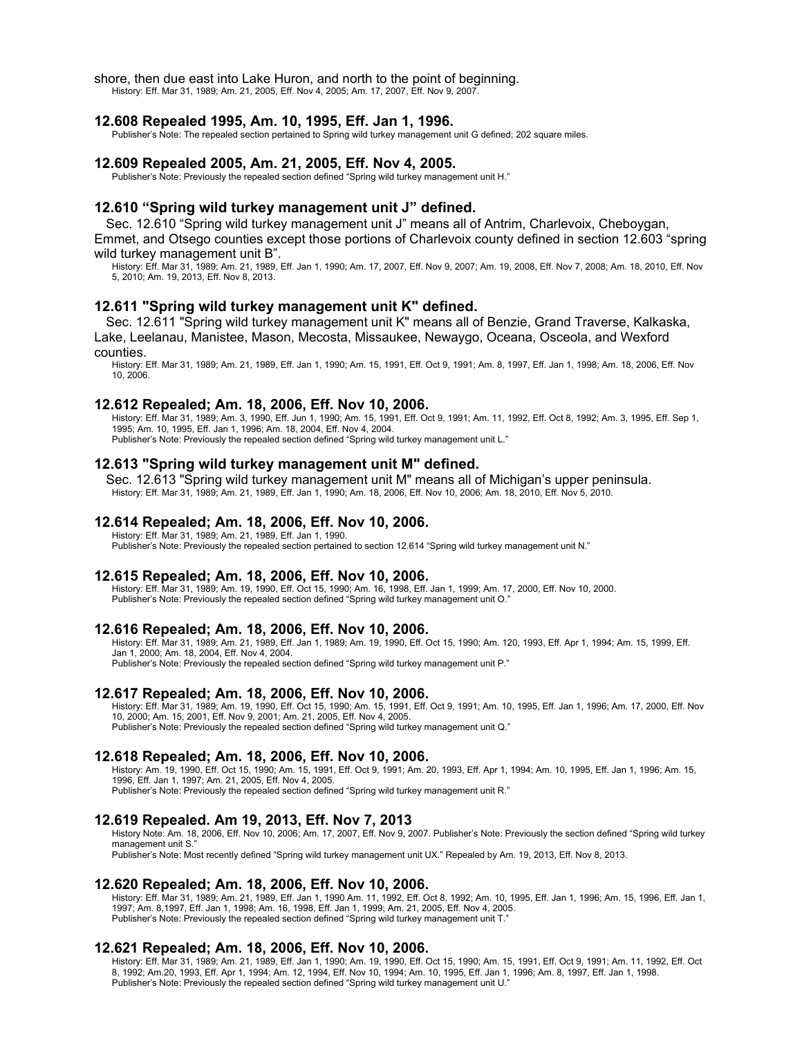shore, then due east into Lake Huron, and north to the point of beginning.

History: Eff. Mar 31, 1989; Am. 21, 2005, Eff. Nov 4, 2005; Am. 17, 2007, Eff. Nov 9, 2007.

### 12.608 Repealed 1995, Am. 10, 1995, Eff. Jan 1, 1996.

Publisher's Note: The repealed section pertained to Spring wild turkey management unit G defined; 202 square miles.

### 12.609 Repealed 2005, Am. 21, 2005, Eff. Nov 4, 2005.

Publisher's Note: Previously the repealed section defined "Spring wild turkey management unit H."

### 12.610 "Spring wild turkey management unit J" defined.

Sec. 12.610 "Spring wild turkey management unit J" means all of Antrim, Charlevoix, Cheboygan, Emmet, and Otsego counties except those portions of Charlevoix county defined in section 12.603 "spring wild turkey management unit B".

History: Eff. Mar 31, 1989; Am. 21, 1989, Eff. Jan 1, 1990; Am. 17, 2007, Eff. Nov 9, 2007; Am. 19, 2008, Eff. Nov 7, 2008; Am. 18, 2010, Eff. Nov 5, 2010; Am. 19, 2013, Eff. Nov 8, 2013.

### 12.611 "Spring wild turkey management unit K" defined.

Sec. 12.611 "Spring wild turkey management unit K" means all of Benzie, Grand Traverse, Kalkaska, Lake, Leelanau, Manistee, Mason, Mecosta, Missaukee, Newaygo, Oceana, Osceola, and Wexford counties.

History: Eff. Mar 31, 1989; Am. 21, 1989, Eff. Jan 1, 1990; Am. 15, 1991, Eff. Oct 9, 1991; Am. 8, 1997, Eff. Jan 1, 1998; Am. 18, 2006, Eff. Nov 10, 2006.

### 12.612 Repealed; Am. 18, 2006, Eff. Nov 10, 2006.

History: Eff. Mar 31, 1989; Am. 3, 1990, Eff. Jun 1, 1990; Am. 15, 1991, Eff. Oct 9, 1991; Am. 11, 1992, Eff. Oct 8, 1992; Am. 3, 1995, Eff. Sep 1, 1995; Am. 10, 1995, Eff. Jan 1, 1996; Am. 18, 2004, Eff. Nov 4, 2004.

Publisher's Note: Previously the repealed section defined "Spring wild turkey management unit L."

### 12.613 "Spring wild turkey management unit M" defined.

Sec. 12.613 "Spring wild turkey management unit M" means all of Michigan's upper peninsula.

History: Eff. Mar 31, 1989; Am. 21, 1989, Eff. Jan 1, 1990; Am. 18, 2006, Eff. Nov 10, 2006; Am. 18, 2010, Eff. Nov 5, 2010.

### 12.614 Repealed; Am. 18, 2006, Eff. Nov 10, 2006.

History: Eff. Mar 31, 1989; Am. 21, 1989, Eff. Jan 1, 1990.

Publisher's Note: Previously the repealed section pertained to section 12.614 "Spring wild turkey management unit N."

### 12.615 Repealed; Am. 18, 2006, Eff. Nov 10, 2006.

History: Eff. Mar 31, 1989; Am. 19, 1990, Eff. Oct 15, 1990; Am. 16, 1998, Eff. Jan 1, 1999; Am. 17, 2000, Eff. Nov 10, 2000.

Publisher's Note: Previously the repealed section defined "Spring wild turkey management unit O."

### 12.616 Repealed; Am. 18, 2006, Eff. Nov 10, 2006.

History: Eff. Mar 31, 1989; Am. 21, 1989, Eff. Jan 1, 1989; Am. 19, 1990, Eff. Oct 15, 1990; Am. 120, 1993, Eff. Apr 1, 1994; Am. 15, 1999, Eff. Jan 1, 2000; Am. 18, 2004, Eff. Nov 4, 2004.

Publisher's Note: Previously the repealed section defined "Spring wild turkey management unit P."

### 12.617 Repealed; Am. 18, 2006, Eff. Nov 10, 2006.

History: Eff. Mar 31, 1989; Am. 19, 1990, Eff. Oct 15, 1990; Am. 15, 1991, Eff. Oct 9, 1991; Am. 10, 1995, Eff. Jan 1, 1996; Am. 17, 2000, Eff. Nov 10, 2000; Am. 15, 2001, Eff. Nov 9, 2001; Am. 21, 2005, Eff. Nov 4, 2005.

Publisher's Note: Previously the repealed section defined "Spring wild turkey management unit Q."

### 12.618 Repealed; Am. 18, 2006, Eff. Nov 10, 2006.

History: Am. 19, 1990, Eff. Oct 15, 1990; Am. 15, 1991, Eff. Oct 9, 1991; Am. 20, 1993, Eff. Apr 1, 1994; Am. 10, 1995, Eff. Jan 1, 1996; Am. 15, 1996, Eff. Jan 1, 1997; Am. 21, 2005, Eff. Nov 4, 2005.

Publisher's Note: Previously the repealed section defined "Spring wild turkey management unit R."

### 12.619 Repealed. Am 19, 2013, Eff. Nov 7, 2013

History Note: Am. 18, 2006, Eff. Nov 10, 2006; Am. 17, 2007, Eff. Nov 9, 2007. Publisher's Note: Previously the section defined "Spring wild turkey management unit S."

Publisher's Note: Most recently defined "Spring wild turkey management unit UX." Repealed by Am. 19, 2013, Eff. Nov 8, 2013.

### 12.620 Repealed; Am. 18, 2006, Eff. Nov 10, 2006.

History: Eff. Mar 31, 1989; Am. 21, 1989, Eff. Jan 1, 1990 Am. 11, 1992, Eff. Oct 8, 1992; Am. 10, 1995, Eff. Jan 1, 1996; Am. 15, 1996, Eff. Jan 1, 1997; Am. 8,1997, Eff. Jan 1, 1998; Am. 16, 1998, Eff. Jan 1, 1999; Am. 21, 2005, Eff. Nov 4, 2005.

Publisher's Note: Previously the repealed section defined "Spring wild turkey management unit T."

### 12.621 Repealed; Am. 18, 2006, Eff. Nov 10, 2006.

History: Eff. Mar 31, 1989; Am. 21, 1989, Eff. Jan 1, 1990; Am. 19, 1990, Eff. Oct 15, 1990; Am. 15, 1991, Eff. Oct 9, 1991; Am. 11, 1992, Eff. Oct 8, 1992; Am.20, 1993, Eff. Apr 1, 1994; Am. 12, 1994, Eff. Nov 10, 1994; Am. 10, 1995, Eff. Jan 1, 1996; Am. 8, 1997, Eff. Jan 1, 1998.

Publisher's Note: Previously the repealed section defined "Spring wild turkey management unit U."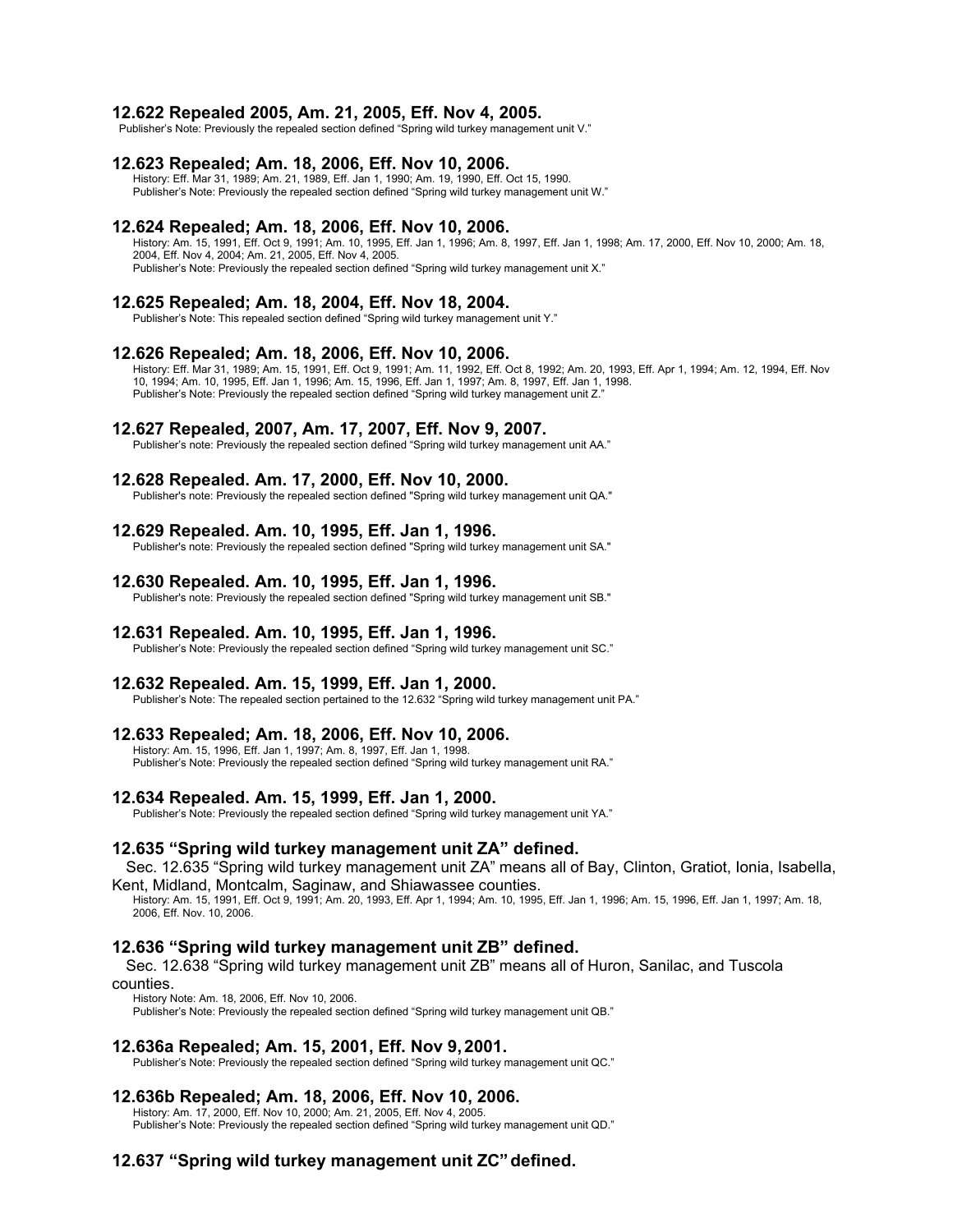### 12.622 Repealed 2005, Am. 21, 2005, Eff. Nov 4, 2005.

Publisher's Note: Previously the repealed section defined "Spring wild turkey management unit V."

### 12.623 Repealed; Am. 18, 2006, Eff. Nov 10, 2006.

History: Eff. Mar 31, 1989; Am. 21, 1989, Eff. Jan 1, 1990; Am. 19, 1990, Eff. Oct 15, 1990.
Publisher's Note: Previously the repealed section defined "Spring wild turkey management unit W."

### 12.624 Repealed; Am. 18, 2006, Eff. Nov 10, 2006.

History: Am. 15, 1991, Eff. Oct 9, 1991; Am. 10, 1995, Eff. Jan 1, 1996; Am. 8, 1997, Eff. Jan 1, 1998; Am. 17, 2000, Eff. Nov 10, 2000; Am. 18, 2004, Eff. Nov 4, 2004; Am. 21, 2005, Eff. Nov 4, 2005.
Publisher's Note: Previously the repealed section defined "Spring wild turkey management unit X."

### 12.625 Repealed; Am. 18, 2004, Eff. Nov 18, 2004.

Publisher's Note: This repealed section defined "Spring wild turkey management unit Y."

### 12.626 Repealed; Am. 18, 2006, Eff. Nov 10, 2006.

History: Eff. Mar 31, 1989; Am. 15, 1991, Eff. Oct 9, 1991; Am. 11, 1992, Eff. Oct 8, 1992; Am. 20, 1993, Eff. Apr 1, 1994; Am. 12, 1994, Eff. Nov 10, 1994; Am. 10, 1995, Eff. Jan 1, 1996; Am. 15, 1996, Eff. Jan 1, 1997; Am. 8, 1997, Eff. Jan 1, 1998.
Publisher's Note: Previously the repealed section defined "Spring wild turkey management unit Z."

### 12.627 Repealed, 2007, Am. 17, 2007, Eff. Nov 9, 2007.

Publisher's note: Previously the repealed section defined "Spring wild turkey management unit AA."

### 12.628 Repealed. Am. 17, 2000, Eff. Nov 10, 2000.

Publisher's note: Previously the repealed section defined "Spring wild turkey management unit QA."

### 12.629 Repealed. Am. 10, 1995, Eff. Jan 1, 1996.

Publisher's note: Previously the repealed section defined "Spring wild turkey management unit SA."

### 12.630 Repealed. Am. 10, 1995, Eff. Jan 1, 1996.

Publisher's note: Previously the repealed section defined "Spring wild turkey management unit SB."

### 12.631 Repealed. Am. 10, 1995, Eff. Jan 1, 1996.

Publisher's Note: Previously the repealed section defined "Spring wild turkey management unit SC."

### 12.632 Repealed. Am. 15, 1999, Eff. Jan 1, 2000.

Publisher's Note: The repealed section pertained to the 12.632 "Spring wild turkey management unit PA."

### 12.633 Repealed; Am. 18, 2006, Eff. Nov 10, 2006.

History: Am. 15, 1996, Eff. Jan 1, 1997; Am. 8, 1997, Eff. Jan 1, 1998.
Publisher's Note: Previously the repealed section defined "Spring wild turkey management unit RA."

### 12.634 Repealed. Am. 15, 1999, Eff. Jan 1, 2000.

Publisher's Note: Previously the repealed section defined "Spring wild turkey management unit YA."

### 12.635 "Spring wild turkey management unit ZA" defined.

Sec. 12.635 "Spring wild turkey management unit ZA" means all of Bay, Clinton, Gratiot, Ionia, Isabella, Kent, Midland, Montcalm, Saginaw, and Shiawassee counties.

History: Am. 15, 1991, Eff. Oct 9, 1991; Am. 20, 1993, Eff. Apr 1, 1994; Am. 10, 1995, Eff. Jan 1, 1996; Am. 15, 1996, Eff. Jan 1, 1997; Am. 18, 2006, Eff. Nov. 10, 2006.

### 12.636 "Spring wild turkey management unit ZB" defined.

Sec. 12.638 "Spring wild turkey management unit ZB" means all of Huron, Sanilac, and Tuscola counties.

History Note: Am. 18, 2006, Eff. Nov 10, 2006.
Publisher's Note: Previously the repealed section defined "Spring wild turkey management unit QB."

### 12.636a Repealed; Am. 15, 2001, Eff. Nov 9, 2001.

Publisher's Note: Previously the repealed section defined "Spring wild turkey management unit QC."

### 12.636b Repealed; Am. 18, 2006, Eff. Nov 10, 2006.

History: Am. 17, 2000, Eff. Nov 10, 2000; Am. 21, 2005, Eff. Nov 4, 2005.
Publisher's Note: Previously the repealed section defined "Spring wild turkey management unit QD."

### 12.637 "Spring wild turkey management unit ZC" defined.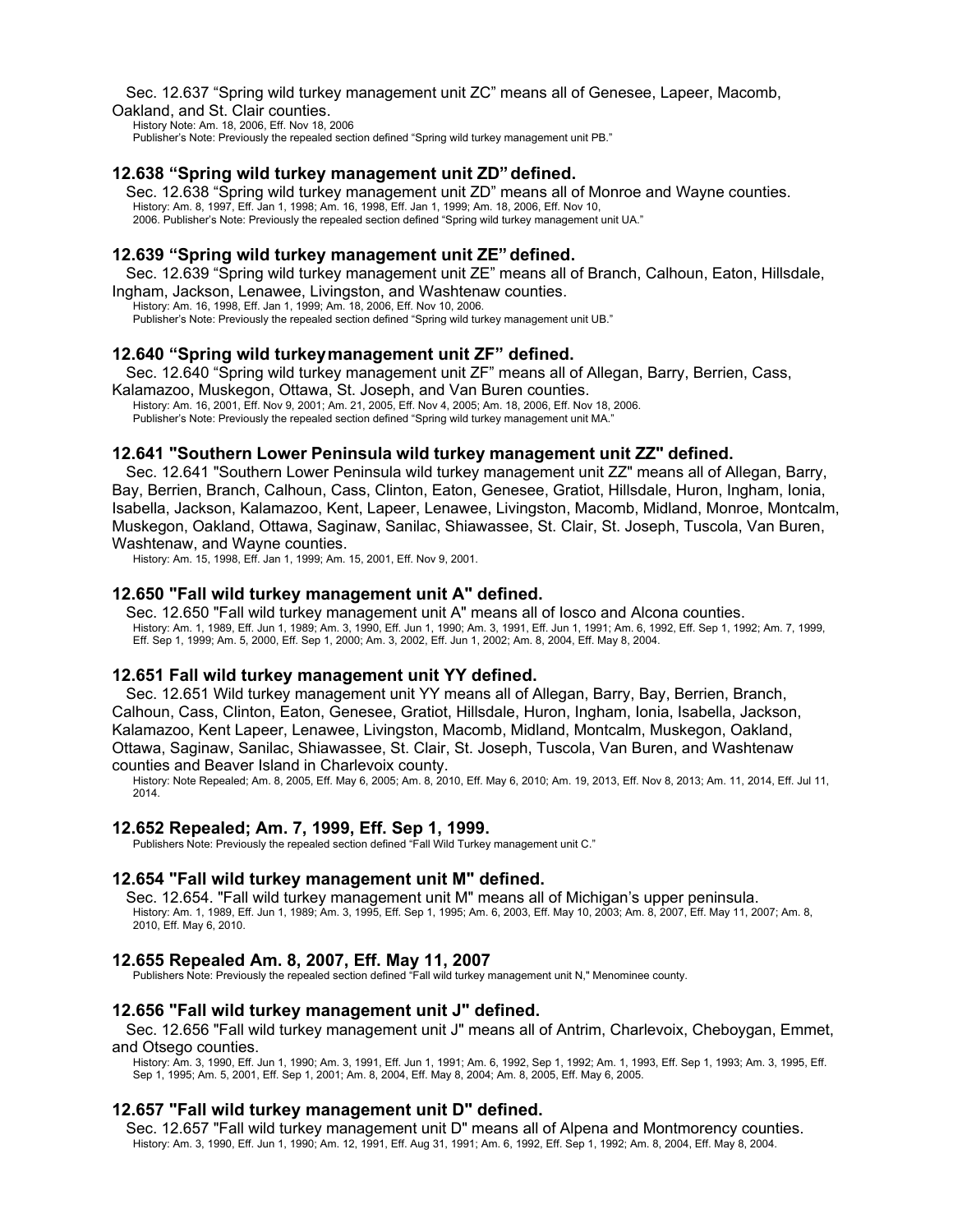Sec. 12.637 “Spring wild turkey management unit ZC” means all of Genesee, Lapeer, Macomb, Oakland, and St. Clair counties.

History Note: Am. 18, 2006, Eff. Nov 18, 2006
Publisher's Note: Previously the repealed section defined “Spring wild turkey management unit PB.”

### 12.638 “Spring wild turkey management unit ZD” defined.

Sec. 12.638 “Spring wild turkey management unit ZD” means all of Monroe and Wayne counties.

History: Am. 8, 1997, Eff. Jan 1, 1998; Am. 16, 1998, Eff. Jan 1, 1999; Am. 18, 2006, Eff. Nov 10, 2006. Publisher's Note: Previously the repealed section defined “Spring wild turkey management unit UA.”

### 12.639 “Spring wild turkey management unit ZE” defined.

Sec. 12.639 “Spring wild turkey management unit ZE” means all of Branch, Calhoun, Eaton, Hillsdale, Ingham, Jackson, Lenawee, Livingston, and Washtenaw counties.

History: Am. 16, 1998, Eff. Jan 1, 1999; Am. 18, 2006, Eff. Nov 10, 2006.
Publisher's Note: Previously the repealed section defined “Spring wild turkey management unit UB.”

### 12.640 “Spring wild turkey management unit ZF” defined.

Sec. 12.640 “Spring wild turkey management unit ZF” means all of Allegan, Barry, Berrien, Cass, Kalamazoo, Muskegon, Ottawa, St. Joseph, and Van Buren counties.

History: Am. 16, 2001, Eff. Nov 9, 2001; Am. 21, 2005, Eff. Nov 4, 2005; Am. 18, 2006, Eff. Nov 18, 2006.
Publisher's Note: Previously the repealed section defined “Spring wild turkey management unit MA.”

### 12.641 "Southern Lower Peninsula wild turkey management unit ZZ" defined.

Sec. 12.641 "Southern Lower Peninsula wild turkey management unit ZZ" means all of Allegan, Barry, Bay, Berrien, Branch, Calhoun, Cass, Clinton, Eaton, Genesee, Gratiot, Hillsdale, Huron, Ingham, Ionia, Isabella, Jackson, Kalamazoo, Kent, Lapeer, Lenawee, Livingston, Macomb, Midland, Monroe, Montcalm, Muskegon, Oakland, Ottawa, Saginaw, Sanilac, Shiawassee, St. Clair, St. Joseph, Tuscola, Van Buren, Washtenaw, and Wayne counties.

History: Am. 15, 1998, Eff. Jan 1, 1999; Am. 15, 2001, Eff. Nov 9, 2001.

### 12.650 "Fall wild turkey management unit A" defined.

Sec. 12.650 "Fall wild turkey management unit A" means all of Iosco and Alcona counties.

History: Am. 1, 1989, Eff. Jun 1, 1989; Am. 3, 1990, Eff. Jun 1, 1990; Am. 3, 1991, Eff. Jun 1, 1991; Am. 6, 1992, Eff. Sep 1, 1992; Am. 7, 1999, Eff. Sep 1, 1999; Am. 5, 2000, Eff. Sep 1, 2000; Am. 3, 2002, Eff. Jun 1, 2002; Am. 8, 2004, Eff. May 8, 2004.

### 12.651 Fall wild turkey management unit YY defined.

Sec. 12.651 Wild turkey management unit YY means all of Allegan, Barry, Bay, Berrien, Branch, Calhoun, Cass, Clinton, Eaton, Genesee, Gratiot, Hillsdale, Huron, Ingham, Ionia, Isabella, Jackson, Kalamazoo, Kent Lapeer, Lenawee, Livingston, Macomb, Midland, Montcalm, Muskegon, Oakland, Ottawa, Saginaw, Sanilac, Shiawassee, St. Clair, St. Joseph, Tuscola, Van Buren, and Washtenaw counties and Beaver Island in Charlevoix county.

History: Note Repealed; Am. 8, 2005, Eff. May 6, 2005; Am. 8, 2010, Eff. May 6, 2010; Am. 19, 2013, Eff. Nov 8, 2013; Am. 11, 2014, Eff. Jul 11, 2014.

### 12.652 Repealed; Am. 7, 1999, Eff. Sep 1, 1999.

Publishers Note: Previously the repealed section defined “Fall Wild Turkey management unit C.”

### 12.654 "Fall wild turkey management unit M" defined.

Sec. 12.654. "Fall wild turkey management unit M" means all of Michigan's upper peninsula.

History: Am. 1, 1989, Eff. Jun 1, 1989; Am. 3, 1995, Eff. Sep 1, 1995; Am. 6, 2003, Eff. May 10, 2003; Am. 8, 2007, Eff. May 11, 2007; Am. 8, 2010, Eff. May 6, 2010.

### 12.655 Repealed Am. 8, 2007, Eff. May 11, 2007

Publishers Note: Previously the repealed section defined "Fall wild turkey management unit N," Menominee county.

### 12.656 "Fall wild turkey management unit J" defined.

Sec. 12.656 "Fall wild turkey management unit J" means all of Antrim, Charlevoix, Cheboygan, Emmet, and Otsego counties.

History: Am. 3, 1990, Eff. Jun 1, 1990; Am. 3, 1991, Eff. Jun 1, 1991; Am. 6, 1992, Sep 1, 1992; Am. 1, 1993, Eff. Sep 1, 1993; Am. 3, 1995, Eff. Sep 1, 1995; Am. 5, 2001, Eff. Sep 1, 2001; Am. 8, 2004, Eff. May 8, 2004; Am. 8, 2005, Eff. May 6, 2005.

### 12.657 "Fall wild turkey management unit D" defined.

Sec. 12.657 "Fall wild turkey management unit D" means all of Alpena and Montmorency counties.

History: Am. 3, 1990, Eff. Jun 1, 1990; Am. 12, 1991, Eff. Aug 31, 1991; Am. 6, 1992, Eff. Sep 1, 1992; Am. 8, 2004, Eff. May 8, 2004.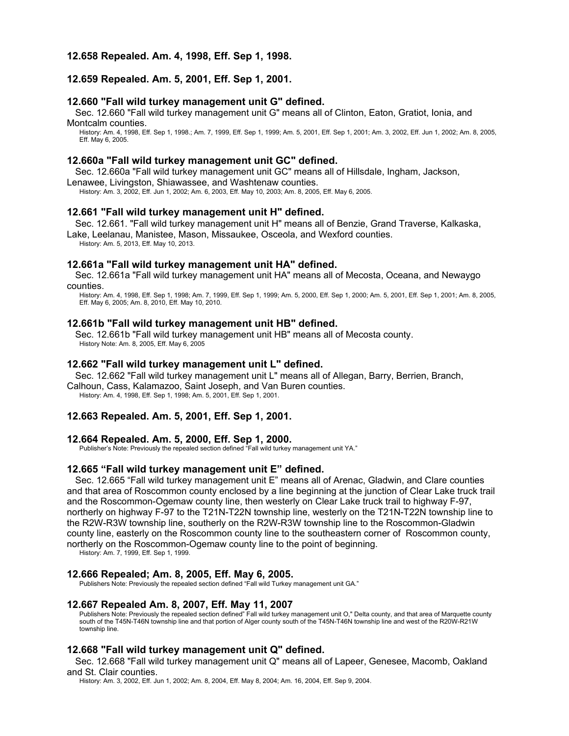### 12.658 Repealed. Am. 4, 1998, Eff. Sep 1, 1998.

### 12.659 Repealed. Am. 5, 2001, Eff. Sep 1, 2001.

### 12.660 "Fall wild turkey management unit G" defined.

Sec. 12.660 "Fall wild turkey management unit G" means all of Clinton, Eaton, Gratiot, Ionia, and Montcalm counties.

History: Am. 4, 1998, Eff. Sep 1, 1998.; Am. 7, 1999, Eff. Sep 1, 1999; Am. 5, 2001, Eff. Sep 1, 2001; Am. 3, 2002, Eff. Jun 1, 2002; Am. 8, 2005, Eff. May 6, 2005.

### 12.660a "Fall wild turkey management unit GC" defined.

Sec. 12.660a "Fall wild turkey management unit GC" means all of Hillsdale, Ingham, Jackson, Lenawee, Livingston, Shiawassee, and Washtenaw counties.

History: Am. 3, 2002, Eff. Jun 1, 2002; Am. 6, 2003, Eff. May 10, 2003; Am. 8, 2005, Eff. May 6, 2005.

### 12.661 "Fall wild turkey management unit H" defined.

Sec. 12.661. "Fall wild turkey management unit H" means all of Benzie, Grand Traverse, Kalkaska, Lake, Leelanau, Manistee, Mason, Missaukee, Osceola, and Wexford counties.

History: Am. 5, 2013, Eff. May 10, 2013.

### 12.661a "Fall wild turkey management unit HA" defined.

Sec. 12.661a "Fall wild turkey management unit HA" means all of Mecosta, Oceana, and Newaygo counties.

History: Am. 4, 1998, Eff. Sep 1, 1998; Am. 7, 1999, Eff. Sep 1, 1999; Am. 5, 2000, Eff. Sep 1, 2000; Am. 5, 2001, Eff. Sep 1, 2001; Am. 8, 2005, Eff. May 6, 2005; Am. 8, 2010, Eff. May 10, 2010.

### 12.661b "Fall wild turkey management unit HB" defined.

Sec. 12.661b "Fall wild turkey management unit HB" means all of Mecosta county.

History Note: Am. 8, 2005, Eff. May 6, 2005

### 12.662 "Fall wild turkey management unit L" defined.

Sec. 12.662 "Fall wild turkey management unit L" means all of Allegan, Barry, Berrien, Branch, Calhoun, Cass, Kalamazoo, Saint Joseph, and Van Buren counties.

History: Am. 4, 1998, Eff. Sep 1, 1998; Am. 5, 2001, Eff. Sep 1, 2001.

### 12.663 Repealed. Am. 5, 2001, Eff. Sep 1, 2001.

### 12.664 Repealed. Am. 5, 2000, Eff. Sep 1, 2000.

Publisher's Note: Previously the repealed section defined "Fall wild turkey management unit YA."

### 12.665 "Fall wild turkey management unit E" defined.

Sec. 12.665 "Fall wild turkey management unit E" means all of Arenac, Gladwin, and Clare counties and that area of Roscommon county enclosed by a line beginning at the junction of Clear Lake truck trail and the Roscommon-Ogemaw county line, then westerly on Clear Lake truck trail to highway F-97, northerly on highway F-97 to the T21N-T22N township line, westerly on the T21N-T22N township line to the R2W-R3W township line, southerly on the R2W-R3W township line to the Roscommon-Gladwin county line, easterly on the Roscommon county line to the southeastern corner of Roscommon county, northerly on the Roscommon-Ogemaw county line to the point of beginning.

History: Am. 7, 1999, Eff. Sep 1, 1999.

### 12.666 Repealed; Am. 8, 2005, Eff. May 6, 2005.

Publishers Note: Previously the repealed section defined "Fall wild Turkey management unit GA."

### 12.667 Repealed Am. 8, 2007, Eff. May 11, 2007

Publishers Note: Previously the repealed section defined" Fall wild turkey management unit O," Delta county, and that area of Marquette county south of the T45N-T46N township line and that portion of Alger county south of the T45N-T46N township line and west of the R20W-R21W township line.

### 12.668 "Fall wild turkey management unit Q" defined.

Sec. 12.668 "Fall wild turkey management unit Q" means all of Lapeer, Genesee, Macomb, Oakland and St. Clair counties.

History: Am. 3, 2002, Eff. Jun 1, 2002; Am. 8, 2004, Eff. May 8, 2004; Am. 16, 2004, Eff. Sep 9, 2004.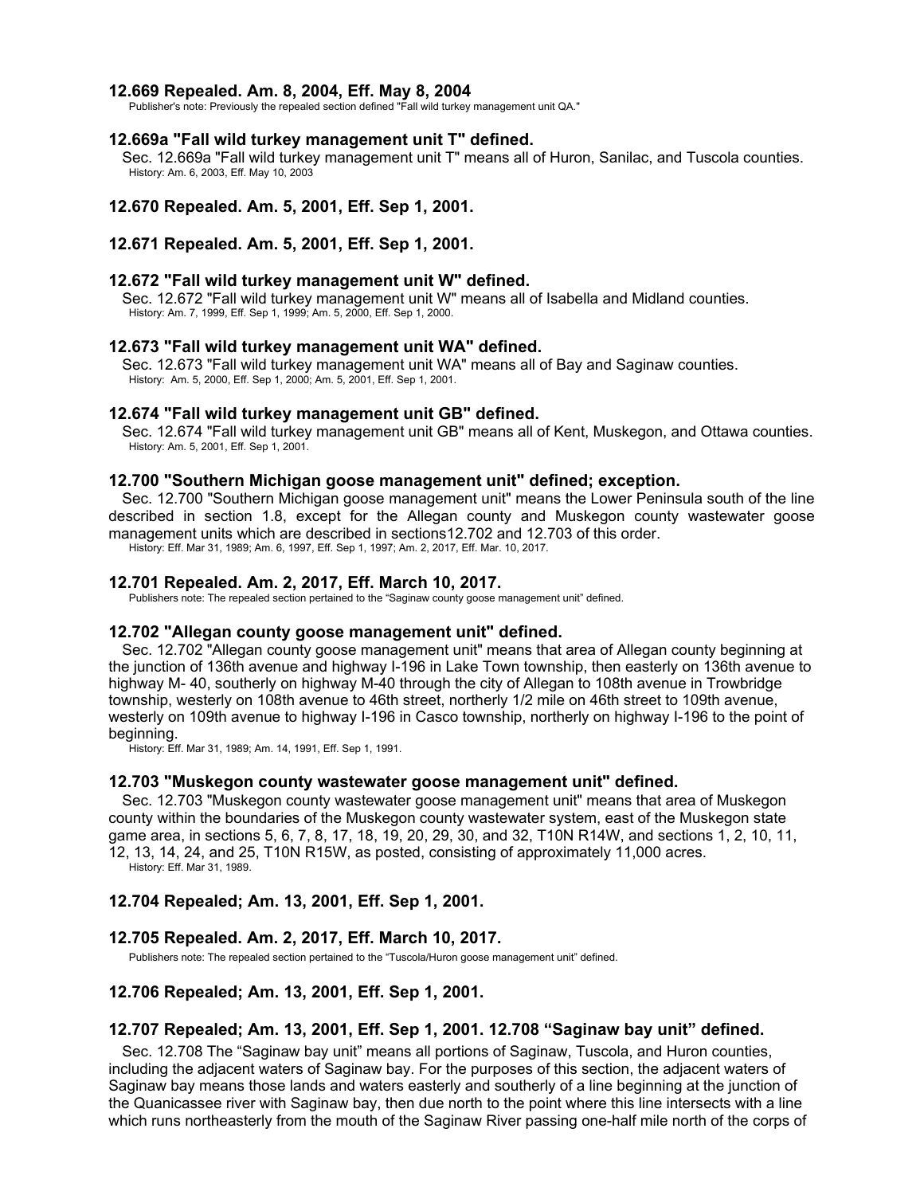### 12.669 Repealed. Am. 8, 2004, Eff. May 8, 2004

Publisher's note: Previously the repealed section defined "Fall wild turkey management unit QA."

### 12.669a "Fall wild turkey management unit T" defined.

Sec. 12.669a "Fall wild turkey management unit T" means all of Huron, Sanilac, and Tuscola counties.

History: Am. 6, 2003, Eff. May 10, 2003

### 12.670 Repealed. Am. 5, 2001, Eff. Sep 1, 2001.

### 12.671 Repealed. Am. 5, 2001, Eff. Sep 1, 2001.

### 12.672 "Fall wild turkey management unit W" defined.

Sec. 12.672 "Fall wild turkey management unit W" means all of Isabella and Midland counties.

History: Am. 7, 1999, Eff. Sep 1, 1999; Am. 5, 2000, Eff. Sep 1, 2000.

### 12.673 "Fall wild turkey management unit WA" defined.

Sec. 12.673 "Fall wild turkey management unit WA" means all of Bay and Saginaw counties.

History: Am. 5, 2000, Eff. Sep 1, 2000; Am. 5, 2001, Eff. Sep 1, 2001.

### 12.674 "Fall wild turkey management unit GB" defined.

Sec. 12.674 "Fall wild turkey management unit GB" means all of Kent, Muskegon, and Ottawa counties.

History: Am. 5, 2001, Eff. Sep 1, 2001.

### 12.700 "Southern Michigan goose management unit" defined; exception.

Sec. 12.700 "Southern Michigan goose management unit" means the Lower Peninsula south of the line described in section 1.8, except for the Allegan county and Muskegon county wastewater goose management units which are described in sections12.702 and 12.703 of this order.

History: Eff. Mar 31, 1989; Am. 6, 1997, Eff. Sep 1, 1997; Am. 2, 2017, Eff. Mar. 10, 2017.

### 12.701 Repealed. Am. 2, 2017, Eff. March 10, 2017.

Publishers note: The repealed section pertained to the "Saginaw county goose management unit" defined.

### 12.702 "Allegan county goose management unit" defined.

Sec. 12.702 "Allegan county goose management unit" means that area of Allegan county beginning at the junction of 136th avenue and highway I-196 in Lake Town township, then easterly on 136th avenue to highway M- 40, southerly on highway M-40 through the city of Allegan to 108th avenue in Trowbridge township, westerly on 108th avenue to 46th street, northerly 1/2 mile on 46th street to 109th avenue, westerly on 109th avenue to highway I-196 in Casco township, northerly on highway I-196 to the point of beginning.

History: Eff. Mar 31, 1989; Am. 14, 1991, Eff. Sep 1, 1991.

### 12.703 "Muskegon county wastewater goose management unit" defined.

Sec. 12.703 "Muskegon county wastewater goose management unit" means that area of Muskegon county within the boundaries of the Muskegon county wastewater system, east of the Muskegon state game area, in sections 5, 6, 7, 8, 17, 18, 19, 20, 29, 30, and 32, T10N R14W, and sections 1, 2, 10, 11, 12, 13, 14, 24, and 25, T10N R15W, as posted, consisting of approximately 11,000 acres.

History: Eff. Mar 31, 1989.

### 12.704 Repealed; Am. 13, 2001, Eff. Sep 1, 2001.

### 12.705 Repealed. Am. 2, 2017, Eff. March 10, 2017.

Publishers note: The repealed section pertained to the "Tuscola/Huron goose management unit" defined.

### 12.706 Repealed; Am. 13, 2001, Eff. Sep 1, 2001.

### 12.707 Repealed; Am. 13, 2001, Eff. Sep 1, 2001. 12.708 "Saginaw bay unit" defined.

Sec. 12.708 The "Saginaw bay unit" means all portions of Saginaw, Tuscola, and Huron counties, including the adjacent waters of Saginaw bay. For the purposes of this section, the adjacent waters of Saginaw bay means those lands and waters easterly and southerly of a line beginning at the junction of the Quanicassee river with Saginaw bay, then due north to the point where this line intersects with a line which runs northeasterly from the mouth of the Saginaw River passing one-half mile north of the corps of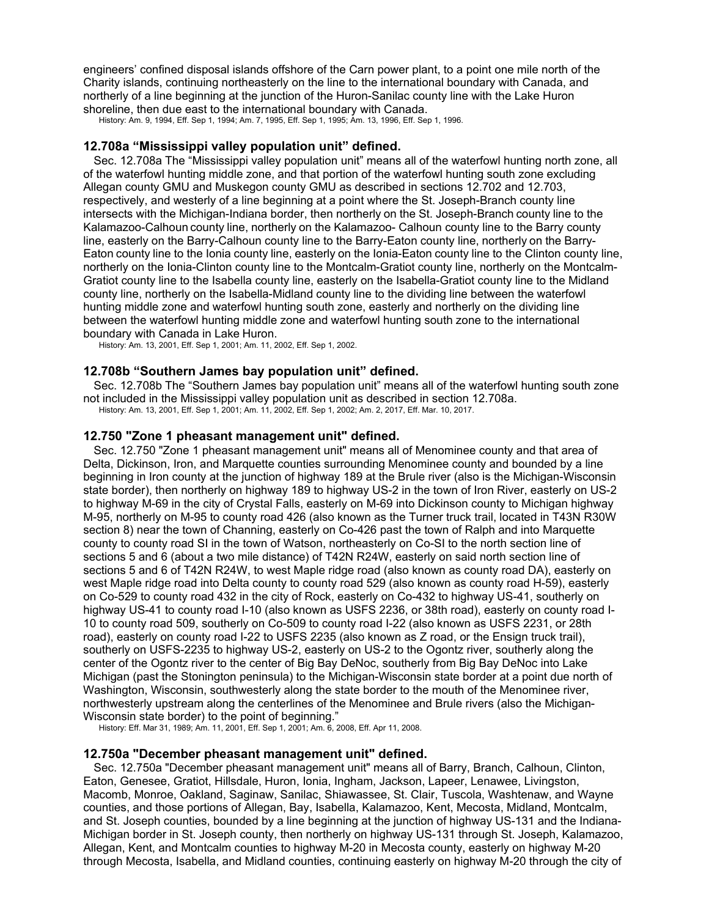engineers' confined disposal islands offshore of the Carn power plant, to a point one mile north of the Charity islands, continuing northeasterly on the line to the international boundary with Canada, and northerly of a line beginning at the junction of the Huron-Sanilac county line with the Lake Huron shoreline, then due east to the international boundary with Canada.

History: Am. 9, 1994, Eff. Sep 1, 1994; Am. 7, 1995, Eff. Sep 1, 1995; Am. 13, 1996, Eff. Sep 1, 1996.

### 12.708a "Mississippi valley population unit" defined.

Sec. 12.708a The "Mississippi valley population unit" means all of the waterfowl hunting north zone, all of the waterfowl hunting middle zone, and that portion of the waterfowl hunting south zone excluding Allegan county GMU and Muskegon county GMU as described in sections 12.702 and 12.703, respectively, and westerly of a line beginning at a point where the St. Joseph-Branch county line intersects with the Michigan-Indiana border, then northerly on the St. Joseph-Branch county line to the Kalamazoo-Calhoun county line, northerly on the Kalamazoo- Calhoun county line to the Barry county line, easterly on the Barry-Calhoun county line to the Barry-Eaton county line, northerly on the Barry-Eaton county line to the Ionia county line, easterly on the Ionia-Eaton county line to the Clinton county line, northerly on the Ionia-Clinton county line to the Montcalm-Gratiot county line, northerly on the Montcalm-Gratiot county line to the Isabella county line, easterly on the Isabella-Gratiot county line to the Midland county line, northerly on the Isabella-Midland county line to the dividing line between the waterfowl hunting middle zone and waterfowl hunting south zone, easterly and northerly on the dividing line between the waterfowl hunting middle zone and waterfowl hunting south zone to the international boundary with Canada in Lake Huron.

History: Am. 13, 2001, Eff. Sep 1, 2001; Am. 11, 2002, Eff. Sep 1, 2002.

### 12.708b "Southern James bay population unit" defined.

Sec. 12.708b The "Southern James bay population unit" means all of the waterfowl hunting south zone not included in the Mississippi valley population unit as described in section 12.708a.

History: Am. 13, 2001, Eff. Sep 1, 2001; Am. 11, 2002, Eff. Sep 1, 2002; Am. 2, 2017, Eff. Mar. 10, 2017.

### 12.750 "Zone 1 pheasant management unit" defined.

Sec. 12.750 "Zone 1 pheasant management unit" means all of Menominee county and that area of Delta, Dickinson, Iron, and Marquette counties surrounding Menominee county and bounded by a line beginning in Iron county at the junction of highway 189 at the Brule river (also is the Michigan-Wisconsin state border), then northerly on highway 189 to highway US-2 in the town of Iron River, easterly on US-2 to highway M-69 in the city of Crystal Falls, easterly on M-69 into Dickinson county to Michigan highway M-95, northerly on M-95 to county road 426 (also known as the Turner truck trail, located in T43N R30W section 8) near the town of Channing, easterly on Co-426 past the town of Ralph and into Marquette county to county road SI in the town of Watson, northeasterly on Co-SI to the north section line of sections 5 and 6 (about a two mile distance) of T42N R24W, easterly on said north section line of sections 5 and 6 of T42N R24W, to west Maple ridge road (also known as county road DA), easterly on west Maple ridge road into Delta county to county road 529 (also known as county road H-59), easterly on Co-529 to county road 432 in the city of Rock, easterly on Co-432 to highway US-41, southerly on highway US-41 to county road I-10 (also known as USFS 2236, or 38th road), easterly on county road I-10 to county road 509, southerly on Co-509 to county road I-22 (also known as USFS 2231, or 28th road), easterly on county road I-22 to USFS 2235 (also known as Z road, or the Ensign truck trail), southerly on USFS-2235 to highway US-2, easterly on US-2 to the Ogontz river, southerly along the center of the Ogontz river to the center of Big Bay DeNoc, southerly from Big Bay DeNoc into Lake Michigan (past the Stonington peninsula) to the Michigan-Wisconsin state border at a point due north of Washington, Wisconsin, southwesterly along the state border to the mouth of the Menominee river, northwesterly upstream along the centerlines of the Menominee and Brule rivers (also the Michigan-Wisconsin state border) to the point of beginning."

History: Eff. Mar 31, 1989; Am. 11, 2001, Eff. Sep 1, 2001; Am. 6, 2008, Eff. Apr 11, 2008.

### 12.750a "December pheasant management unit" defined.

Sec. 12.750a "December pheasant management unit" means all of Barry, Branch, Calhoun, Clinton, Eaton, Genesee, Gratiot, Hillsdale, Huron, Ionia, Ingham, Jackson, Lapeer, Lenawee, Livingston, Macomb, Monroe, Oakland, Saginaw, Sanilac, Shiawassee, St. Clair, Tuscola, Washtenaw, and Wayne counties, and those portions of Allegan, Bay, Isabella, Kalamazoo, Kent, Mecosta, Midland, Montcalm, and St. Joseph counties, bounded by a line beginning at the junction of highway US-131 and the Indiana-Michigan border in St. Joseph county, then northerly on highway US-131 through St. Joseph, Kalamazoo, Allegan, Kent, and Montcalm counties to highway M-20 in Mecosta county, easterly on highway M-20 through Mecosta, Isabella, and Midland counties, continuing easterly on highway M-20 through the city of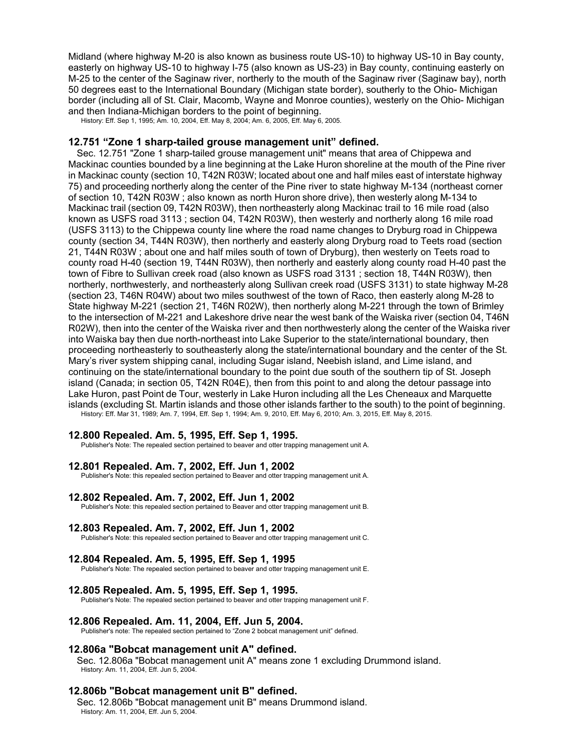Midland (where highway M-20 is also known as business route US-10) to highway US-10 in Bay county, easterly on highway US-10 to highway I-75 (also known as US-23) in Bay county, continuing easterly on M-25 to the center of the Saginaw river, northerly to the mouth of the Saginaw river (Saginaw bay), north 50 degrees east to the International Boundary (Michigan state border), southerly to the Ohio- Michigan border (including all of St. Clair, Macomb, Wayne and Monroe counties), westerly on the Ohio- Michigan and then Indiana-Michigan borders to the point of beginning.

History: Eff. Sep 1, 1995; Am. 10, 2004, Eff. May 8, 2004; Am. 6, 2005, Eff. May 6, 2005.

### 12.751 "Zone 1 sharp-tailed grouse management unit" defined.

Sec. 12.751 "Zone 1 sharp-tailed grouse management unit" means that area of Chippewa and Mackinac counties bounded by a line beginning at the Lake Huron shoreline at the mouth of the Pine river in Mackinac county (section 10, T42N R03W; located about one and half miles east of interstate highway 75) and proceeding northerly along the center of the Pine river to state highway M-134 (northeast corner of section 10, T42N R03W ; also known as north Huron shore drive), then westerly along M-134 to Mackinac trail (section 09, T42N R03W), then northeasterly along Mackinac trail to 16 mile road (also known as USFS road 3113 ; section 04, T42N R03W), then westerly and northerly along 16 mile road (USFS 3113) to the Chippewa county line where the road name changes to Dryburg road in Chippewa county (section 34, T44N R03W), then northerly and easterly along Dryburg road to Teets road (section 21, T44N R03W ; about one and half miles south of town of Dryburg), then westerly on Teets road to county road H-40 (section 19, T44N R03W), then northerly and easterly along county road H-40 past the town of Fibre to Sullivan creek road (also known as USFS road 3131 ; section 18, T44N R03W), then northerly, northwesterly, and northeasterly along Sullivan creek road (USFS 3131) to state highway M-28 (section 23, T46N R04W) about two miles southwest of the town of Raco, then easterly along M-28 to State highway M-221 (section 21, T46N R02W), then northerly along M-221 through the town of Brimley to the intersection of M-221 and Lakeshore drive near the west bank of the Waiska river (section 04, T46N R02W), then into the center of the Waiska river and then northwesterly along the center of the Waiska river into Waiska bay then due north-northeast into Lake Superior to the state/international boundary, then proceeding northeasterly to southeasterly along the state/international boundary and the center of the St. Mary's river system shipping canal, including Sugar island, Neebish island, and Lime island, and continuing on the state/international boundary to the point due south of the southern tip of St. Joseph island (Canada; in section 05, T42N R04E), then from this point to and along the detour passage into Lake Huron, past Point de Tour, westerly in Lake Huron including all the Les Cheneaux and Marquette islands (excluding St. Martin islands and those other islands farther to the south) to the point of beginning.

History: Eff. Mar 31, 1989; Am. 7, 1994, Eff. Sep 1, 1994; Am. 9, 2010, Eff. May 6, 2010; Am. 3, 2015, Eff. May 8, 2015.

### 12.800 Repealed. Am. 5, 1995, Eff. Sep 1, 1995.

Publisher's Note: The repealed section pertained to beaver and otter trapping management unit A.

### 12.801 Repealed. Am. 7, 2002, Eff. Jun 1, 2002

Publisher's Note: this repealed section pertained to Beaver and otter trapping management unit A.

### 12.802 Repealed. Am. 7, 2002, Eff. Jun 1, 2002

Publisher's Note: this repealed section pertained to Beaver and otter trapping management unit B.

### 12.803 Repealed. Am. 7, 2002, Eff. Jun 1, 2002

Publisher's Note: this repealed section pertained to Beaver and otter trapping management unit C.

### 12.804 Repealed. Am. 5, 1995, Eff. Sep 1, 1995

Publisher's Note: The repealed section pertained to beaver and otter trapping management unit E.

### 12.805 Repealed. Am. 5, 1995, Eff. Sep 1, 1995.

Publisher's Note: The repealed section pertained to beaver and otter trapping management unit F.

### 12.806 Repealed. Am. 11, 2004, Eff. Jun 5, 2004.

Publisher's note: The repealed section pertained to "Zone 2 bobcat management unit" defined.

### 12.806a "Bobcat management unit A" defined.

Sec. 12.806a "Bobcat management unit A" means zone 1 excluding Drummond island.

History: Am. 11, 2004, Eff. Jun 5, 2004.

### 12.806b "Bobcat management unit B" defined.

Sec. 12.806b "Bobcat management unit B" means Drummond island.

History: Am. 11, 2004, Eff. Jun 5, 2004.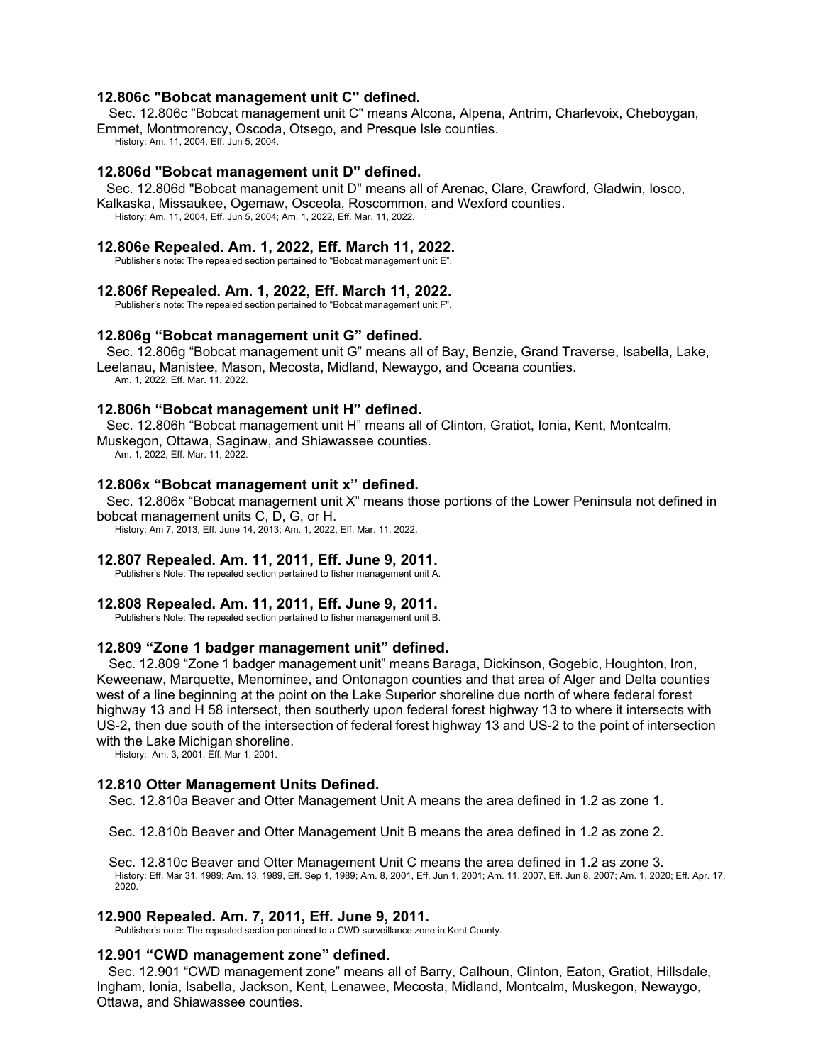### 12.806c "Bobcat management unit C" defined.

Sec. 12.806c "Bobcat management unit C" means Alcona, Alpena, Antrim, Charlevoix, Cheboygan, Emmet, Montmorency, Oscoda, Otsego, and Presque Isle counties.

History: Am. 11, 2004, Eff. Jun 5, 2004.

### 12.806d "Bobcat management unit D" defined.

Sec. 12.806d "Bobcat management unit D" means all of Arenac, Clare, Crawford, Gladwin, Iosco, Kalkaska, Missaukee, Ogemaw, Osceola, Roscommon, and Wexford counties.

History: Am. 11, 2004, Eff. Jun 5, 2004; Am. 1, 2022, Eff. Mar. 11, 2022.

### 12.806e Repealed. Am. 1, 2022, Eff. March 11, 2022.

Publisher's note: The repealed section pertained to "Bobcat management unit E".

### 12.806f Repealed. Am. 1, 2022, Eff. March 11, 2022.

Publisher's note: The repealed section pertained to "Bobcat management unit F".

### 12.806g "Bobcat management unit G" defined.

Sec. 12.806g "Bobcat management unit G" means all of Bay, Benzie, Grand Traverse, Isabella, Lake, Leelanau, Manistee, Mason, Mecosta, Midland, Newaygo, and Oceana counties.

Am. 1, 2022, Eff. Mar. 11, 2022.

### 12.806h "Bobcat management unit H" defined.

Sec. 12.806h "Bobcat management unit H" means all of Clinton, Gratiot, Ionia, Kent, Montcalm, Muskegon, Ottawa, Saginaw, and Shiawassee counties.

Am. 1, 2022, Eff. Mar. 11, 2022.

### 12.806x "Bobcat management unit x" defined.

Sec. 12.806x "Bobcat management unit X" means those portions of the Lower Peninsula not defined in bobcat management units C, D, G, or H.

History: Am 7, 2013, Eff. June 14, 2013; Am. 1, 2022, Eff. Mar. 11, 2022.

### 12.807 Repealed. Am. 11, 2011, Eff. June 9, 2011.

Publisher's Note: The repealed section pertained to fisher management unit A.

### 12.808 Repealed. Am. 11, 2011, Eff. June 9, 2011.

Publisher's Note: The repealed section pertained to fisher management unit B.

### 12.809 "Zone 1 badger management unit" defined.

Sec. 12.809 "Zone 1 badger management unit" means Baraga, Dickinson, Gogebic, Houghton, Iron, Keweenaw, Marquette, Menominee, and Ontonagon counties and that area of Alger and Delta counties west of a line beginning at the point on the Lake Superior shoreline due north of where federal forest highway 13 and H 58 intersect, then southerly upon federal forest highway 13 to where it intersects with US-2, then due south of the intersection of federal forest highway 13 and US-2 to the point of intersection with the Lake Michigan shoreline.

History: Am. 3, 2001, Eff. Mar 1, 2001.

### 12.810 Otter Management Units Defined.

Sec. 12.810a Beaver and Otter Management Unit A means the area defined in 1.2 as zone 1.

Sec. 12.810b Beaver and Otter Management Unit B means the area defined in 1.2 as zone 2.

Sec. 12.810c Beaver and Otter Management Unit C means the area defined in 1.2 as zone 3.

History: Eff. Mar 31, 1989; Am. 13, 1989, Eff. Sep 1, 1989; Am. 8, 2001, Eff. Jun 1, 2001; Am. 11, 2007, Eff. Jun 8, 2007; Am. 1, 2020; Eff. Apr. 17, 2020.

### 12.900 Repealed. Am. 7, 2011, Eff. June 9, 2011.

Publisher's note: The repealed section pertained to a CWD surveillance zone in Kent County.

### 12.901 "CWD management zone" defined.

Sec. 12.901 "CWD management zone" means all of Barry, Calhoun, Clinton, Eaton, Gratiot, Hillsdale, Ingham, Ionia, Isabella, Jackson, Kent, Lenawee, Mecosta, Midland, Montcalm, Muskegon, Newaygo, Ottawa, and Shiawassee counties.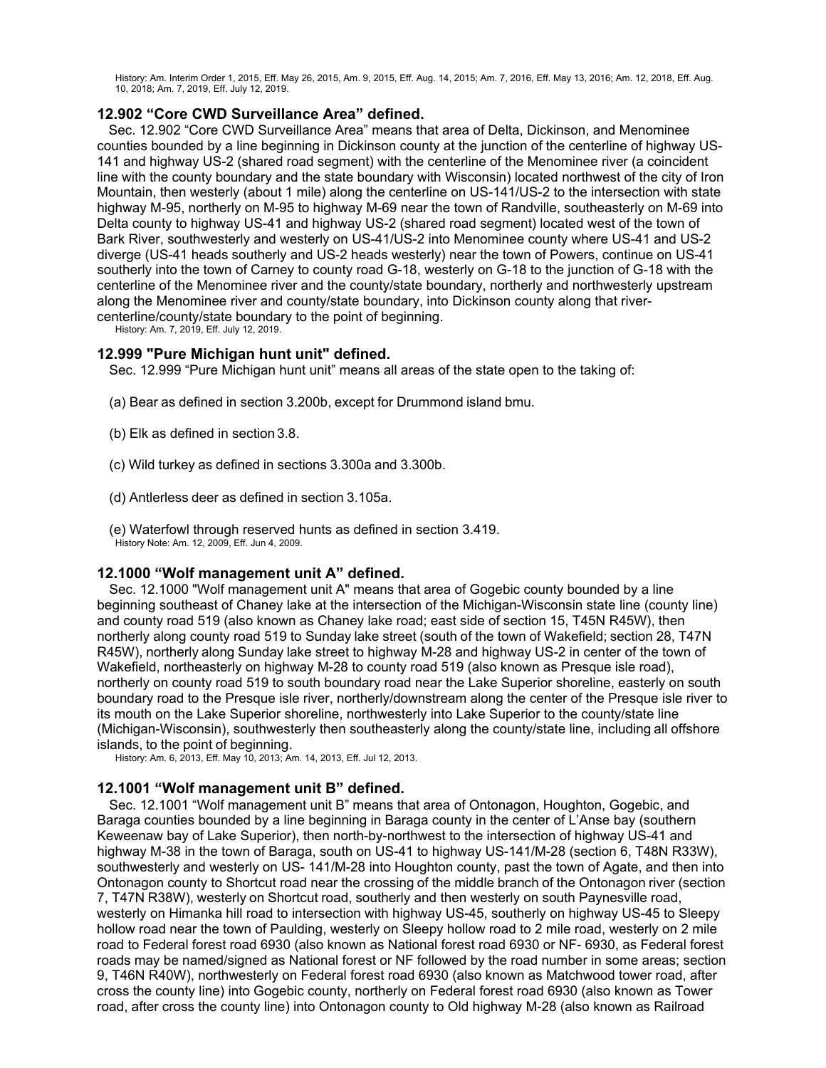History: Am. Interim Order 1, 2015, Eff. May 26, 2015, Am. 9, 2015, Eff. Aug. 14, 2015; Am. 7, 2016, Eff. May 13, 2016; Am. 12, 2018, Eff. Aug. 10, 2018; Am. 7, 2019, Eff. July 12, 2019.

### 12.902 “Core CWD Surveillance Area” defined.

Sec. 12.902 “Core CWD Surveillance Area” means that area of Delta, Dickinson, and Menominee counties bounded by a line beginning in Dickinson county at the junction of the centerline of highway US-141 and highway US-2 (shared road segment) with the centerline of the Menominee river (a coincident line with the county boundary and the state boundary with Wisconsin) located northwest of the city of Iron Mountain, then westerly (about 1 mile) along the centerline on US-141/US-2 to the intersection with state highway M-95, northerly on M-95 to highway M-69 near the town of Randville, southeasterly on M-69 into Delta county to highway US-41 and highway US-2 (shared road segment) located west of the town of Bark River, southwesterly and westerly on US-41/US-2 into Menominee county where US-41 and US-2 diverge (US-41 heads southerly and US-2 heads westerly) near the town of Powers, continue on US-41 southerly into the town of Carney to county road G-18, westerly on G-18 to the junction of G-18 with the centerline of the Menominee river and the county/state boundary, northerly and northwesterly upstream along the Menominee river and county/state boundary, into Dickinson county along that river-centerline/county/state boundary to the point of beginning.

History: Am. 7, 2019, Eff. July 12, 2019.

### 12.999 "Pure Michigan hunt unit" defined.

Sec. 12.999 “Pure Michigan hunt unit” means all areas of the state open to the taking of:

(a) Bear as defined in section 3.200b, except for Drummond island bmu.

(b) Elk as defined in section 3.8.

(c) Wild turkey as defined in sections 3.300a and 3.300b.

(d) Antlerless deer as defined in section 3.105a.

(e) Waterfowl through reserved hunts as defined in section 3.419.

History Note: Am. 12, 2009, Eff. Jun 4, 2009.

### 12.1000 “Wolf management unit A” defined.

Sec. 12.1000 "Wolf management unit A" means that area of Gogebic county bounded by a line beginning southeast of Chaney lake at the intersection of the Michigan-Wisconsin state line (county line) and county road 519 (also known as Chaney lake road; east side of section 15, T45N R45W), then northerly along county road 519 to Sunday lake street (south of the town of Wakefield; section 28, T47N R45W), northerly along Sunday lake street to highway M-28 and highway US-2 in center of the town of Wakefield, northeasterly on highway M-28 to county road 519 (also known as Presque isle road), northerly on county road 519 to south boundary road near the Lake Superior shoreline, easterly on south boundary road to the Presque isle river, northerly/downstream along the center of the Presque isle river to its mouth on the Lake Superior shoreline, northwesterly into Lake Superior to the county/state line (Michigan-Wisconsin), southwesterly then southeasterly along the county/state line, including all offshore islands, to the point of beginning.

History: Am. 6, 2013, Eff. May 10, 2013; Am. 14, 2013, Eff. Jul 12, 2013.

### 12.1001 “Wolf management unit B” defined.

Sec. 12.1001 “Wolf management unit B” means that area of Ontonagon, Houghton, Gogebic, and Baraga counties bounded by a line beginning in Baraga county in the center of L’Anse bay (southern Keweenaw bay of Lake Superior), then north-by-northwest to the intersection of highway US-41 and highway M-38 in the town of Baraga, south on US-41 to highway US-141/M-28 (section 6, T48N R33W), southwesterly and westerly on US- 141/M-28 into Houghton county, past the town of Agate, and then into Ontonagon county to Shortcut road near the crossing of the middle branch of the Ontonagon river (section 7, T47N R38W), westerly on Shortcut road, southerly and then westerly on south Paynesville road, westerly on Himanka hill road to intersection with highway US-45, southerly on highway US-45 to Sleepy hollow road near the town of Paulding, westerly on Sleepy hollow road to 2 mile road, westerly on 2 mile road to Federal forest road 6930 (also known as National forest road 6930 or NF- 6930, as Federal forest roads may be named/signed as National forest or NF followed by the road number in some areas; section 9, T46N R40W), northwesterly on Federal forest road 6930 (also known as Matchwood tower road, after cross the county line) into Gogebic county, northerly on Federal forest road 6930 (also known as Tower road, after cross the county line) into Ontonagon county to Old highway M-28 (also known as Railroad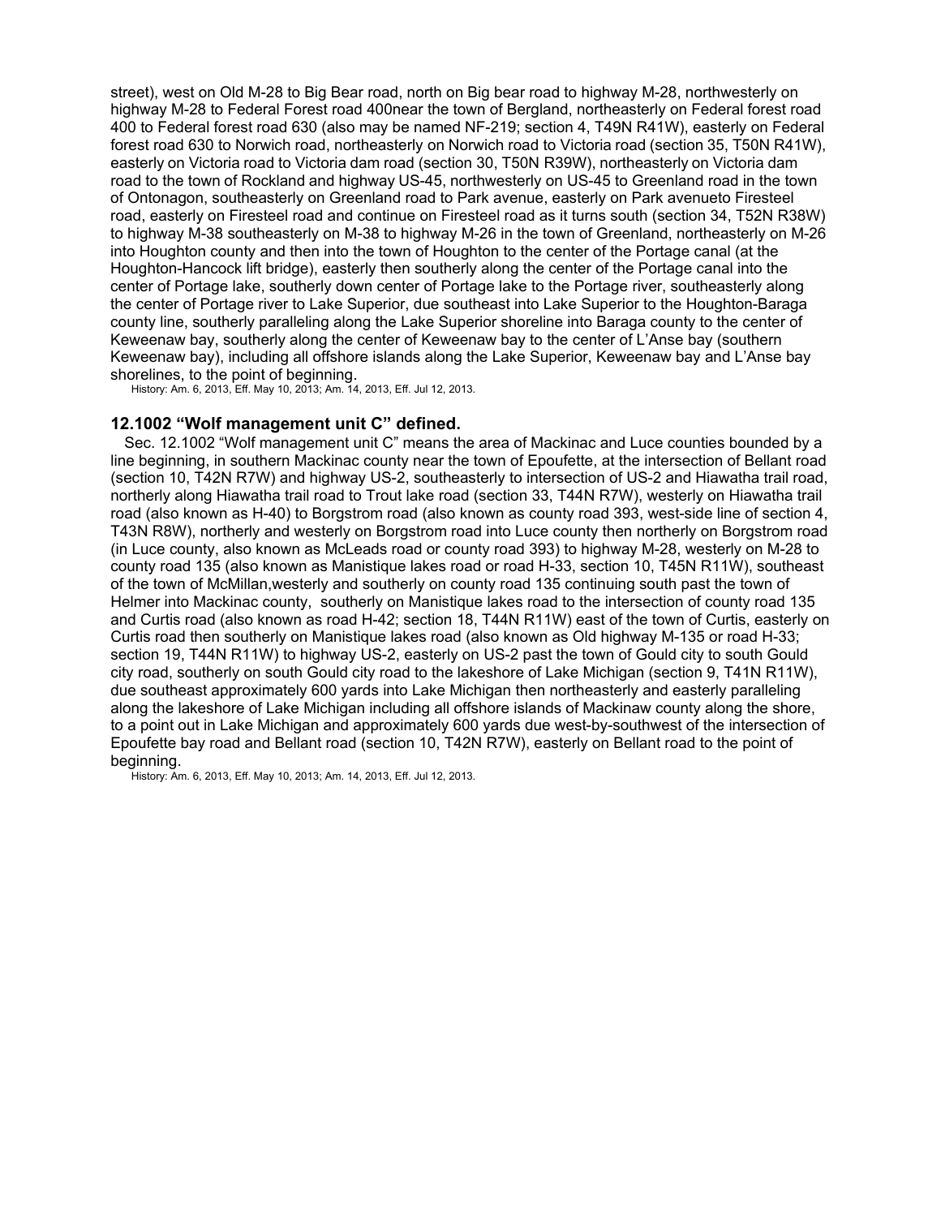street), west on Old M-28 to Big Bear road, north on Big bear road to highway M-28, northwesterly on highway M-28 to Federal Forest road 400near the town of Bergland, northeasterly on Federal forest road 400 to Federal forest road 630 (also may be named NF-219; section 4, T49N R41W), easterly on Federal forest road 630 to Norwich road, northeasterly on Norwich road to Victoria road (section 35, T50N R41W), easterly on Victoria road to Victoria dam road (section 30, T50N R39W), northeasterly on Victoria dam road to the town of Rockland and highway US-45, northwesterly on US-45 to Greenland road in the town of Ontonagon, southeasterly on Greenland road to Park avenue, easterly on Park avenueto Firesteel road, easterly on Firesteel road and continue on Firesteel road as it turns south (section 34, T52N R38W) to highway M-38 southeasterly on M-38 to highway M-26 in the town of Greenland, northeasterly on M-26 into Houghton county and then into the town of Houghton to the center of the Portage canal (at the Houghton-Hancock lift bridge), easterly then southerly along the center of the Portage canal into the center of Portage lake, southerly down center of Portage lake to the Portage river, southeasterly along the center of Portage river to Lake Superior, due southeast into Lake Superior to the Houghton-Baraga county line, southerly paralleling along the Lake Superior shoreline into Baraga county to the center of Keweenaw bay, southerly along the center of Keweenaw bay to the center of L'Anse bay (southern Keweenaw bay), including all offshore islands along the Lake Superior, Keweenaw bay and L'Anse bay shorelines, to the point of beginning.

History: Am. 6, 2013, Eff. May 10, 2013; Am. 14, 2013, Eff. Jul 12, 2013.

### 12.1002 "Wolf management unit C" defined.

Sec. 12.1002 "Wolf management unit C" means the area of Mackinac and Luce counties bounded by a line beginning, in southern Mackinac county near the town of Epoufette, at the intersection of Bellant road (section 10, T42N R7W) and highway US-2, southeasterly to intersection of US-2 and Hiawatha trail road, northerly along Hiawatha trail road to Trout lake road (section 33, T44N R7W), westerly on Hiawatha trail road (also known as H-40) to Borgstrom road (also known as county road 393, west-side line of section 4, T43N R8W), northerly and westerly on Borgstrom road into Luce county then northerly on Borgstrom road (in Luce county, also known as McLeads road or county road 393) to highway M-28, westerly on M-28 to county road 135 (also known as Manistique lakes road or road H-33, section 10, T45N R11W), southeast of the town of McMillan,westerly and southerly on county road 135 continuing south past the town of Helmer into Mackinac county, southerly on Manistique lakes road to the intersection of county road 135 and Curtis road (also known as road H-42; section 18, T44N R11W) east of the town of Curtis, easterly on Curtis road then southerly on Manistique lakes road (also known as Old highway M-135 or road H-33; section 19, T44N R11W) to highway US-2, easterly on US-2 past the town of Gould city to south Gould city road, southerly on south Gould city road to the lakeshore of Lake Michigan (section 9, T41N R11W), due southeast approximately 600 yards into Lake Michigan then northeasterly and easterly paralleling along the lakeshore of Lake Michigan including all offshore islands of Mackinaw county along the shore, to a point out in Lake Michigan and approximately 600 yards due west-by-southwest of the intersection of Epoufette bay road and Bellant road (section 10, T42N R7W), easterly on Bellant road to the point of beginning.

History: Am. 6, 2013, Eff. May 10, 2013; Am. 14, 2013, Eff. Jul 12, 2013.